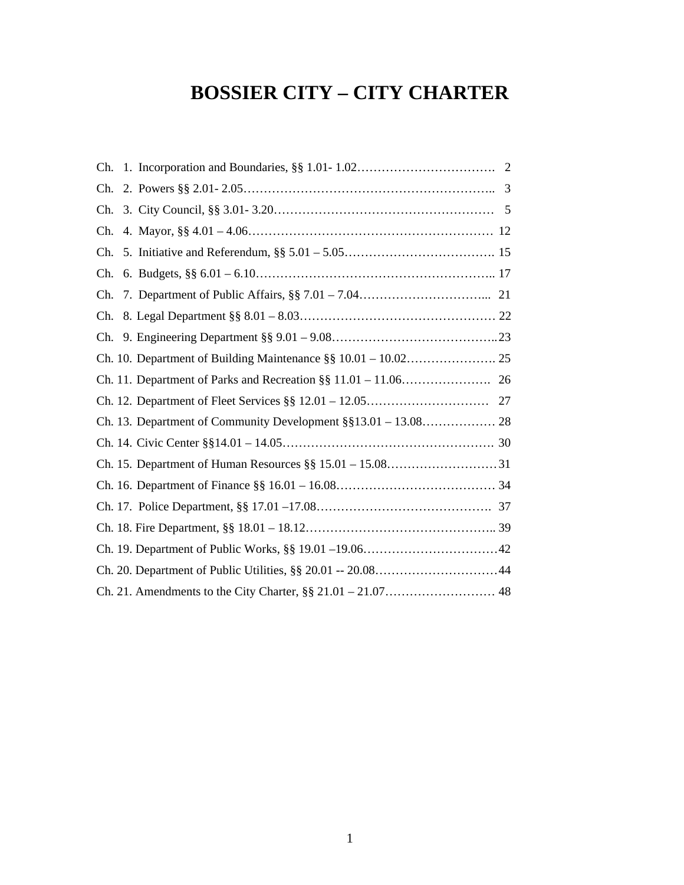# BOSSIER CITY – CITY CHARTER

Ch. 1. Incorporation and Boundaries, §§ 1.01- 1.02……………………………. 2

Ch. 2. Powers §§ 2.01- 2.05…………………………………………………….. 3

Ch. 3. City Council, §§ 3.01- 3.20……………………………………………… 5

Ch. 4. Mayor, §§ 4.01 – 4.06…………………………………………………… 12

Ch. 5. Initiative and Referendum, §§ 5.01 – 5.05………………………………. 15

Ch. 6. Budgets, §§ 6.01 – 6.10………………………………………………….. 17

Ch. 7. Department of Public Affairs, §§ 7.01 – 7.04…………………………... 21

Ch. 8. Legal Department §§ 8.01 – 8.03………………………………………… 22

Ch. 9. Engineering Department §§ 9.01 – 9.08…………………………………..23

Ch. 10. Department of Building Maintenance §§ 10.01 – 10.02…………………. 25

Ch. 11. Department of Parks and Recreation §§ 11.01 – 11.06…………………. 26

Ch. 12. Department of Fleet Services §§ 12.01 – 12.05………………………… 27

Ch. 13. Department of Community Development §§13.01 – 13.08……………… 28

Ch. 14. Civic Center §§14.01 – 14.05……………………………………………. 30

Ch. 15. Department of Human Resources §§ 15.01 – 15.08………………………31

Ch. 16. Department of Finance §§ 16.01 – 16.08………………………………… 34

Ch. 17. Police Department, §§ 17.01 –17.08……………………………………. 37

Ch. 18. Fire Department, §§ 18.01 – 18.12……………………………………….. 39

Ch. 19. Department of Public Works, §§ 19.01 –19.06……………………………42

Ch. 20. Department of Public Utilities, §§ 20.01 -- 20.08…………………………44

Ch. 21. Amendments to the City Charter, §§ 21.01 – 21.07……………………… 48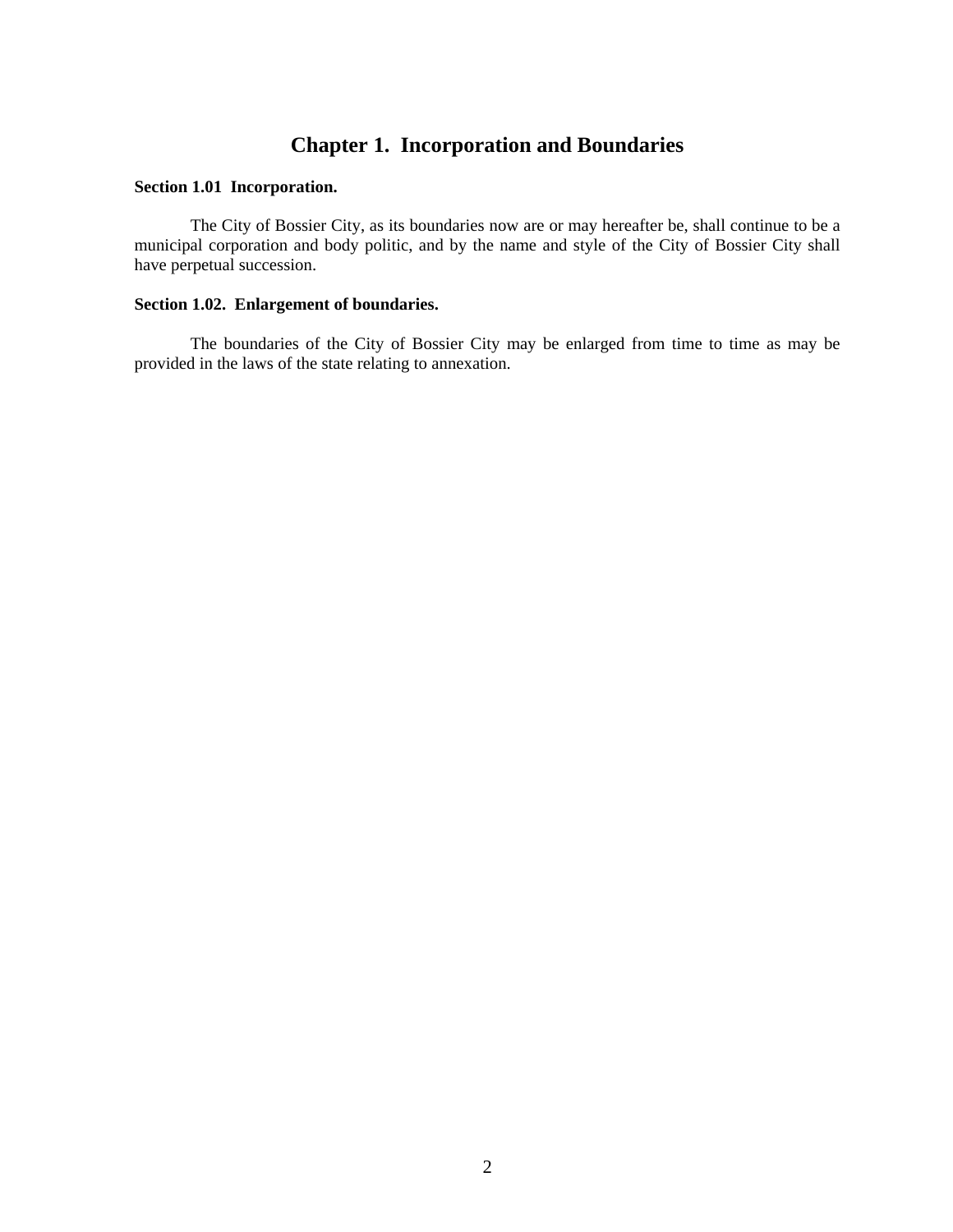# Chapter 1. Incorporation and Boundaries

**Section 1.01 Incorporation.**

The City of Bossier City, as its boundaries now are or may hereafter be, shall continue to be a municipal corporation and body politic, and by the name and style of the City of Bossier City shall have perpetual succession.

**Section 1.02. Enlargement of boundaries.**

The boundaries of the City of Bossier City may be enlarged from time to time as may be provided in the laws of the state relating to annexation.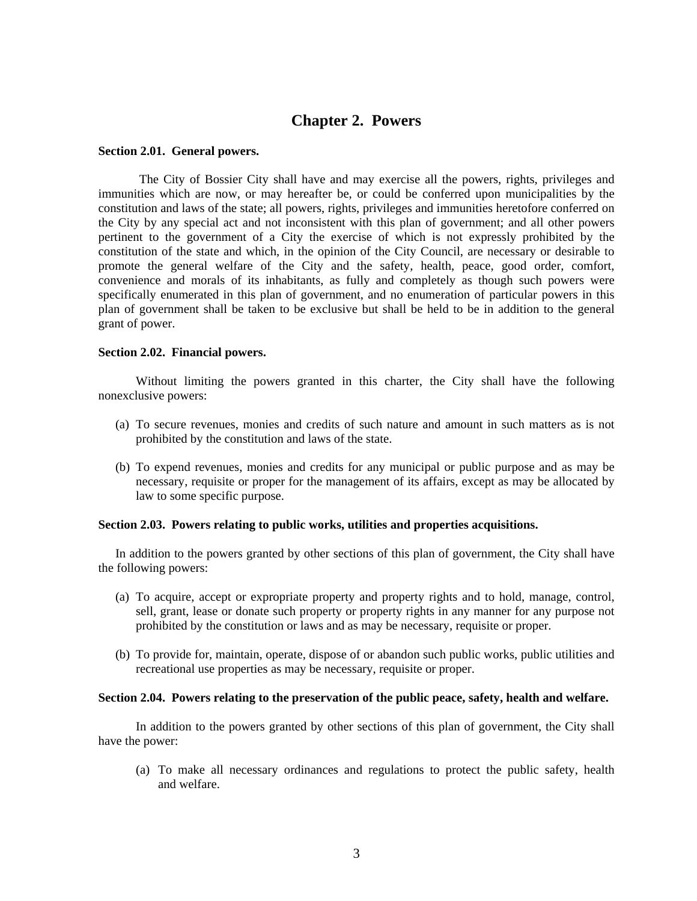# Chapter 2. Powers

**Section 2.01. General powers.**

The City of Bossier City shall have and may exercise all the powers, rights, privileges and immunities which are now, or may hereafter be, or could be conferred upon municipalities by the constitution and laws of the state; all powers, rights, privileges and immunities heretofore conferred on the City by any special act and not inconsistent with this plan of government; and all other powers pertinent to the government of a City the exercise of which is not expressly prohibited by the constitution of the state and which, in the opinion of the City Council, are necessary or desirable to promote the general welfare of the City and the safety, health, peace, good order, comfort, convenience and morals of its inhabitants, as fully and completely as though such powers were specifically enumerated in this plan of government, and no enumeration of particular powers in this plan of government shall be taken to be exclusive but shall be held to be in addition to the general grant of power.

**Section 2.02. Financial powers.**

Without limiting the powers granted in this charter, the City shall have the following nonexclusive powers:

(a) To secure revenues, monies and credits of such nature and amount in such matters as is not prohibited by the constitution and laws of the state.

(b) To expend revenues, monies and credits for any municipal or public purpose and as may be necessary, requisite or proper for the management of its affairs, except as may be allocated by law to some specific purpose.

**Section 2.03. Powers relating to public works, utilities and properties acquisitions.**

In addition to the powers granted by other sections of this plan of government, the City shall have the following powers:

(a) To acquire, accept or expropriate property and property rights and to hold, manage, control, sell, grant, lease or donate such property or property rights in any manner for any purpose not prohibited by the constitution or laws and as may be necessary, requisite or proper.

(b) To provide for, maintain, operate, dispose of or abandon such public works, public utilities and recreational use properties as may be necessary, requisite or proper.

**Section 2.04. Powers relating to the preservation of the public peace, safety, health and welfare.**

In addition to the powers granted by other sections of this plan of government, the City shall have the power:

(a) To make all necessary ordinances and regulations to protect the public safety, health and welfare.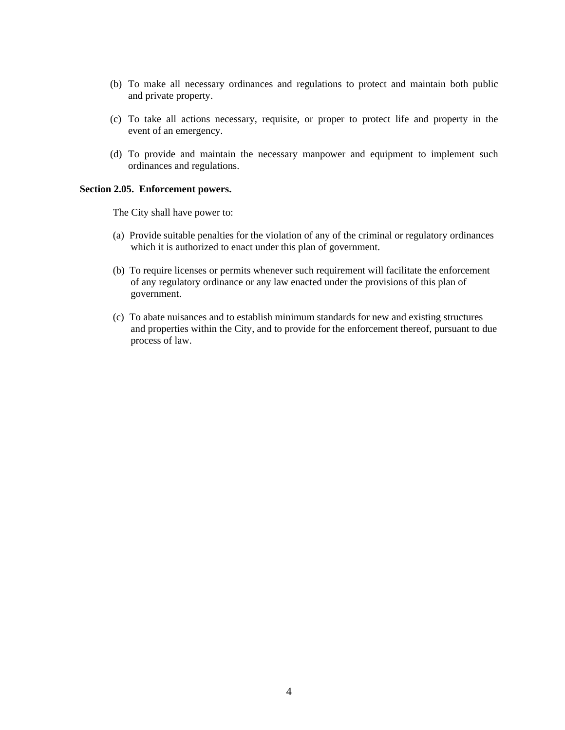(b) To make all necessary ordinances and regulations to protect and maintain both public and private property.

(c) To take all actions necessary, requisite, or proper to protect life and property in the event of an emergency.

(d) To provide and maintain the necessary manpower and equipment to implement such ordinances and regulations.

**Section 2.05. Enforcement powers.**

The City shall have power to:

(a) Provide suitable penalties for the violation of any of the criminal or regulatory ordinances which it is authorized to enact under this plan of government.

(b) To require licenses or permits whenever such requirement will facilitate the enforcement of any regulatory ordinance or any law enacted under the provisions of this plan of government.

(c) To abate nuisances and to establish minimum standards for new and existing structures and properties within the City, and to provide for the enforcement thereof, pursuant to due process of law.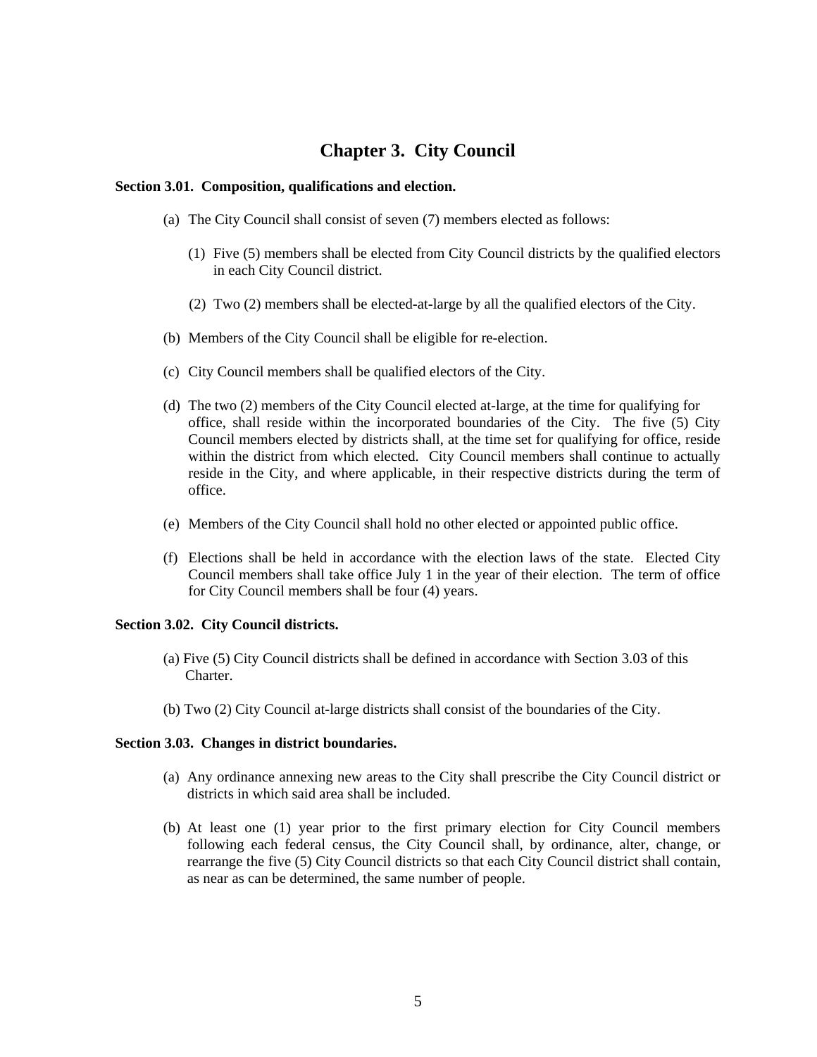# Chapter 3. City Council

**Section 3.01. Composition, qualifications and election.**

(a) The City Council shall consist of seven (7) members elected as follows:

(1) Five (5) members shall be elected from City Council districts by the qualified electors in each City Council district.

(2) Two (2) members shall be elected-at-large by all the qualified electors of the City.

(b) Members of the City Council shall be eligible for re-election.

(c) City Council members shall be qualified electors of the City.

(d) The two (2) members of the City Council elected at-large, at the time for qualifying for office, shall reside within the incorporated boundaries of the City. The five (5) City Council members elected by districts shall, at the time set for qualifying for office, reside within the district from which elected. City Council members shall continue to actually reside in the City, and where applicable, in their respective districts during the term of office.

(e) Members of the City Council shall hold no other elected or appointed public office.

(f) Elections shall be held in accordance with the election laws of the state. Elected City Council members shall take office July 1 in the year of their election. The term of office for City Council members shall be four (4) years.

**Section 3.02. City Council districts.**

(a) Five (5) City Council districts shall be defined in accordance with Section 3.03 of this Charter.

(b) Two (2) City Council at-large districts shall consist of the boundaries of the City.

**Section 3.03. Changes in district boundaries.**

(a) Any ordinance annexing new areas to the City shall prescribe the City Council district or districts in which said area shall be included.

(b) At least one (1) year prior to the first primary election for City Council members following each federal census, the City Council shall, by ordinance, alter, change, or rearrange the five (5) City Council districts so that each City Council district shall contain, as near as can be determined, the same number of people.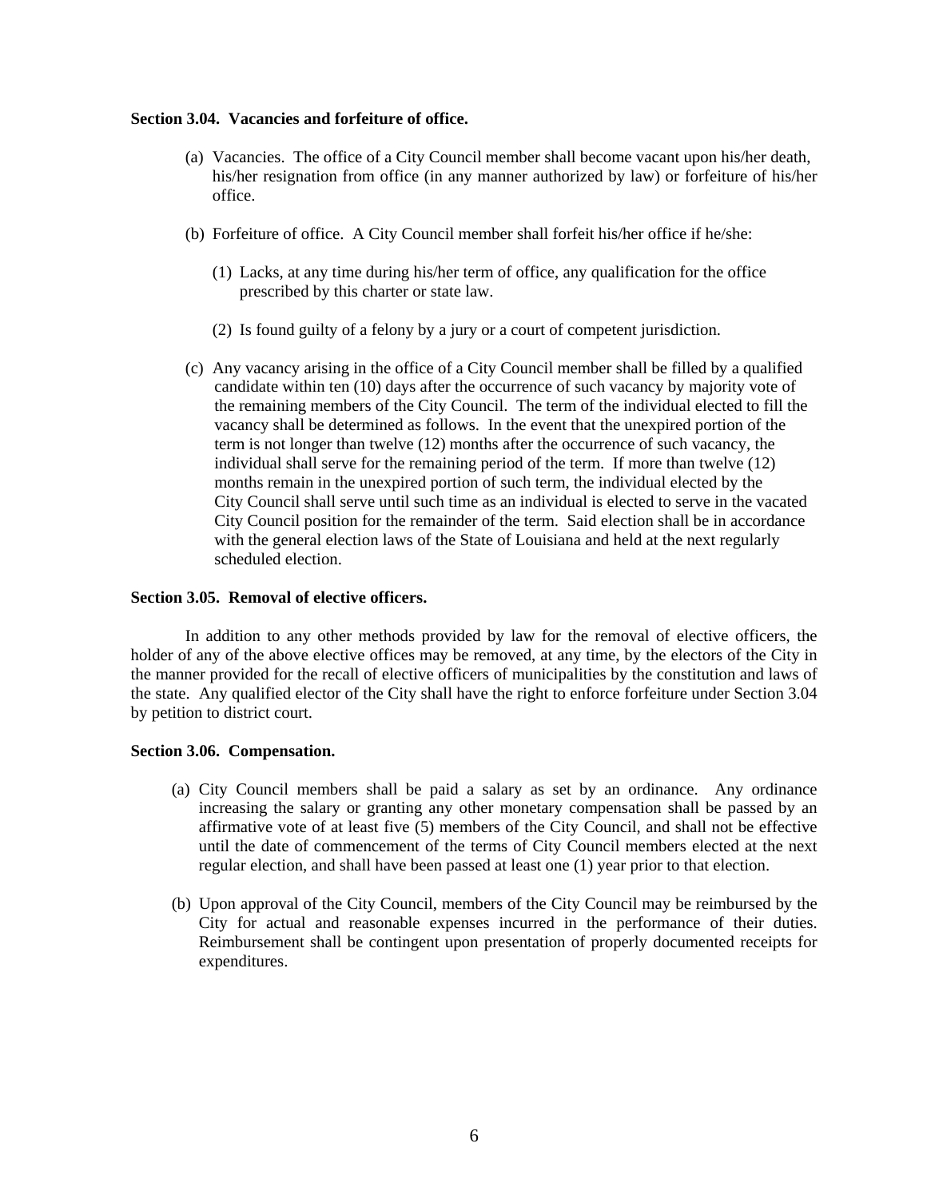**Section 3.04. Vacancies and forfeiture of office.**

(a) Vacancies. The office of a City Council member shall become vacant upon his/her death, his/her resignation from office (in any manner authorized by law) or forfeiture of his/her office.

(b) Forfeiture of office. A City Council member shall forfeit his/her office if he/she:

(1) Lacks, at any time during his/her term of office, any qualification for the office prescribed by this charter or state law.

(2) Is found guilty of a felony by a jury or a court of competent jurisdiction.

(c) Any vacancy arising in the office of a City Council member shall be filled by a qualified candidate within ten (10) days after the occurrence of such vacancy by majority vote of the remaining members of the City Council. The term of the individual elected to fill the vacancy shall be determined as follows. In the event that the unexpired portion of the term is not longer than twelve (12) months after the occurrence of such vacancy, the individual shall serve for the remaining period of the term. If more than twelve (12) months remain in the unexpired portion of such term, the individual elected by the City Council shall serve until such time as an individual is elected to serve in the vacated City Council position for the remainder of the term. Said election shall be in accordance with the general election laws of the State of Louisiana and held at the next regularly scheduled election.

**Section 3.05. Removal of elective officers.**

In addition to any other methods provided by law for the removal of elective officers, the holder of any of the above elective offices may be removed, at any time, by the electors of the City in the manner provided for the recall of elective officers of municipalities by the constitution and laws of the state. Any qualified elector of the City shall have the right to enforce forfeiture under Section 3.04 by petition to district court.

**Section 3.06. Compensation.**

(a) City Council members shall be paid a salary as set by an ordinance. Any ordinance increasing the salary or granting any other monetary compensation shall be passed by an affirmative vote of at least five (5) members of the City Council, and shall not be effective until the date of commencement of the terms of City Council members elected at the next regular election, and shall have been passed at least one (1) year prior to that election.

(b) Upon approval of the City Council, members of the City Council may be reimbursed by the City for actual and reasonable expenses incurred in the performance of their duties. Reimbursement shall be contingent upon presentation of properly documented receipts for expenditures.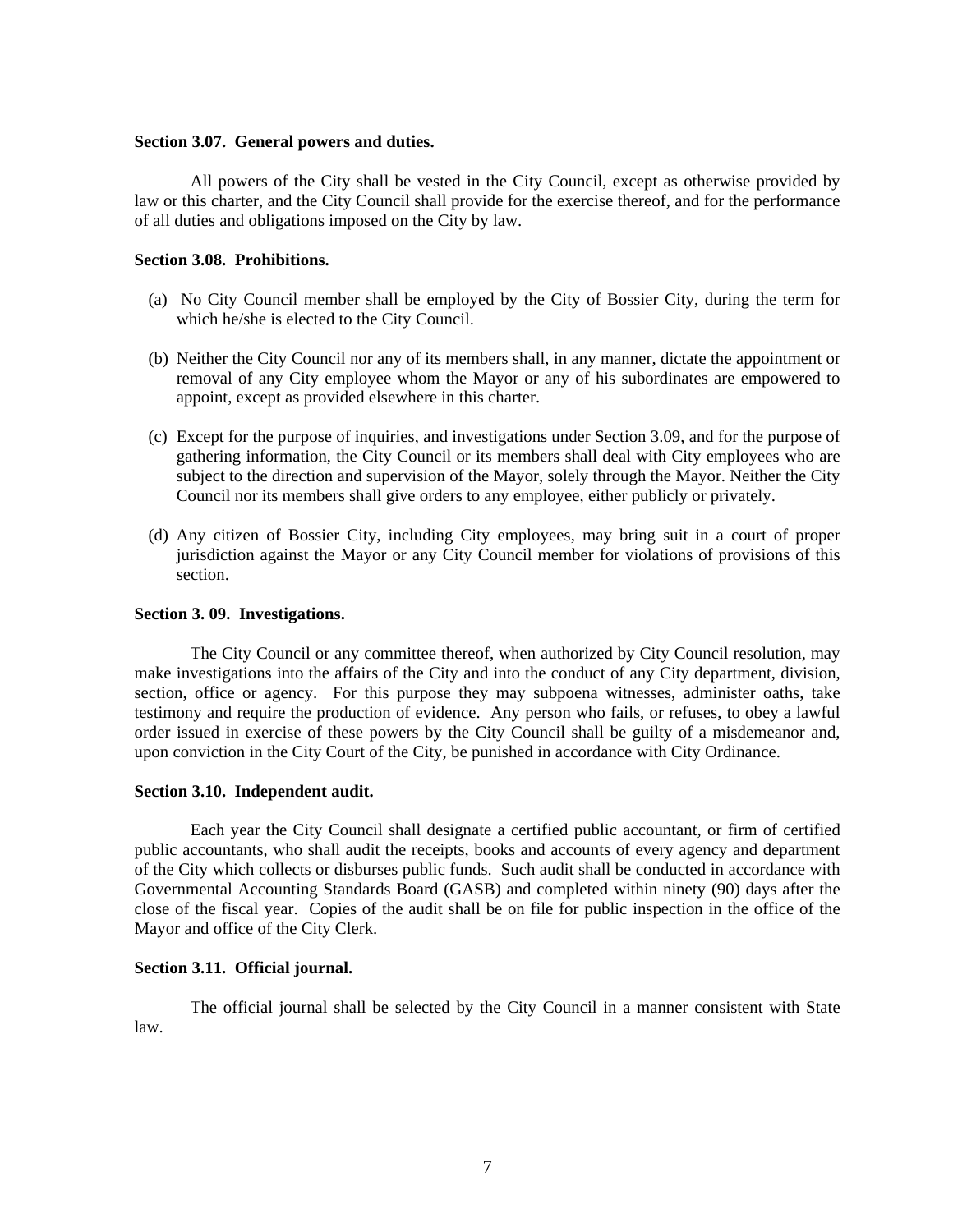**Section 3.07. General powers and duties.**

All powers of the City shall be vested in the City Council, except as otherwise provided by law or this charter, and the City Council shall provide for the exercise thereof, and for the performance of all duties and obligations imposed on the City by law.

**Section 3.08. Prohibitions.**

(a) No City Council member shall be employed by the City of Bossier City, during the term for which he/she is elected to the City Council.

(b) Neither the City Council nor any of its members shall, in any manner, dictate the appointment or removal of any City employee whom the Mayor or any of his subordinates are empowered to appoint, except as provided elsewhere in this charter.

(c) Except for the purpose of inquiries, and investigations under Section 3.09, and for the purpose of gathering information, the City Council or its members shall deal with City employees who are subject to the direction and supervision of the Mayor, solely through the Mayor. Neither the City Council nor its members shall give orders to any employee, either publicly or privately.

(d) Any citizen of Bossier City, including City employees, may bring suit in a court of proper jurisdiction against the Mayor or any City Council member for violations of provisions of this section.

**Section 3. 09. Investigations.**

The City Council or any committee thereof, when authorized by City Council resolution, may make investigations into the affairs of the City and into the conduct of any City department, division, section, office or agency. For this purpose they may subpoena witnesses, administer oaths, take testimony and require the production of evidence. Any person who fails, or refuses, to obey a lawful order issued in exercise of these powers by the City Council shall be guilty of a misdemeanor and, upon conviction in the City Court of the City, be punished in accordance with City Ordinance.

**Section 3.10. Independent audit.**

Each year the City Council shall designate a certified public accountant, or firm of certified public accountants, who shall audit the receipts, books and accounts of every agency and department of the City which collects or disburses public funds. Such audit shall be conducted in accordance with Governmental Accounting Standards Board (GASB) and completed within ninety (90) days after the close of the fiscal year. Copies of the audit shall be on file for public inspection in the office of the Mayor and office of the City Clerk.

**Section 3.11. Official journal.**

The official journal shall be selected by the City Council in a manner consistent with State law.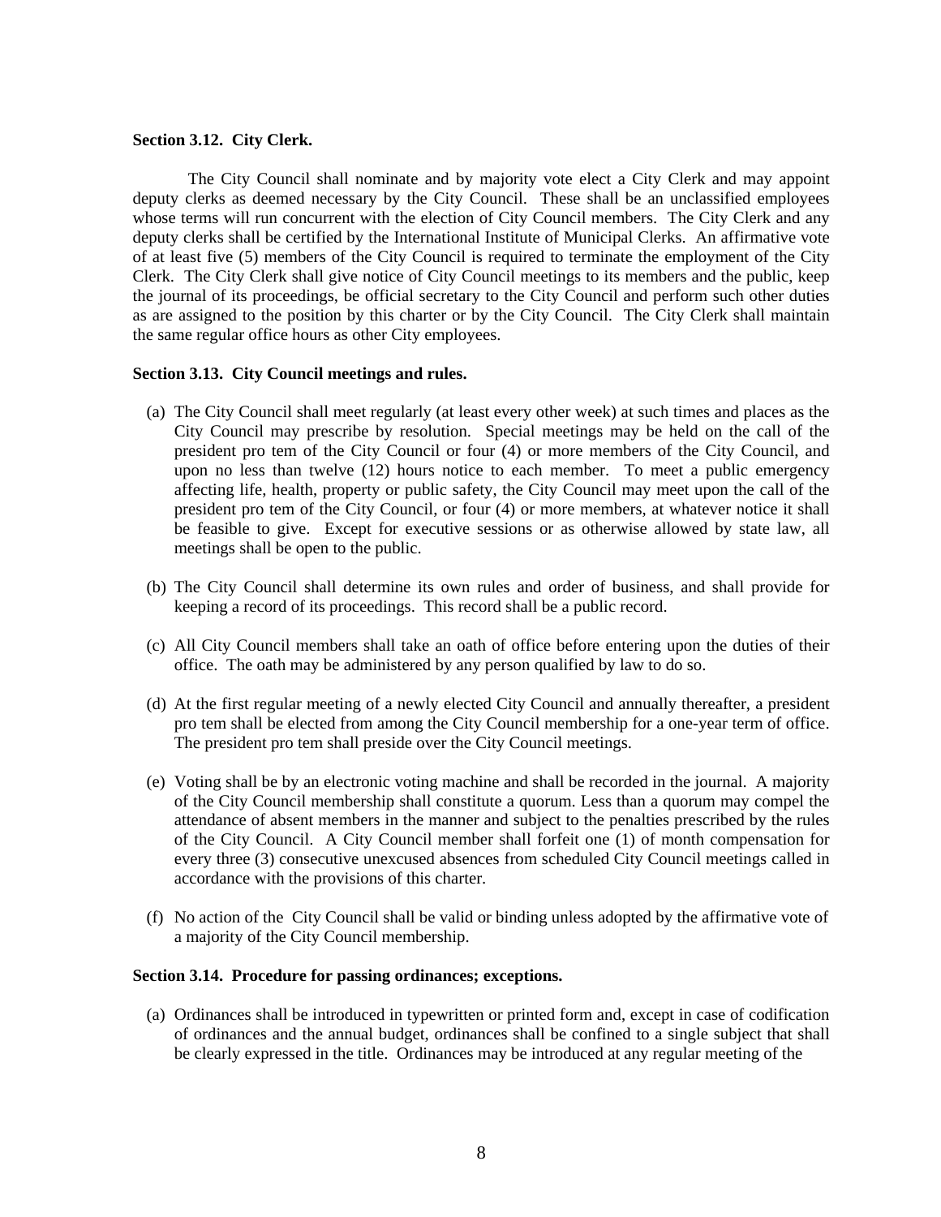**Section 3.12. City Clerk.**

The City Council shall nominate and by majority vote elect a City Clerk and may appoint deputy clerks as deemed necessary by the City Council. These shall be an unclassified employees whose terms will run concurrent with the election of City Council members. The City Clerk and any deputy clerks shall be certified by the International Institute of Municipal Clerks. An affirmative vote of at least five (5) members of the City Council is required to terminate the employment of the City Clerk. The City Clerk shall give notice of City Council meetings to its members and the public, keep the journal of its proceedings, be official secretary to the City Council and perform such other duties as are assigned to the position by this charter or by the City Council. The City Clerk shall maintain the same regular office hours as other City employees.

**Section 3.13. City Council meetings and rules.**

(a) The City Council shall meet regularly (at least every other week) at such times and places as the City Council may prescribe by resolution. Special meetings may be held on the call of the president pro tem of the City Council or four (4) or more members of the City Council, and upon no less than twelve (12) hours notice to each member. To meet a public emergency affecting life, health, property or public safety, the City Council may meet upon the call of the president pro tem of the City Council, or four (4) or more members, at whatever notice it shall be feasible to give. Except for executive sessions or as otherwise allowed by state law, all meetings shall be open to the public.

(b) The City Council shall determine its own rules and order of business, and shall provide for keeping a record of its proceedings. This record shall be a public record.

(c) All City Council members shall take an oath of office before entering upon the duties of their office. The oath may be administered by any person qualified by law to do so.

(d) At the first regular meeting of a newly elected City Council and annually thereafter, a president pro tem shall be elected from among the City Council membership for a one-year term of office. The president pro tem shall preside over the City Council meetings.

(e) Voting shall be by an electronic voting machine and shall be recorded in the journal. A majority of the City Council membership shall constitute a quorum. Less than a quorum may compel the attendance of absent members in the manner and subject to the penalties prescribed by the rules of the City Council. A City Council member shall forfeit one (1) of month compensation for every three (3) consecutive unexcused absences from scheduled City Council meetings called in accordance with the provisions of this charter.

(f) No action of the City Council shall be valid or binding unless adopted by the affirmative vote of a majority of the City Council membership.

**Section 3.14. Procedure for passing ordinances; exceptions.**

(a) Ordinances shall be introduced in typewritten or printed form and, except in case of codification of ordinances and the annual budget, ordinances shall be confined to a single subject that shall be clearly expressed in the title. Ordinances may be introduced at any regular meeting of the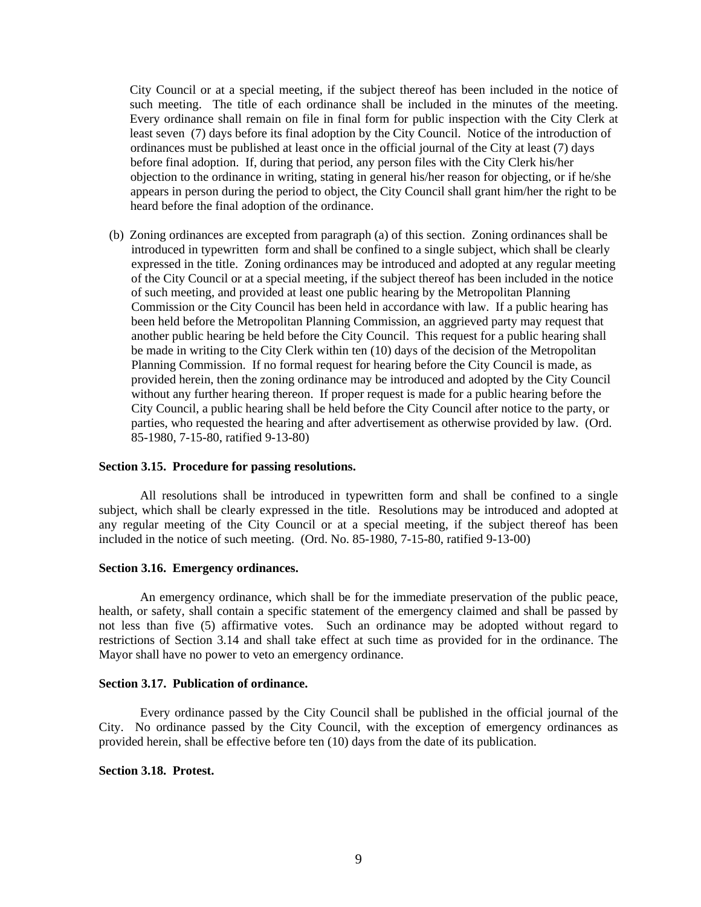City Council or at a special meeting, if the subject thereof has been included in the notice of such meeting. The title of each ordinance shall be included in the minutes of the meeting. Every ordinance shall remain on file in final form for public inspection with the City Clerk at least seven (7) days before its final adoption by the City Council. Notice of the introduction of ordinances must be published at least once in the official journal of the City at least (7) days before final adoption. If, during that period, any person files with the City Clerk his/her objection to the ordinance in writing, stating in general his/her reason for objecting, or if he/she appears in person during the period to object, the City Council shall grant him/her the right to be heard before the final adoption of the ordinance.

(b) Zoning ordinances are excepted from paragraph (a) of this section. Zoning ordinances shall be introduced in typewritten form and shall be confined to a single subject, which shall be clearly expressed in the title. Zoning ordinances may be introduced and adopted at any regular meeting of the City Council or at a special meeting, if the subject thereof has been included in the notice of such meeting, and provided at least one public hearing by the Metropolitan Planning Commission or the City Council has been held in accordance with law. If a public hearing has been held before the Metropolitan Planning Commission, an aggrieved party may request that another public hearing be held before the City Council. This request for a public hearing shall be made in writing to the City Clerk within ten (10) days of the decision of the Metropolitan Planning Commission. If no formal request for hearing before the City Council is made, as provided herein, then the zoning ordinance may be introduced and adopted by the City Council without any further hearing thereon. If proper request is made for a public hearing before the City Council, a public hearing shall be held before the City Council after notice to the party, or parties, who requested the hearing and after advertisement as otherwise provided by law. (Ord. 85-1980, 7-15-80, ratified 9-13-80)

**Section 3.15. Procedure for passing resolutions.**

All resolutions shall be introduced in typewritten form and shall be confined to a single subject, which shall be clearly expressed in the title. Resolutions may be introduced and adopted at any regular meeting of the City Council or at a special meeting, if the subject thereof has been included in the notice of such meeting. (Ord. No. 85-1980, 7-15-80, ratified 9-13-00)

**Section 3.16. Emergency ordinances.**

An emergency ordinance, which shall be for the immediate preservation of the public peace, health, or safety, shall contain a specific statement of the emergency claimed and shall be passed by not less than five (5) affirmative votes. Such an ordinance may be adopted without regard to restrictions of Section 3.14 and shall take effect at such time as provided for in the ordinance. The Mayor shall have no power to veto an emergency ordinance.

**Section 3.17. Publication of ordinance.**

Every ordinance passed by the City Council shall be published in the official journal of the City. No ordinance passed by the City Council, with the exception of emergency ordinances as provided herein, shall be effective before ten (10) days from the date of its publication.

**Section 3.18. Protest.**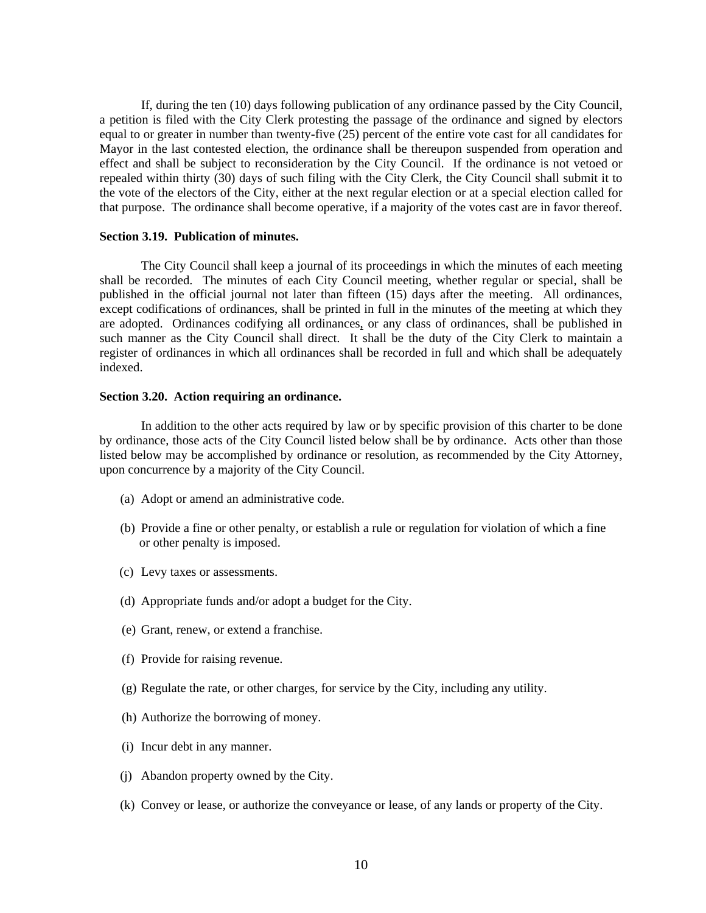If, during the ten (10) days following publication of any ordinance passed by the City Council, a petition is filed with the City Clerk protesting the passage of the ordinance and signed by electors equal to or greater in number than twenty-five (25) percent of the entire vote cast for all candidates for Mayor in the last contested election, the ordinance shall be thereupon suspended from operation and effect and shall be subject to reconsideration by the City Council. If the ordinance is not vetoed or repealed within thirty (30) days of such filing with the City Clerk, the City Council shall submit it to the vote of the electors of the City, either at the next regular election or at a special election called for that purpose. The ordinance shall become operative, if a majority of the votes cast are in favor thereof.

**Section 3.19. Publication of minutes.**

The City Council shall keep a journal of its proceedings in which the minutes of each meeting shall be recorded. The minutes of each City Council meeting, whether regular or special, shall be published in the official journal not later than fifteen (15) days after the meeting. All ordinances, except codifications of ordinances, shall be printed in full in the minutes of the meeting at which they are adopted. Ordinances codifying all ordinances, or any class of ordinances, shall be published in such manner as the City Council shall direct. It shall be the duty of the City Clerk to maintain a register of ordinances in which all ordinances shall be recorded in full and which shall be adequately indexed.

**Section 3.20. Action requiring an ordinance.**

In addition to the other acts required by law or by specific provision of this charter to be done by ordinance, those acts of the City Council listed below shall be by ordinance. Acts other than those listed below may be accomplished by ordinance or resolution, as recommended by the City Attorney, upon concurrence by a majority of the City Council.

(a) Adopt or amend an administrative code.

(b) Provide a fine or other penalty, or establish a rule or regulation for violation of which a fine or other penalty is imposed.

(c) Levy taxes or assessments.

(d) Appropriate funds and/or adopt a budget for the City.

(e) Grant, renew, or extend a franchise.

(f) Provide for raising revenue.

(g) Regulate the rate, or other charges, for service by the City, including any utility.

(h) Authorize the borrowing of money.

(i) Incur debt in any manner.

(j) Abandon property owned by the City.

(k) Convey or lease, or authorize the conveyance or lease, of any lands or property of the City.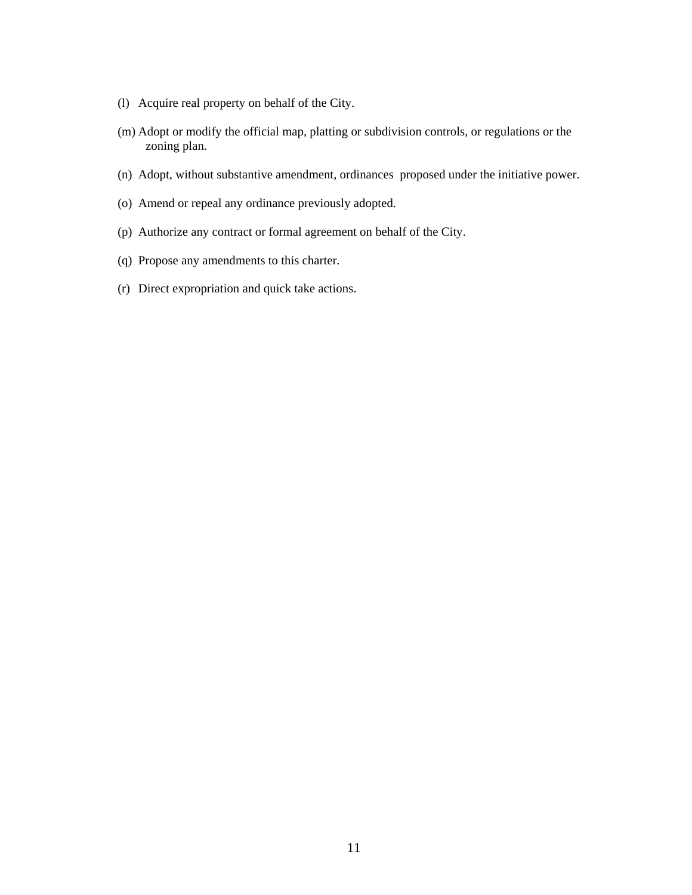(l) Acquire real property on behalf of the City.

(m) Adopt or modify the official map, platting or subdivision controls, or regulations or the zoning plan.

(n) Adopt, without substantive amendment, ordinances proposed under the initiative power.

(o) Amend or repeal any ordinance previously adopted.

(p) Authorize any contract or formal agreement on behalf of the City.

(q) Propose any amendments to this charter.

(r) Direct expropriation and quick take actions.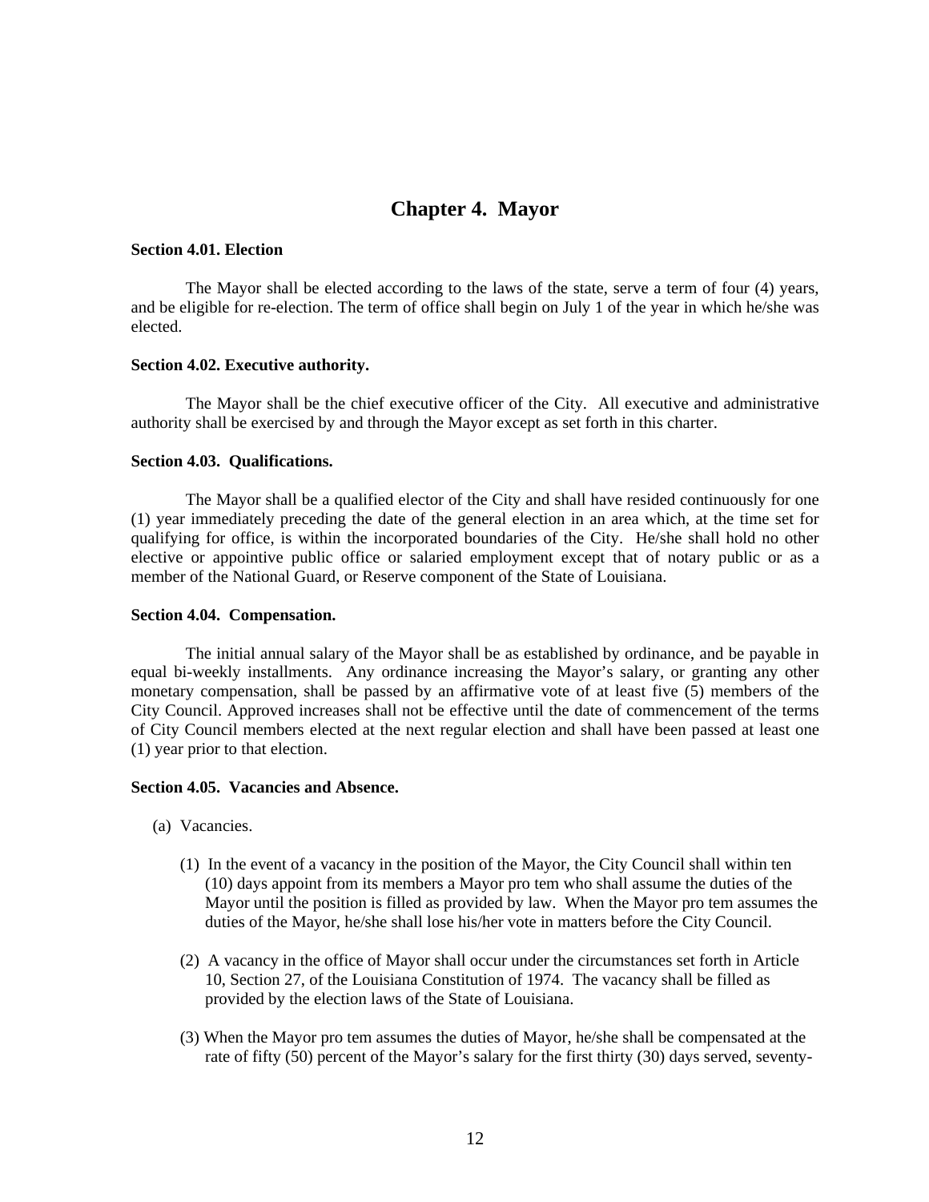# Chapter 4. Mayor

**Section 4.01. Election**

The Mayor shall be elected according to the laws of the state, serve a term of four (4) years, and be eligible for re-election. The term of office shall begin on July 1 of the year in which he/she was elected.

**Section 4.02. Executive authority.**

The Mayor shall be the chief executive officer of the City. All executive and administrative authority shall be exercised by and through the Mayor except as set forth in this charter.

**Section 4.03. Qualifications.**

The Mayor shall be a qualified elector of the City and shall have resided continuously for one (1) year immediately preceding the date of the general election in an area which, at the time set for qualifying for office, is within the incorporated boundaries of the City. He/she shall hold no other elective or appointive public office or salaried employment except that of notary public or as a member of the National Guard, or Reserve component of the State of Louisiana.

**Section 4.04. Compensation.**

The initial annual salary of the Mayor shall be as established by ordinance, and be payable in equal bi-weekly installments. Any ordinance increasing the Mayor's salary, or granting any other monetary compensation, shall be passed by an affirmative vote of at least five (5) members of the City Council. Approved increases shall not be effective until the date of commencement of the terms of City Council members elected at the next regular election and shall have been passed at least one (1) year prior to that election.

**Section 4.05. Vacancies and Absence.**

(a) Vacancies.

(1) In the event of a vacancy in the position of the Mayor, the City Council shall within ten (10) days appoint from its members a Mayor pro tem who shall assume the duties of the Mayor until the position is filled as provided by law. When the Mayor pro tem assumes the duties of the Mayor, he/she shall lose his/her vote in matters before the City Council.

(2) A vacancy in the office of Mayor shall occur under the circumstances set forth in Article 10, Section 27, of the Louisiana Constitution of 1974. The vacancy shall be filled as provided by the election laws of the State of Louisiana.

(3) When the Mayor pro tem assumes the duties of Mayor, he/she shall be compensated at the rate of fifty (50) percent of the Mayor's salary for the first thirty (30) days served, seventy-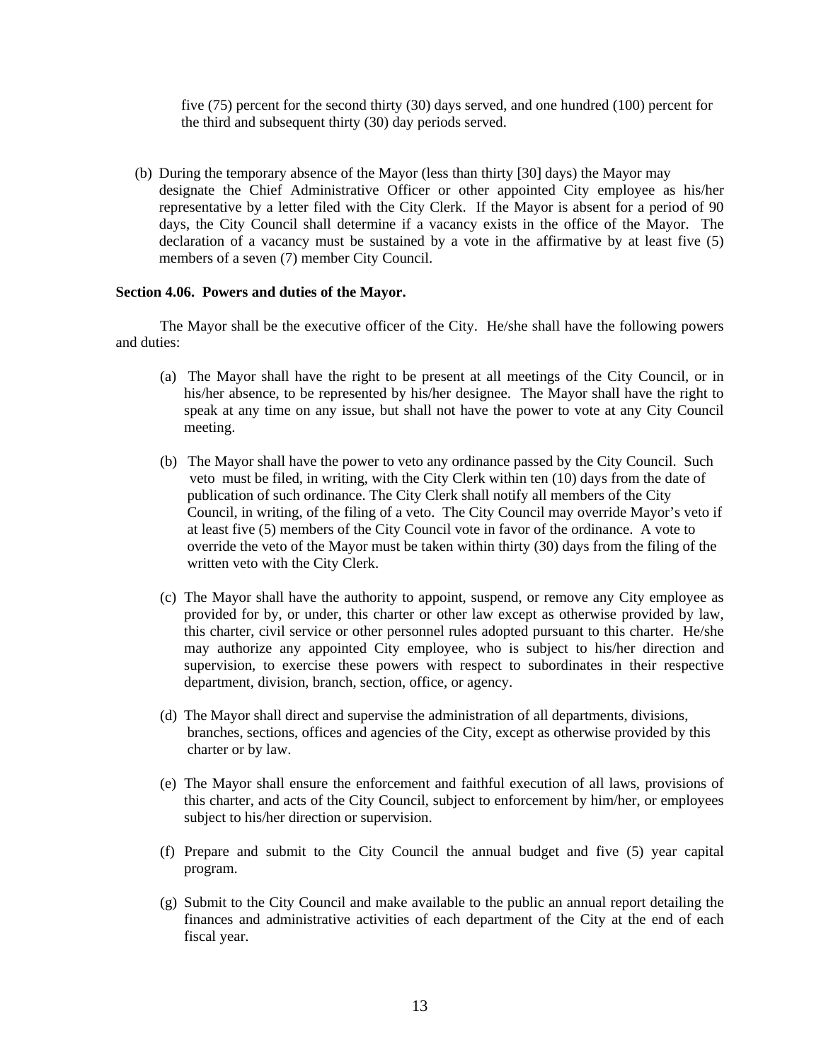five (75) percent for the second thirty (30) days served, and one hundred (100) percent for the third and subsequent thirty (30) day periods served.

(b) During the temporary absence of the Mayor (less than thirty [30] days) the Mayor may designate the Chief Administrative Officer or other appointed City employee as his/her representative by a letter filed with the City Clerk. If the Mayor is absent for a period of 90 days, the City Council shall determine if a vacancy exists in the office of the Mayor. The declaration of a vacancy must be sustained by a vote in the affirmative by at least five (5) members of a seven (7) member City Council.

**Section 4.06. Powers and duties of the Mayor.**

The Mayor shall be the executive officer of the City. He/she shall have the following powers and duties:

(a) The Mayor shall have the right to be present at all meetings of the City Council, or in his/her absence, to be represented by his/her designee. The Mayor shall have the right to speak at any time on any issue, but shall not have the power to vote at any City Council meeting.

(b) The Mayor shall have the power to veto any ordinance passed by the City Council. Such veto must be filed, in writing, with the City Clerk within ten (10) days from the date of publication of such ordinance. The City Clerk shall notify all members of the City Council, in writing, of the filing of a veto. The City Council may override Mayor's veto if at least five (5) members of the City Council vote in favor of the ordinance. A vote to override the veto of the Mayor must be taken within thirty (30) days from the filing of the written veto with the City Clerk.

(c) The Mayor shall have the authority to appoint, suspend, or remove any City employee as provided for by, or under, this charter or other law except as otherwise provided by law, this charter, civil service or other personnel rules adopted pursuant to this charter. He/she may authorize any appointed City employee, who is subject to his/her direction and supervision, to exercise these powers with respect to subordinates in their respective department, division, branch, section, office, or agency.

(d) The Mayor shall direct and supervise the administration of all departments, divisions, branches, sections, offices and agencies of the City, except as otherwise provided by this charter or by law.

(e) The Mayor shall ensure the enforcement and faithful execution of all laws, provisions of this charter, and acts of the City Council, subject to enforcement by him/her, or employees subject to his/her direction or supervision.

(f) Prepare and submit to the City Council the annual budget and five (5) year capital program.

(g) Submit to the City Council and make available to the public an annual report detailing the finances and administrative activities of each department of the City at the end of each fiscal year.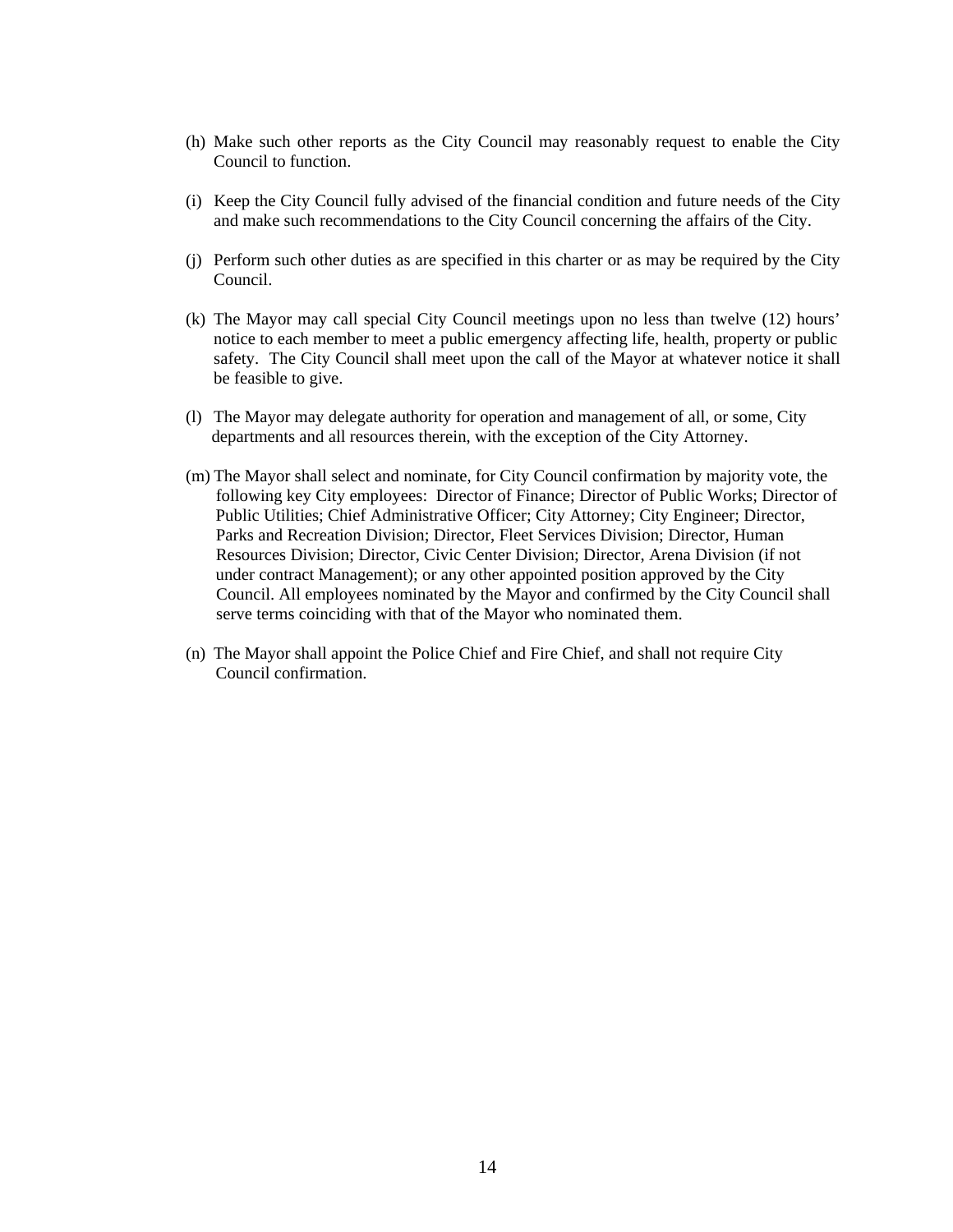(h) Make such other reports as the City Council may reasonably request to enable the City Council to function.

(i) Keep the City Council fully advised of the financial condition and future needs of the City and make such recommendations to the City Council concerning the affairs of the City.

(j) Perform such other duties as are specified in this charter or as may be required by the City Council.

(k) The Mayor may call special City Council meetings upon no less than twelve (12) hours' notice to each member to meet a public emergency affecting life, health, property or public safety. The City Council shall meet upon the call of the Mayor at whatever notice it shall be feasible to give.

(l) The Mayor may delegate authority for operation and management of all, or some, City departments and all resources therein, with the exception of the City Attorney.

(m) The Mayor shall select and nominate, for City Council confirmation by majority vote, the following key City employees: Director of Finance; Director of Public Works; Director of Public Utilities; Chief Administrative Officer; City Attorney; City Engineer; Director, Parks and Recreation Division; Director, Fleet Services Division; Director, Human Resources Division; Director, Civic Center Division; Director, Arena Division (if not under contract Management); or any other appointed position approved by the City Council. All employees nominated by the Mayor and confirmed by the City Council shall serve terms coinciding with that of the Mayor who nominated them.

(n) The Mayor shall appoint the Police Chief and Fire Chief, and shall not require City Council confirmation.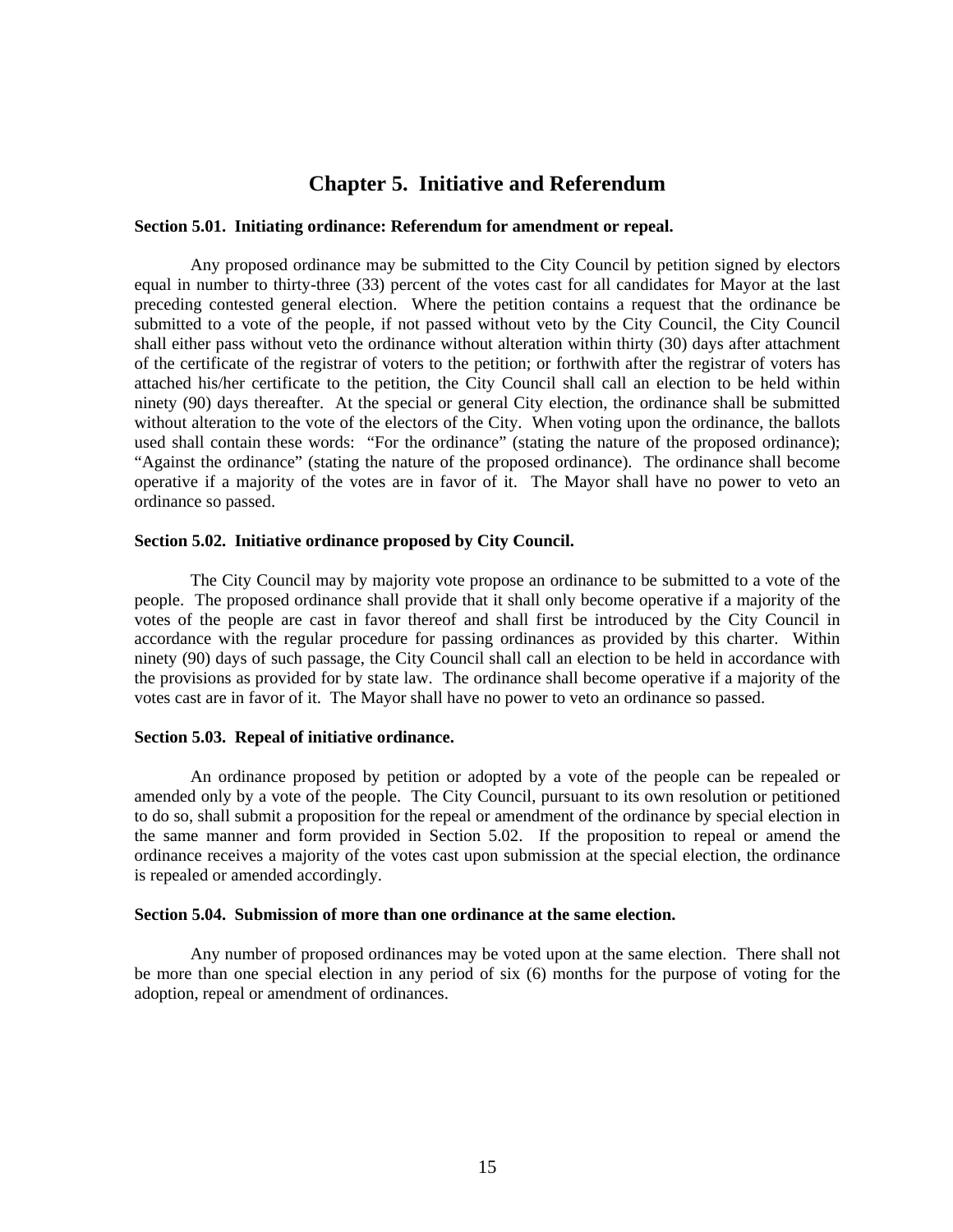# Chapter 5. Initiative and Referendum

**Section 5.01. Initiating ordinance: Referendum for amendment or repeal.**

Any proposed ordinance may be submitted to the City Council by petition signed by electors equal in number to thirty-three (33) percent of the votes cast for all candidates for Mayor at the last preceding contested general election. Where the petition contains a request that the ordinance be submitted to a vote of the people, if not passed without veto by the City Council, the City Council shall either pass without veto the ordinance without alteration within thirty (30) days after attachment of the certificate of the registrar of voters to the petition; or forthwith after the registrar of voters has attached his/her certificate to the petition, the City Council shall call an election to be held within ninety (90) days thereafter. At the special or general City election, the ordinance shall be submitted without alteration to the vote of the electors of the City. When voting upon the ordinance, the ballots used shall contain these words: "For the ordinance" (stating the nature of the proposed ordinance); "Against the ordinance" (stating the nature of the proposed ordinance). The ordinance shall become operative if a majority of the votes are in favor of it. The Mayor shall have no power to veto an ordinance so passed.

**Section 5.02. Initiative ordinance proposed by City Council.**

The City Council may by majority vote propose an ordinance to be submitted to a vote of the people. The proposed ordinance shall provide that it shall only become operative if a majority of the votes of the people are cast in favor thereof and shall first be introduced by the City Council in accordance with the regular procedure for passing ordinances as provided by this charter. Within ninety (90) days of such passage, the City Council shall call an election to be held in accordance with the provisions as provided for by state law. The ordinance shall become operative if a majority of the votes cast are in favor of it. The Mayor shall have no power to veto an ordinance so passed.

**Section 5.03. Repeal of initiative ordinance.**

An ordinance proposed by petition or adopted by a vote of the people can be repealed or amended only by a vote of the people. The City Council, pursuant to its own resolution or petitioned to do so, shall submit a proposition for the repeal or amendment of the ordinance by special election in the same manner and form provided in Section 5.02. If the proposition to repeal or amend the ordinance receives a majority of the votes cast upon submission at the special election, the ordinance is repealed or amended accordingly.

**Section 5.04. Submission of more than one ordinance at the same election.**

Any number of proposed ordinances may be voted upon at the same election. There shall not be more than one special election in any period of six (6) months for the purpose of voting for the adoption, repeal or amendment of ordinances.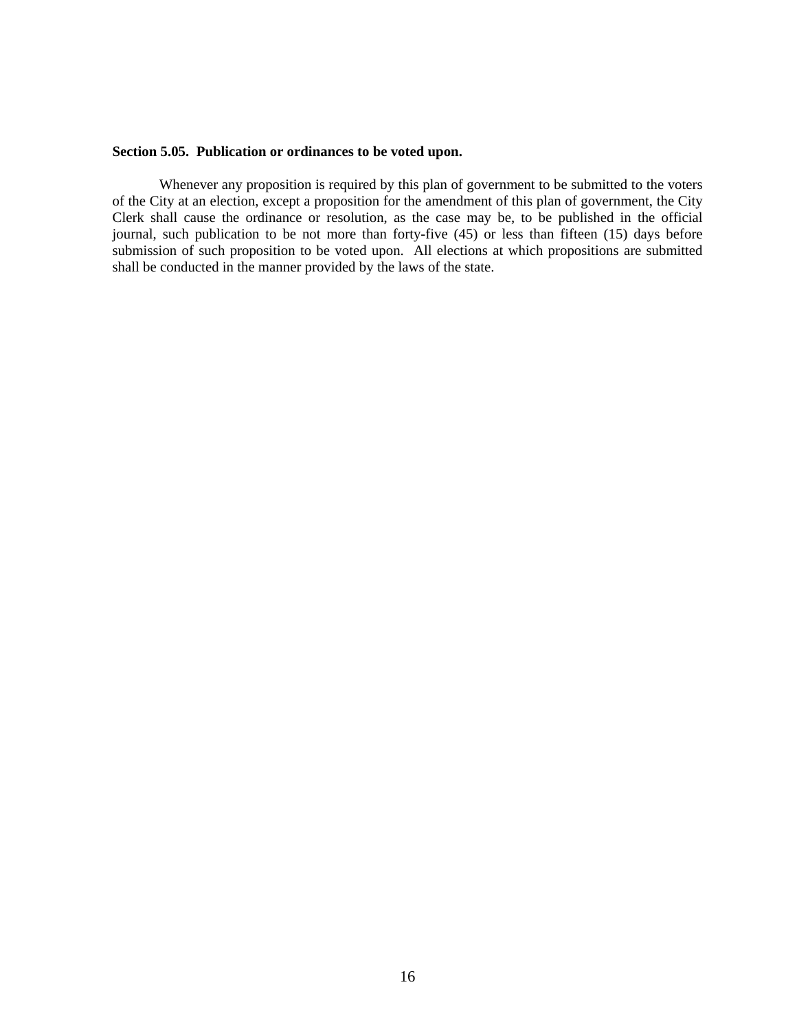**Section 5.05. Publication or ordinances to be voted upon.**

Whenever any proposition is required by this plan of government to be submitted to the voters of the City at an election, except a proposition for the amendment of this plan of government, the City Clerk shall cause the ordinance or resolution, as the case may be, to be published in the official journal, such publication to be not more than forty-five (45) or less than fifteen (15) days before submission of such proposition to be voted upon. All elections at which propositions are submitted shall be conducted in the manner provided by the laws of the state.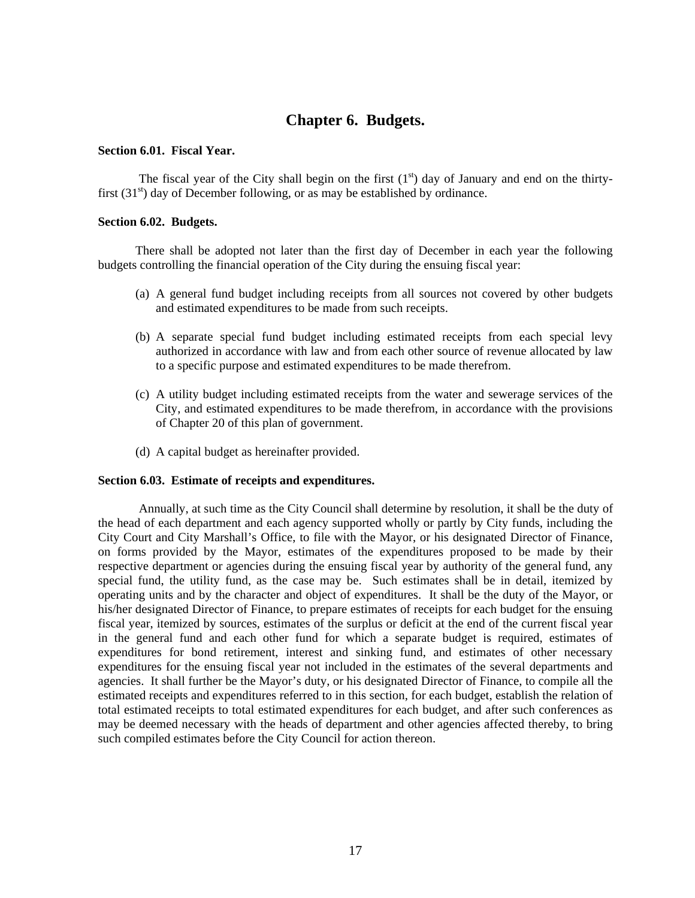# Chapter 6. Budgets.

**Section 6.01. Fiscal Year.**

The fiscal year of the City shall begin on the first (1st) day of January and end on the thirty-first (31st) day of December following, or as may be established by ordinance.

**Section 6.02. Budgets.**

There shall be adopted not later than the first day of December in each year the following budgets controlling the financial operation of the City during the ensuing fiscal year:

(a) A general fund budget including receipts from all sources not covered by other budgets and estimated expenditures to be made from such receipts.

(b) A separate special fund budget including estimated receipts from each special levy authorized in accordance with law and from each other source of revenue allocated by law to a specific purpose and estimated expenditures to be made therefrom.

(c) A utility budget including estimated receipts from the water and sewerage services of the City, and estimated expenditures to be made therefrom, in accordance with the provisions of Chapter 20 of this plan of government.

(d) A capital budget as hereinafter provided.

**Section 6.03. Estimate of receipts and expenditures.**

Annually, at such time as the City Council shall determine by resolution, it shall be the duty of the head of each department and each agency supported wholly or partly by City funds, including the City Court and City Marshall's Office, to file with the Mayor, or his designated Director of Finance, on forms provided by the Mayor, estimates of the expenditures proposed to be made by their respective department or agencies during the ensuing fiscal year by authority of the general fund, any special fund, the utility fund, as the case may be. Such estimates shall be in detail, itemized by operating units and by the character and object of expenditures. It shall be the duty of the Mayor, or his/her designated Director of Finance, to prepare estimates of receipts for each budget for the ensuing fiscal year, itemized by sources, estimates of the surplus or deficit at the end of the current fiscal year in the general fund and each other fund for which a separate budget is required, estimates of expenditures for bond retirement, interest and sinking fund, and estimates of other necessary expenditures for the ensuing fiscal year not included in the estimates of the several departments and agencies. It shall further be the Mayor's duty, or his designated Director of Finance, to compile all the estimated receipts and expenditures referred to in this section, for each budget, establish the relation of total estimated receipts to total estimated expenditures for each budget, and after such conferences as may be deemed necessary with the heads of department and other agencies affected thereby, to bring such compiled estimates before the City Council for action thereon.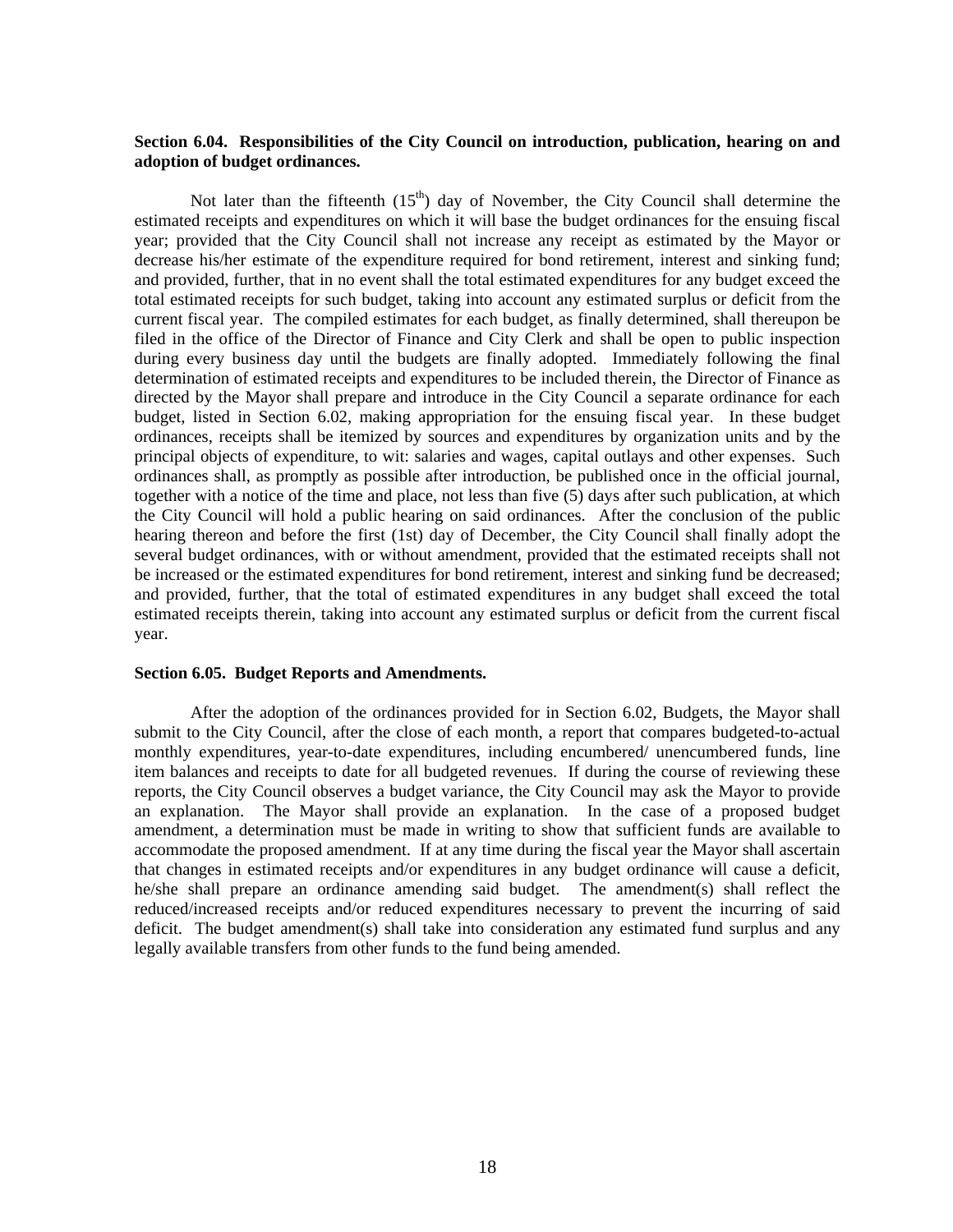**Section 6.04. Responsibilities of the City Council on introduction, publication, hearing on and adoption of budget ordinances.**

Not later than the fifteenth (15th) day of November, the City Council shall determine the estimated receipts and expenditures on which it will base the budget ordinances for the ensuing fiscal year; provided that the City Council shall not increase any receipt as estimated by the Mayor or decrease his/her estimate of the expenditure required for bond retirement, interest and sinking fund; and provided, further, that in no event shall the total estimated expenditures for any budget exceed the total estimated receipts for such budget, taking into account any estimated surplus or deficit from the current fiscal year. The compiled estimates for each budget, as finally determined, shall thereupon be filed in the office of the Director of Finance and City Clerk and shall be open to public inspection during every business day until the budgets are finally adopted. Immediately following the final determination of estimated receipts and expenditures to be included therein, the Director of Finance as directed by the Mayor shall prepare and introduce in the City Council a separate ordinance for each budget, listed in Section 6.02, making appropriation for the ensuing fiscal year. In these budget ordinances, receipts shall be itemized by sources and expenditures by organization units and by the principal objects of expenditure, to wit: salaries and wages, capital outlays and other expenses. Such ordinances shall, as promptly as possible after introduction, be published once in the official journal, together with a notice of the time and place, not less than five (5) days after such publication, at which the City Council will hold a public hearing on said ordinances. After the conclusion of the public hearing thereon and before the first (1st) day of December, the City Council shall finally adopt the several budget ordinances, with or without amendment, provided that the estimated receipts shall not be increased or the estimated expenditures for bond retirement, interest and sinking fund be decreased; and provided, further, that the total of estimated expenditures in any budget shall exceed the total estimated receipts therein, taking into account any estimated surplus or deficit from the current fiscal year.

**Section 6.05. Budget Reports and Amendments.**

After the adoption of the ordinances provided for in Section 6.02, Budgets, the Mayor shall submit to the City Council, after the close of each month, a report that compares budgeted-to-actual monthly expenditures, year-to-date expenditures, including encumbered/ unencumbered funds, line item balances and receipts to date for all budgeted revenues. If during the course of reviewing these reports, the City Council observes a budget variance, the City Council may ask the Mayor to provide an explanation. The Mayor shall provide an explanation. In the case of a proposed budget amendment, a determination must be made in writing to show that sufficient funds are available to accommodate the proposed amendment. If at any time during the fiscal year the Mayor shall ascertain that changes in estimated receipts and/or expenditures in any budget ordinance will cause a deficit, he/she shall prepare an ordinance amending said budget. The amendment(s) shall reflect the reduced/increased receipts and/or reduced expenditures necessary to prevent the incurring of said deficit. The budget amendment(s) shall take into consideration any estimated fund surplus and any legally available transfers from other funds to the fund being amended.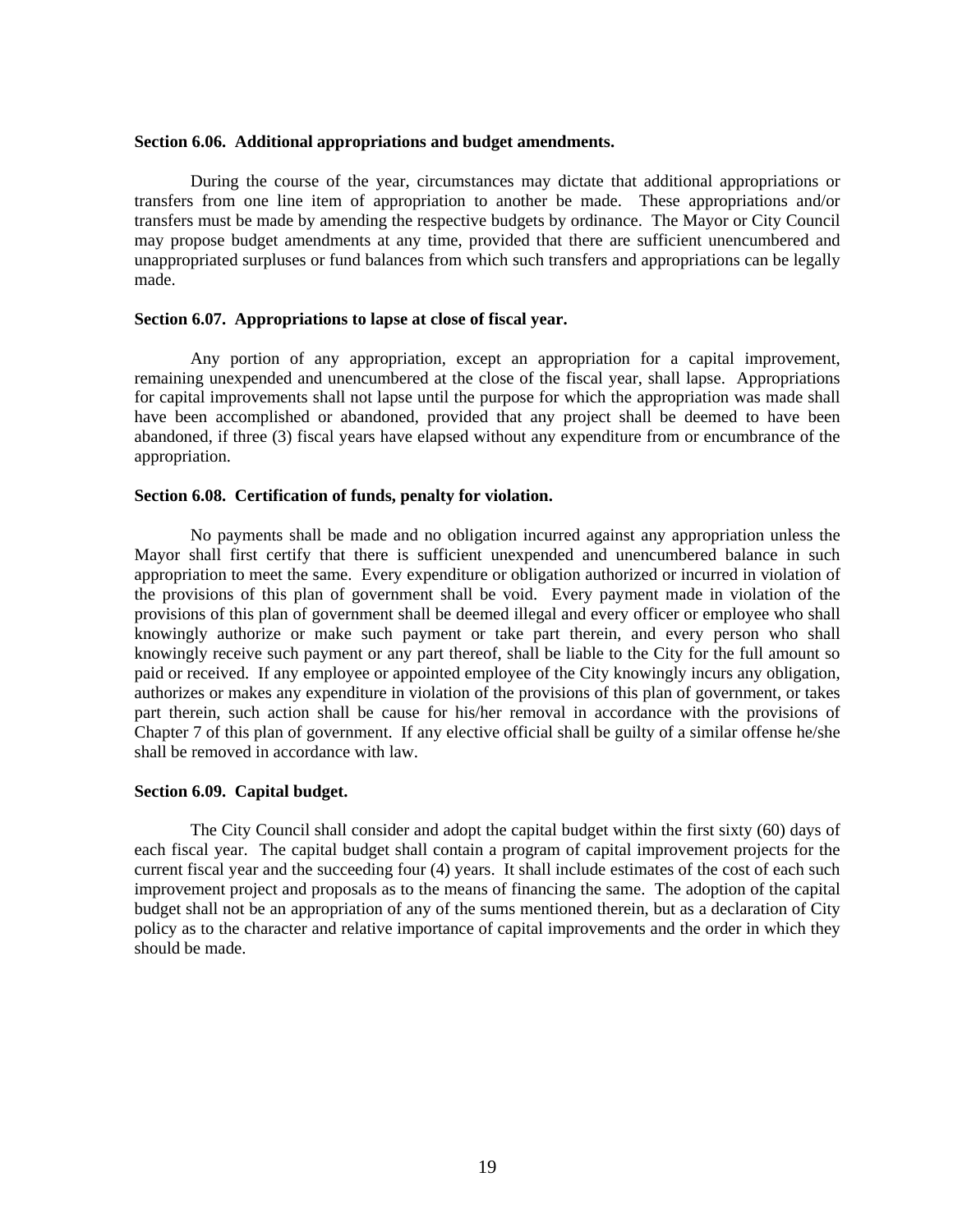**Section 6.06. Additional appropriations and budget amendments.**

During the course of the year, circumstances may dictate that additional appropriations or transfers from one line item of appropriation to another be made. These appropriations and/or transfers must be made by amending the respective budgets by ordinance. The Mayor or City Council may propose budget amendments at any time, provided that there are sufficient unencumbered and unappropriated surpluses or fund balances from which such transfers and appropriations can be legally made.

**Section 6.07. Appropriations to lapse at close of fiscal year.**

Any portion of any appropriation, except an appropriation for a capital improvement, remaining unexpended and unencumbered at the close of the fiscal year, shall lapse. Appropriations for capital improvements shall not lapse until the purpose for which the appropriation was made shall have been accomplished or abandoned, provided that any project shall be deemed to have been abandoned, if three (3) fiscal years have elapsed without any expenditure from or encumbrance of the appropriation.

**Section 6.08. Certification of funds, penalty for violation.**

No payments shall be made and no obligation incurred against any appropriation unless the Mayor shall first certify that there is sufficient unexpended and unencumbered balance in such appropriation to meet the same. Every expenditure or obligation authorized or incurred in violation of the provisions of this plan of government shall be void. Every payment made in violation of the provisions of this plan of government shall be deemed illegal and every officer or employee who shall knowingly authorize or make such payment or take part therein, and every person who shall knowingly receive such payment or any part thereof, shall be liable to the City for the full amount so paid or received. If any employee or appointed employee of the City knowingly incurs any obligation, authorizes or makes any expenditure in violation of the provisions of this plan of government, or takes part therein, such action shall be cause for his/her removal in accordance with the provisions of Chapter 7 of this plan of government. If any elective official shall be guilty of a similar offense he/she shall be removed in accordance with law.

**Section 6.09. Capital budget.**

The City Council shall consider and adopt the capital budget within the first sixty (60) days of each fiscal year. The capital budget shall contain a program of capital improvement projects for the current fiscal year and the succeeding four (4) years. It shall include estimates of the cost of each such improvement project and proposals as to the means of financing the same. The adoption of the capital budget shall not be an appropriation of any of the sums mentioned therein, but as a declaration of City policy as to the character and relative importance of capital improvements and the order in which they should be made.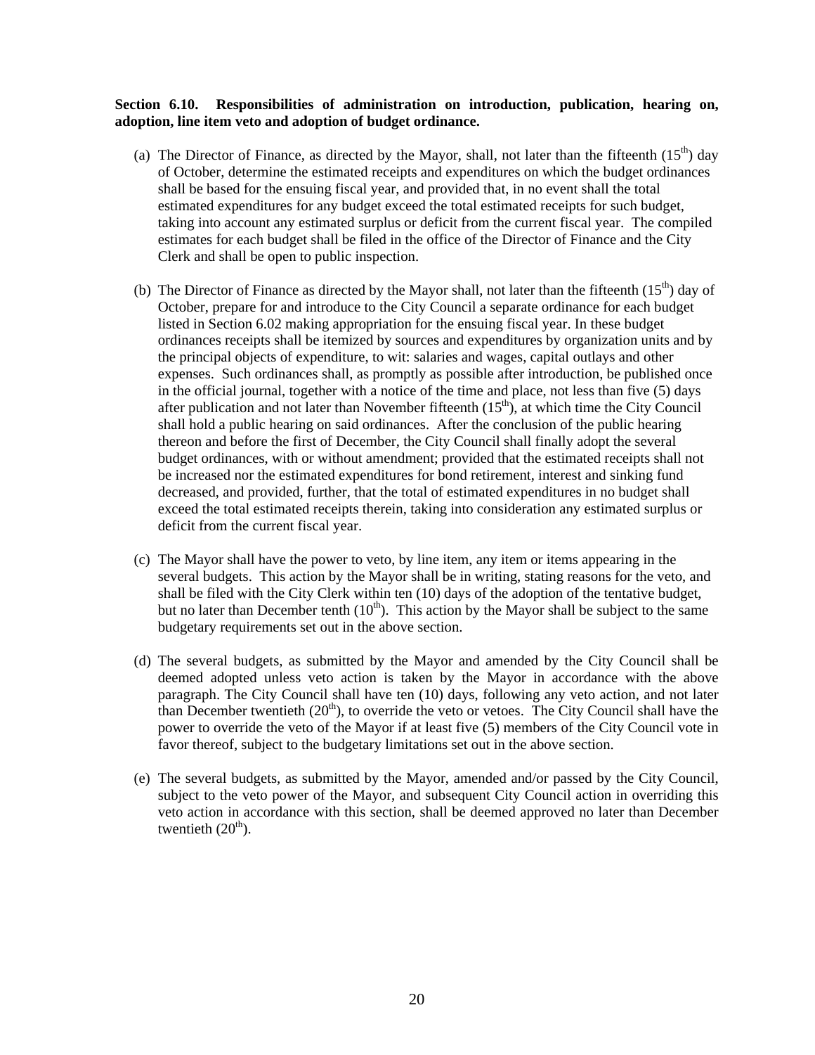**Section 6.10. Responsibilities of administration on introduction, publication, hearing on, adoption, line item veto and adoption of budget ordinance.**

(a) The Director of Finance, as directed by the Mayor, shall, not later than the fifteenth (15th) day of October, determine the estimated receipts and expenditures on which the budget ordinances shall be based for the ensuing fiscal year, and provided that, in no event shall the total estimated expenditures for any budget exceed the total estimated receipts for such budget, taking into account any estimated surplus or deficit from the current fiscal year. The compiled estimates for each budget shall be filed in the office of the Director of Finance and the City Clerk and shall be open to public inspection.

(b) The Director of Finance as directed by the Mayor shall, not later than the fifteenth (15th) day of October, prepare for and introduce to the City Council a separate ordinance for each budget listed in Section 6.02 making appropriation for the ensuing fiscal year. In these budget ordinances receipts shall be itemized by sources and expenditures by organization units and by the principal objects of expenditure, to wit: salaries and wages, capital outlays and other expenses. Such ordinances shall, as promptly as possible after introduction, be published once in the official journal, together with a notice of the time and place, not less than five (5) days after publication and not later than November fifteenth (15th), at which time the City Council shall hold a public hearing on said ordinances. After the conclusion of the public hearing thereon and before the first of December, the City Council shall finally adopt the several budget ordinances, with or without amendment; provided that the estimated receipts shall not be increased nor the estimated expenditures for bond retirement, interest and sinking fund decreased, and provided, further, that the total of estimated expenditures in no budget shall exceed the total estimated receipts therein, taking into consideration any estimated surplus or deficit from the current fiscal year.

(c) The Mayor shall have the power to veto, by line item, any item or items appearing in the several budgets. This action by the Mayor shall be in writing, stating reasons for the veto, and shall be filed with the City Clerk within ten (10) days of the adoption of the tentative budget, but no later than December tenth (10th). This action by the Mayor shall be subject to the same budgetary requirements set out in the above section.

(d) The several budgets, as submitted by the Mayor and amended by the City Council shall be deemed adopted unless veto action is taken by the Mayor in accordance with the above paragraph. The City Council shall have ten (10) days, following any veto action, and not later than December twentieth (20th), to override the veto or vetoes. The City Council shall have the power to override the veto of the Mayor if at least five (5) members of the City Council vote in favor thereof, subject to the budgetary limitations set out in the above section.

(e) The several budgets, as submitted by the Mayor, amended and/or passed by the City Council, subject to the veto power of the Mayor, and subsequent City Council action in overriding this veto action in accordance with this section, shall be deemed approved no later than December twentieth (20th).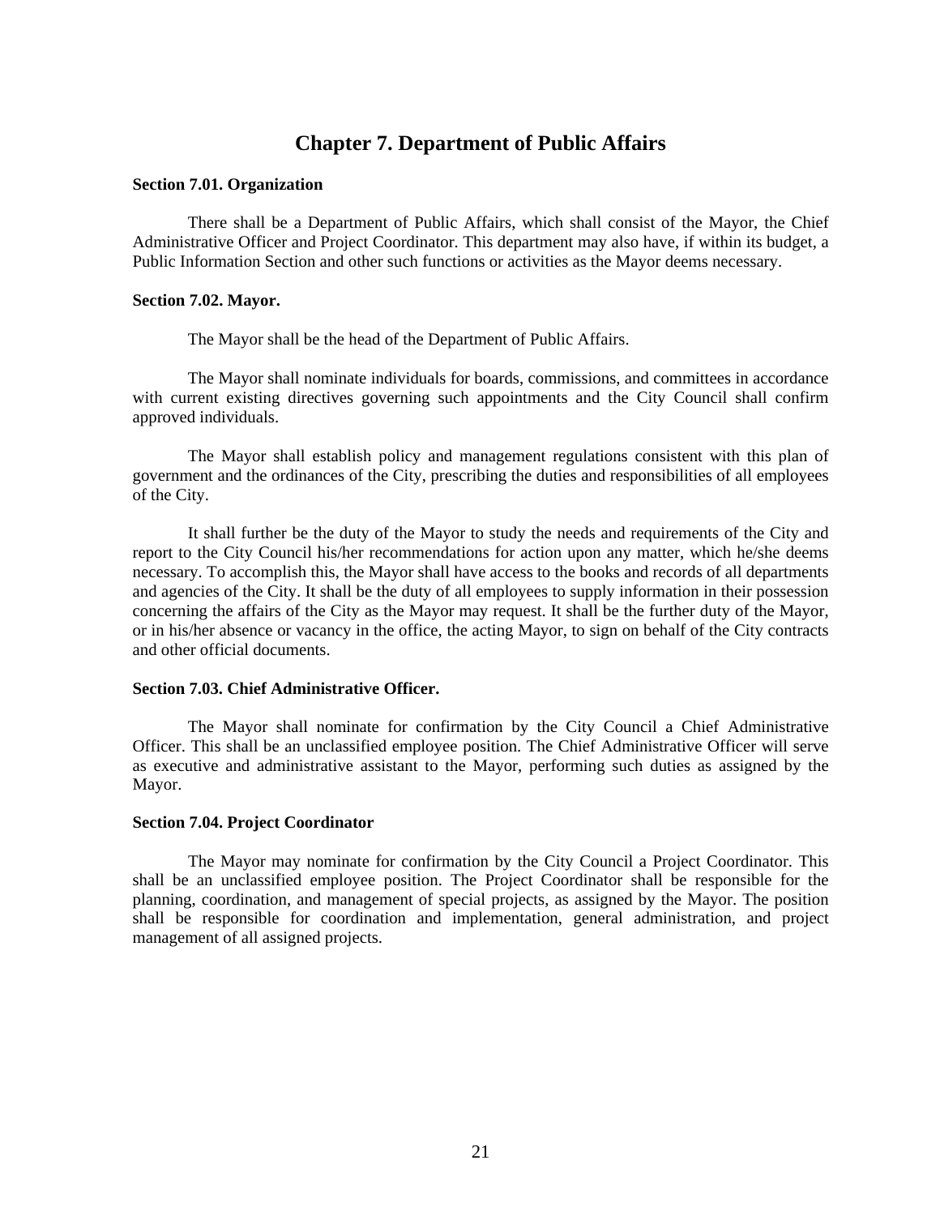# Chapter 7. Department of Public Affairs

**Section 7.01. Organization**

There shall be a Department of Public Affairs, which shall consist of the Mayor, the Chief Administrative Officer and Project Coordinator. This department may also have, if within its budget, a Public Information Section and other such functions or activities as the Mayor deems necessary.

**Section 7.02. Mayor.**

The Mayor shall be the head of the Department of Public Affairs.

The Mayor shall nominate individuals for boards, commissions, and committees in accordance with current existing directives governing such appointments and the City Council shall confirm approved individuals.

The Mayor shall establish policy and management regulations consistent with this plan of government and the ordinances of the City, prescribing the duties and responsibilities of all employees of the City.

It shall further be the duty of the Mayor to study the needs and requirements of the City and report to the City Council his/her recommendations for action upon any matter, which he/she deems necessary. To accomplish this, the Mayor shall have access to the books and records of all departments and agencies of the City. It shall be the duty of all employees to supply information in their possession concerning the affairs of the City as the Mayor may request. It shall be the further duty of the Mayor, or in his/her absence or vacancy in the office, the acting Mayor, to sign on behalf of the City contracts and other official documents.

**Section 7.03. Chief Administrative Officer.**

The Mayor shall nominate for confirmation by the City Council a Chief Administrative Officer. This shall be an unclassified employee position. The Chief Administrative Officer will serve as executive and administrative assistant to the Mayor, performing such duties as assigned by the Mayor.

**Section 7.04. Project Coordinator**

The Mayor may nominate for confirmation by the City Council a Project Coordinator. This shall be an unclassified employee position. The Project Coordinator shall be responsible for the planning, coordination, and management of special projects, as assigned by the Mayor. The position shall be responsible for coordination and implementation, general administration, and project management of all assigned projects.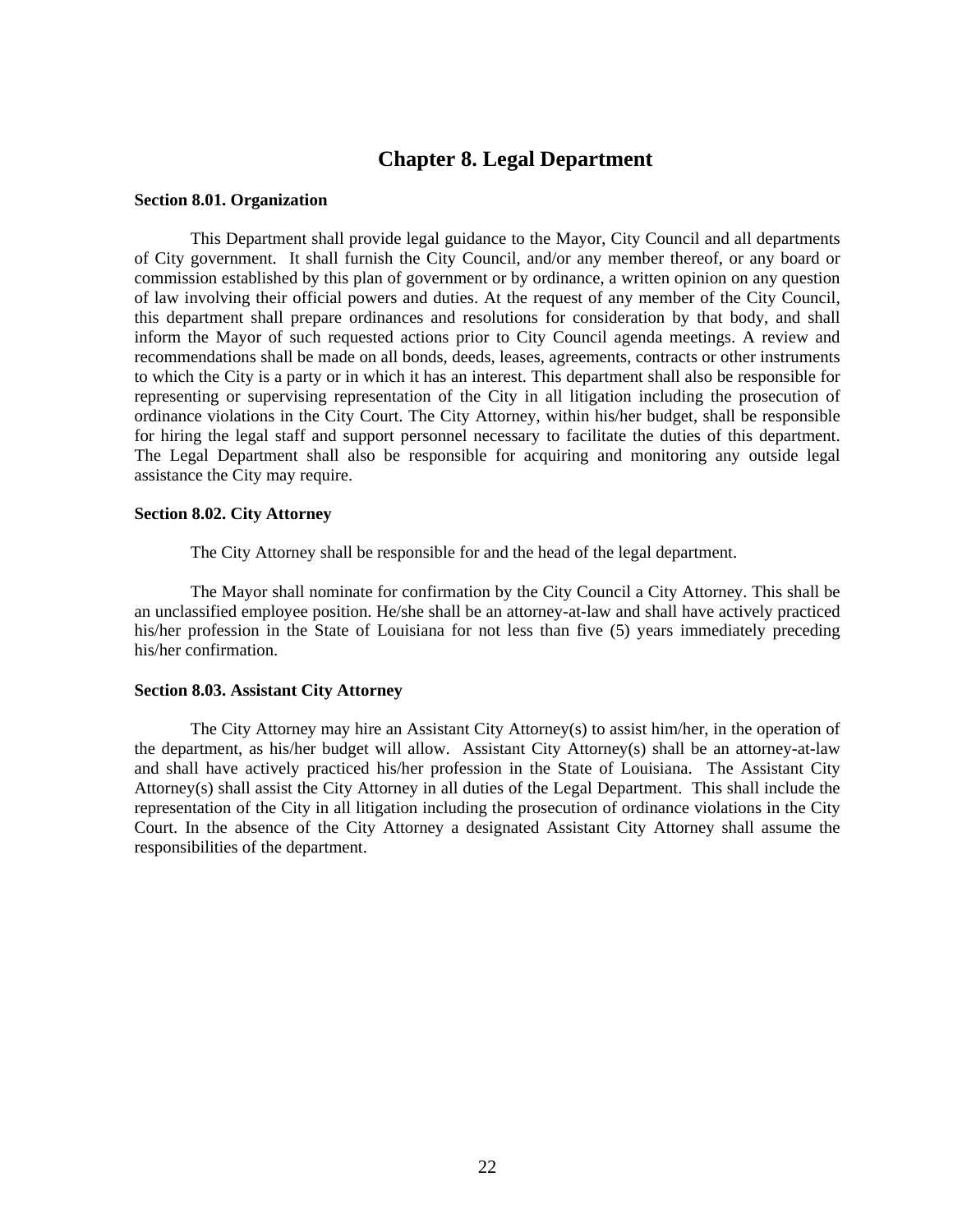# Chapter 8. Legal Department

**Section 8.01. Organization**

This Department shall provide legal guidance to the Mayor, City Council and all departments of City government. It shall furnish the City Council, and/or any member thereof, or any board or commission established by this plan of government or by ordinance, a written opinion on any question of law involving their official powers and duties. At the request of any member of the City Council, this department shall prepare ordinances and resolutions for consideration by that body, and shall inform the Mayor of such requested actions prior to City Council agenda meetings. A review and recommendations shall be made on all bonds, deeds, leases, agreements, contracts or other instruments to which the City is a party or in which it has an interest. This department shall also be responsible for representing or supervising representation of the City in all litigation including the prosecution of ordinance violations in the City Court. The City Attorney, within his/her budget, shall be responsible for hiring the legal staff and support personnel necessary to facilitate the duties of this department. The Legal Department shall also be responsible for acquiring and monitoring any outside legal assistance the City may require.

**Section 8.02. City Attorney**

The City Attorney shall be responsible for and the head of the legal department.

The Mayor shall nominate for confirmation by the City Council a City Attorney. This shall be an unclassified employee position. He/she shall be an attorney-at-law and shall have actively practiced his/her profession in the State of Louisiana for not less than five (5) years immediately preceding his/her confirmation.

**Section 8.03. Assistant City Attorney**

The City Attorney may hire an Assistant City Attorney(s) to assist him/her, in the operation of the department, as his/her budget will allow. Assistant City Attorney(s) shall be an attorney-at-law and shall have actively practiced his/her profession in the State of Louisiana. The Assistant City Attorney(s) shall assist the City Attorney in all duties of the Legal Department. This shall include the representation of the City in all litigation including the prosecution of ordinance violations in the City Court. In the absence of the City Attorney a designated Assistant City Attorney shall assume the responsibilities of the department.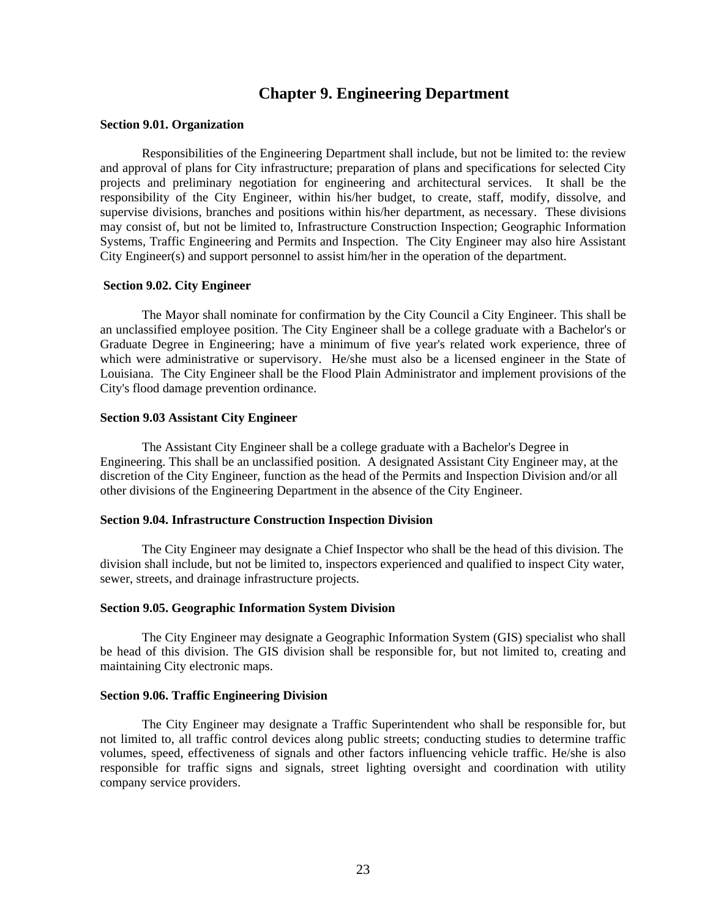# Chapter 9. Engineering Department

**Section 9.01. Organization**

Responsibilities of the Engineering Department shall include, but not be limited to: the review and approval of plans for City infrastructure; preparation of plans and specifications for selected City projects and preliminary negotiation for engineering and architectural services. It shall be the responsibility of the City Engineer, within his/her budget, to create, staff, modify, dissolve, and supervise divisions, branches and positions within his/her department, as necessary. These divisions may consist of, but not be limited to, Infrastructure Construction Inspection; Geographic Information Systems, Traffic Engineering and Permits and Inspection. The City Engineer may also hire Assistant City Engineer(s) and support personnel to assist him/her in the operation of the department.

**Section 9.02. City Engineer**

The Mayor shall nominate for confirmation by the City Council a City Engineer. This shall be an unclassified employee position. The City Engineer shall be a college graduate with a Bachelor's or Graduate Degree in Engineering; have a minimum of five year's related work experience, three of which were administrative or supervisory. He/she must also be a licensed engineer in the State of Louisiana. The City Engineer shall be the Flood Plain Administrator and implement provisions of the City's flood damage prevention ordinance.

**Section 9.03 Assistant City Engineer**

The Assistant City Engineer shall be a college graduate with a Bachelor's Degree in Engineering. This shall be an unclassified position. A designated Assistant City Engineer may, at the discretion of the City Engineer, function as the head of the Permits and Inspection Division and/or all other divisions of the Engineering Department in the absence of the City Engineer.

**Section 9.04. Infrastructure Construction Inspection Division**

The City Engineer may designate a Chief Inspector who shall be the head of this division. The division shall include, but not be limited to, inspectors experienced and qualified to inspect City water, sewer, streets, and drainage infrastructure projects.

**Section 9.05. Geographic Information System Division**

The City Engineer may designate a Geographic Information System (GIS) specialist who shall be head of this division. The GIS division shall be responsible for, but not limited to, creating and maintaining City electronic maps.

**Section 9.06. Traffic Engineering Division**

The City Engineer may designate a Traffic Superintendent who shall be responsible for, but not limited to, all traffic control devices along public streets; conducting studies to determine traffic volumes, speed, effectiveness of signals and other factors influencing vehicle traffic. He/she is also responsible for traffic signs and signals, street lighting oversight and coordination with utility company service providers.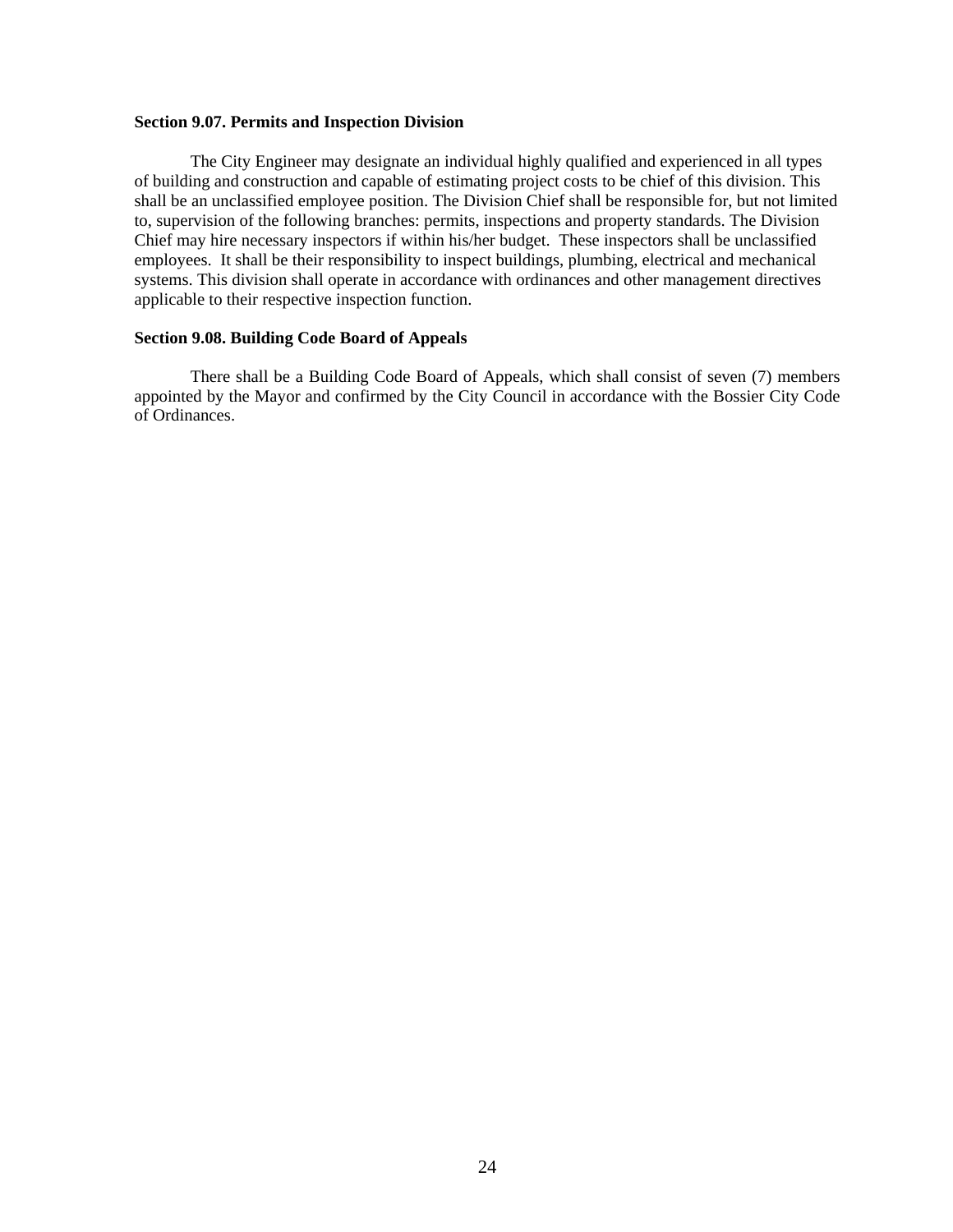**Section 9.07. Permits and Inspection Division**

The City Engineer may designate an individual highly qualified and experienced in all types of building and construction and capable of estimating project costs to be chief of this division. This shall be an unclassified employee position. The Division Chief shall be responsible for, but not limited to, supervision of the following branches: permits, inspections and property standards. The Division Chief may hire necessary inspectors if within his/her budget. These inspectors shall be unclassified employees. It shall be their responsibility to inspect buildings, plumbing, electrical and mechanical systems. This division shall operate in accordance with ordinances and other management directives applicable to their respective inspection function.

**Section 9.08. Building Code Board of Appeals**

There shall be a Building Code Board of Appeals, which shall consist of seven (7) members appointed by the Mayor and confirmed by the City Council in accordance with the Bossier City Code of Ordinances.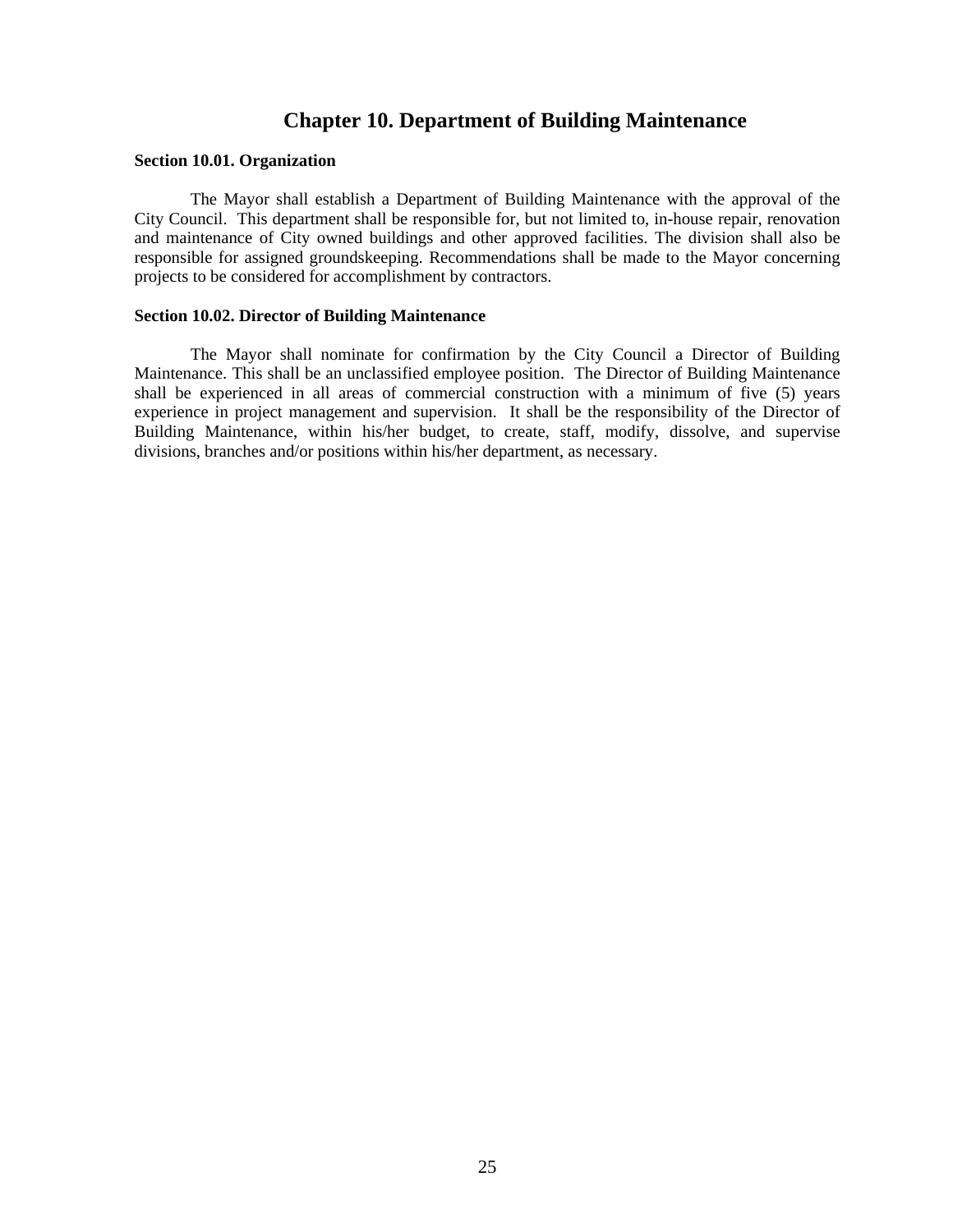# Chapter 10. Department of Building Maintenance

**Section 10.01. Organization**

The Mayor shall establish a Department of Building Maintenance with the approval of the City Council. This department shall be responsible for, but not limited to, in-house repair, renovation and maintenance of City owned buildings and other approved facilities. The division shall also be responsible for assigned groundskeeping. Recommendations shall be made to the Mayor concerning projects to be considered for accomplishment by contractors.

**Section 10.02. Director of Building Maintenance**

The Mayor shall nominate for confirmation by the City Council a Director of Building Maintenance. This shall be an unclassified employee position. The Director of Building Maintenance shall be experienced in all areas of commercial construction with a minimum of five (5) years experience in project management and supervision. It shall be the responsibility of the Director of Building Maintenance, within his/her budget, to create, staff, modify, dissolve, and supervise divisions, branches and/or positions within his/her department, as necessary.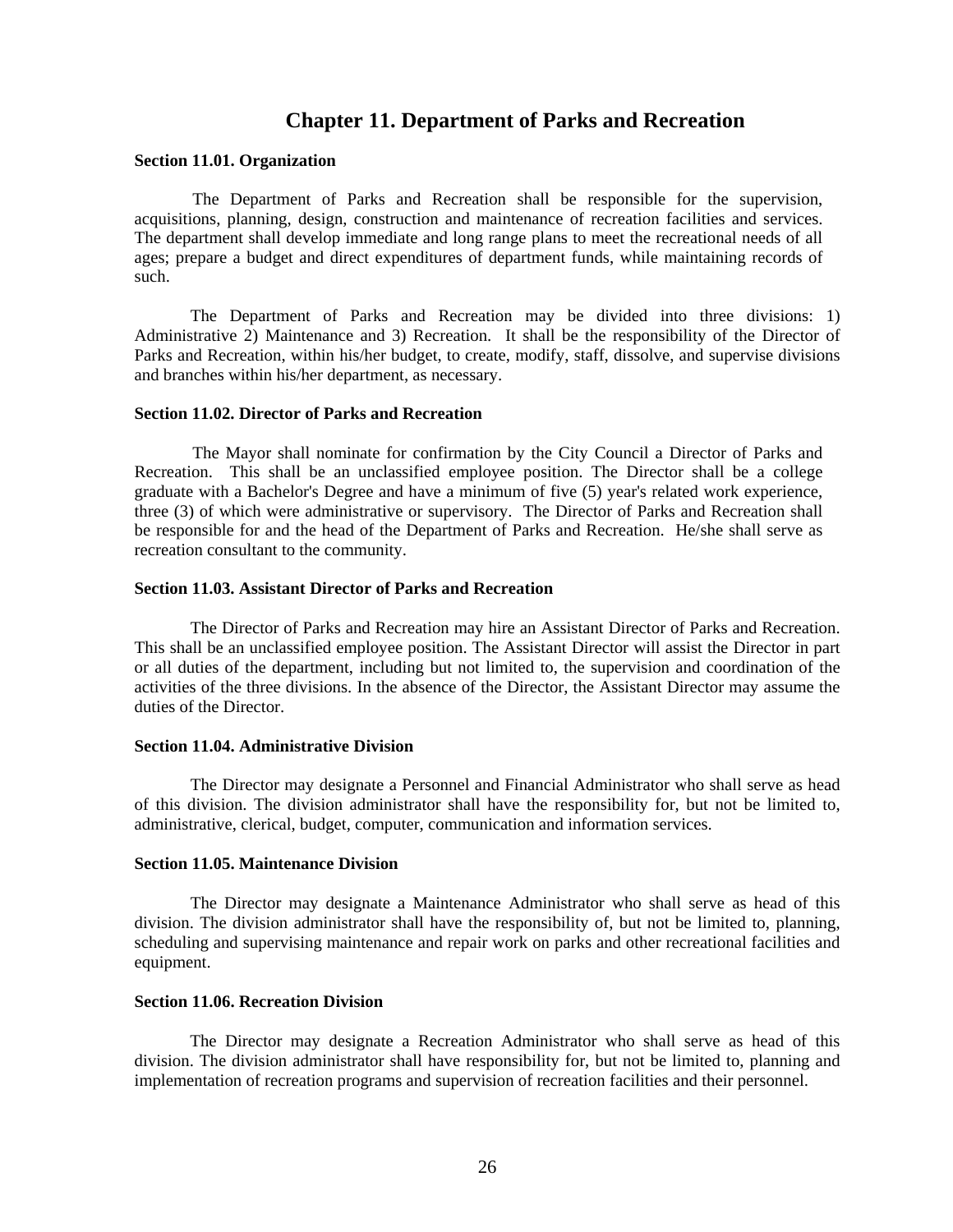# Chapter 11. Department of Parks and Recreation

**Section 11.01. Organization**

The Department of Parks and Recreation shall be responsible for the supervision, acquisitions, planning, design, construction and maintenance of recreation facilities and services. The department shall develop immediate and long range plans to meet the recreational needs of all ages; prepare a budget and direct expenditures of department funds, while maintaining records of such.

The Department of Parks and Recreation may be divided into three divisions: 1) Administrative 2) Maintenance and 3) Recreation. It shall be the responsibility of the Director of Parks and Recreation, within his/her budget, to create, modify, staff, dissolve, and supervise divisions and branches within his/her department, as necessary.

**Section 11.02. Director of Parks and Recreation**

The Mayor shall nominate for confirmation by the City Council a Director of Parks and Recreation. This shall be an unclassified employee position. The Director shall be a college graduate with a Bachelor's Degree and have a minimum of five (5) year's related work experience, three (3) of which were administrative or supervisory. The Director of Parks and Recreation shall be responsible for and the head of the Department of Parks and Recreation. He/she shall serve as recreation consultant to the community.

**Section 11.03. Assistant Director of Parks and Recreation**

The Director of Parks and Recreation may hire an Assistant Director of Parks and Recreation. This shall be an unclassified employee position. The Assistant Director will assist the Director in part or all duties of the department, including but not limited to, the supervision and coordination of the activities of the three divisions. In the absence of the Director, the Assistant Director may assume the duties of the Director.

**Section 11.04. Administrative Division**

The Director may designate a Personnel and Financial Administrator who shall serve as head of this division. The division administrator shall have the responsibility for, but not be limited to, administrative, clerical, budget, computer, communication and information services.

**Section 11.05. Maintenance Division**

The Director may designate a Maintenance Administrator who shall serve as head of this division. The division administrator shall have the responsibility of, but not be limited to, planning, scheduling and supervising maintenance and repair work on parks and other recreational facilities and equipment.

**Section 11.06. Recreation Division**

The Director may designate a Recreation Administrator who shall serve as head of this division. The division administrator shall have responsibility for, but not be limited to, planning and implementation of recreation programs and supervision of recreation facilities and their personnel.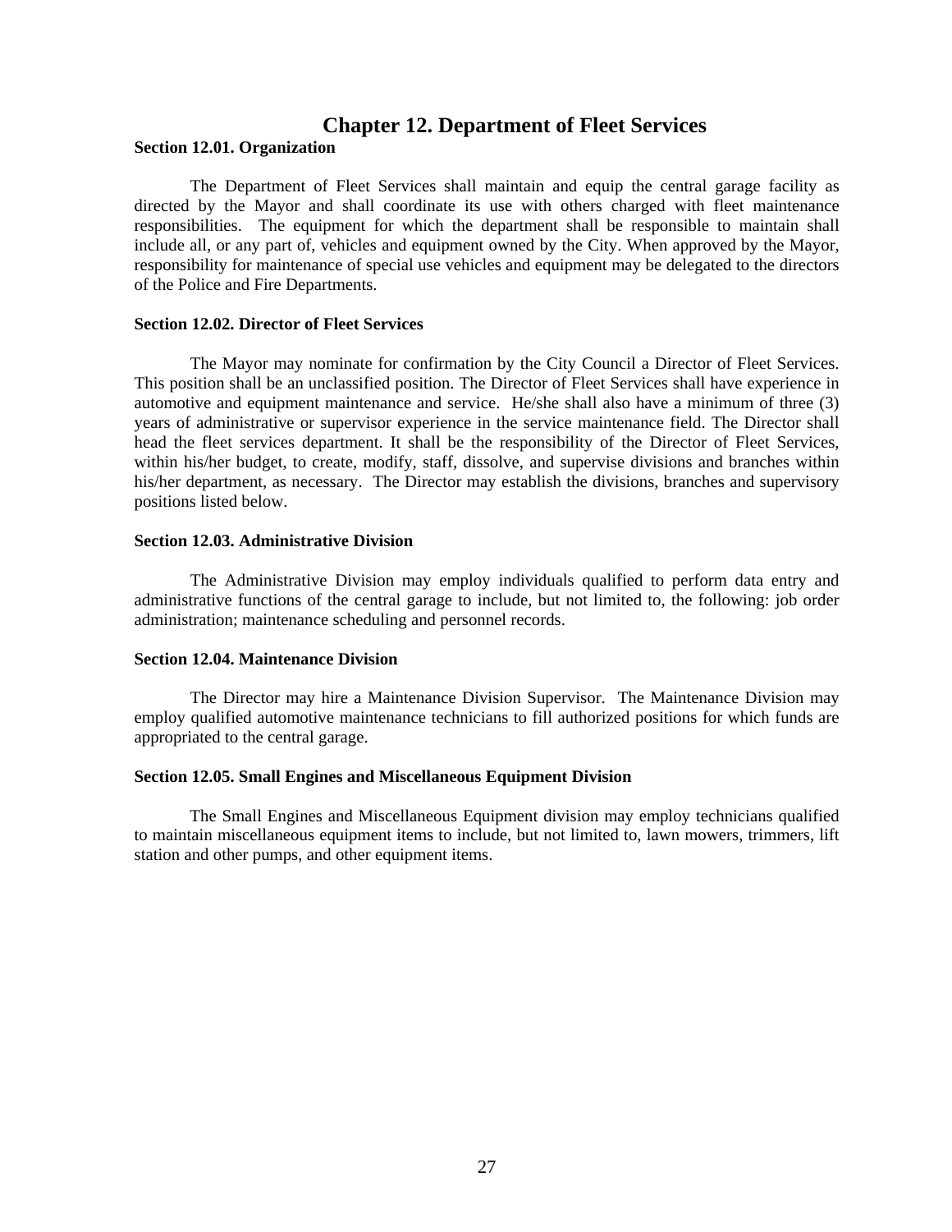# Chapter 12. Department of Fleet Services

## Section 12.01. Organization

The Department of Fleet Services shall maintain and equip the central garage facility as directed by the Mayor and shall coordinate its use with others charged with fleet maintenance responsibilities. The equipment for which the department shall be responsible to maintain shall include all, or any part of, vehicles and equipment owned by the City. When approved by the Mayor, responsibility for maintenance of special use vehicles and equipment may be delegated to the directors of the Police and Fire Departments.

## Section 12.02. Director of Fleet Services

The Mayor may nominate for confirmation by the City Council a Director of Fleet Services. This position shall be an unclassified position. The Director of Fleet Services shall have experience in automotive and equipment maintenance and service. He/she shall also have a minimum of three (3) years of administrative or supervisor experience in the service maintenance field. The Director shall head the fleet services department. It shall be the responsibility of the Director of Fleet Services, within his/her budget, to create, modify, staff, dissolve, and supervise divisions and branches within his/her department, as necessary. The Director may establish the divisions, branches and supervisory positions listed below.

## Section 12.03. Administrative Division

The Administrative Division may employ individuals qualified to perform data entry and administrative functions of the central garage to include, but not limited to, the following: job order administration; maintenance scheduling and personnel records.

## Section 12.04. Maintenance Division

The Director may hire a Maintenance Division Supervisor. The Maintenance Division may employ qualified automotive maintenance technicians to fill authorized positions for which funds are appropriated to the central garage.

## Section 12.05. Small Engines and Miscellaneous Equipment Division

The Small Engines and Miscellaneous Equipment division may employ technicians qualified to maintain miscellaneous equipment items to include, but not limited to, lawn mowers, trimmers, lift station and other pumps, and other equipment items.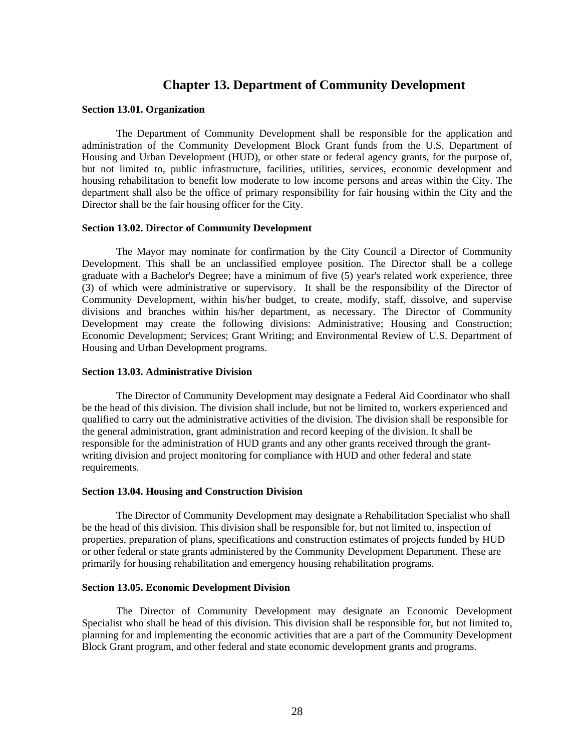# Chapter 13. Department of Community Development

**Section 13.01. Organization**

The Department of Community Development shall be responsible for the application and administration of the Community Development Block Grant funds from the U.S. Department of Housing and Urban Development (HUD), or other state or federal agency grants, for the purpose of, but not limited to, public infrastructure, facilities, utilities, services, economic development and housing rehabilitation to benefit low moderate to low income persons and areas within the City. The department shall also be the office of primary responsibility for fair housing within the City and the Director shall be the fair housing officer for the City.

**Section 13.02. Director of Community Development**

The Mayor may nominate for confirmation by the City Council a Director of Community Development. This shall be an unclassified employee position. The Director shall be a college graduate with a Bachelor's Degree; have a minimum of five (5) year's related work experience, three (3) of which were administrative or supervisory. It shall be the responsibility of the Director of Community Development, within his/her budget, to create, modify, staff, dissolve, and supervise divisions and branches within his/her department, as necessary. The Director of Community Development may create the following divisions: Administrative; Housing and Construction; Economic Development; Services; Grant Writing; and Environmental Review of U.S. Department of Housing and Urban Development programs.

**Section 13.03. Administrative Division**

The Director of Community Development may designate a Federal Aid Coordinator who shall be the head of this division. The division shall include, but not be limited to, workers experienced and qualified to carry out the administrative activities of the division. The division shall be responsible for the general administration, grant administration and record keeping of the division. It shall be responsible for the administration of HUD grants and any other grants received through the grant-writing division and project monitoring for compliance with HUD and other federal and state requirements.

**Section 13.04. Housing and Construction Division**

The Director of Community Development may designate a Rehabilitation Specialist who shall be the head of this division. This division shall be responsible for, but not limited to, inspection of properties, preparation of plans, specifications and construction estimates of projects funded by HUD or other federal or state grants administered by the Community Development Department. These are primarily for housing rehabilitation and emergency housing rehabilitation programs.

**Section 13.05. Economic Development Division**

The Director of Community Development may designate an Economic Development Specialist who shall be head of this division. This division shall be responsible for, but not limited to, planning for and implementing the economic activities that are a part of the Community Development Block Grant program, and other federal and state economic development grants and programs.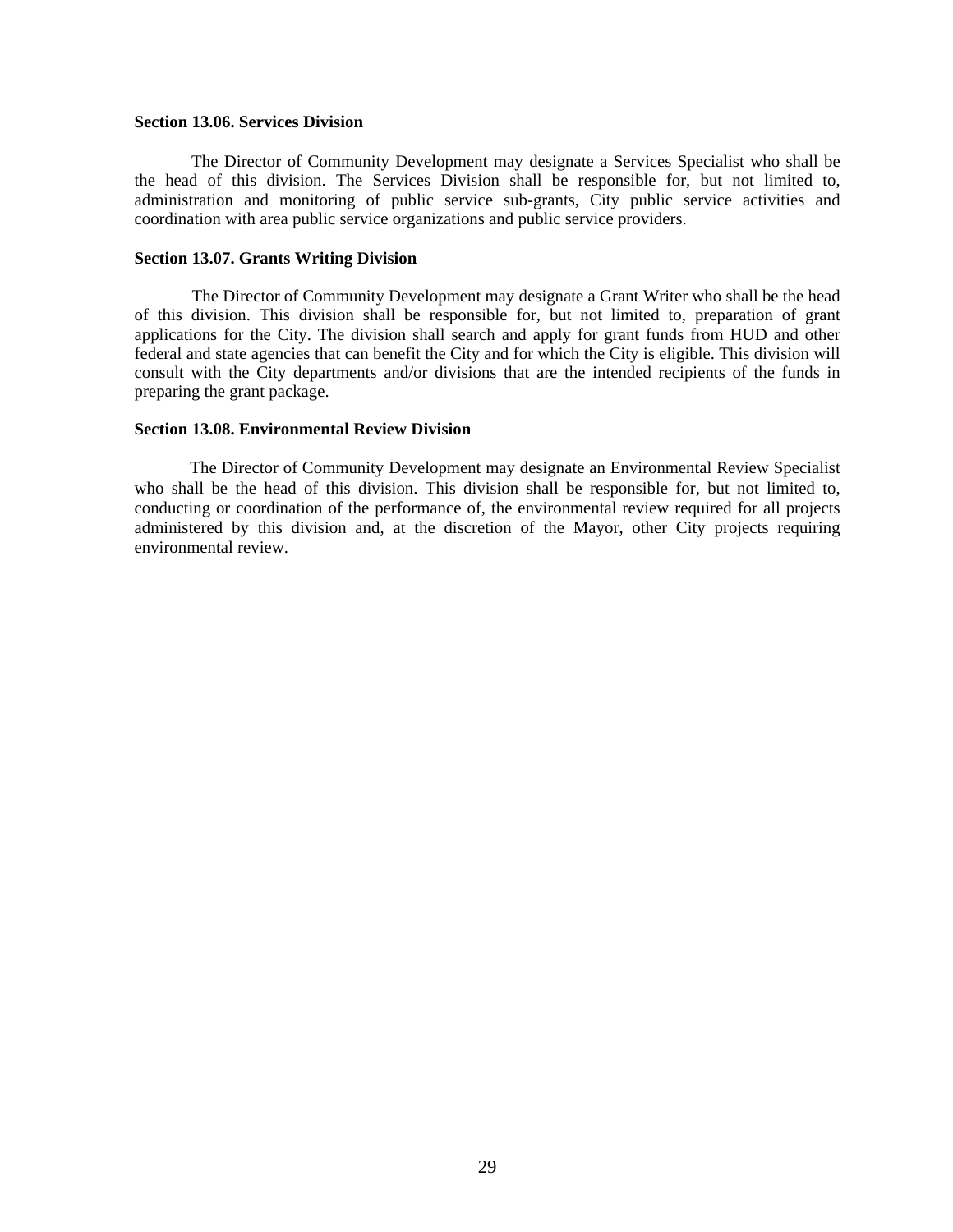**Section 13.06. Services Division**

The Director of Community Development may designate a Services Specialist who shall be the head of this division. The Services Division shall be responsible for, but not limited to, administration and monitoring of public service sub-grants, City public service activities and coordination with area public service organizations and public service providers.

**Section 13.07. Grants Writing Division**

The Director of Community Development may designate a Grant Writer who shall be the head of this division. This division shall be responsible for, but not limited to, preparation of grant applications for the City. The division shall search and apply for grant funds from HUD and other federal and state agencies that can benefit the City and for which the City is eligible. This division will consult with the City departments and/or divisions that are the intended recipients of the funds in preparing the grant package.

**Section 13.08. Environmental Review Division**

The Director of Community Development may designate an Environmental Review Specialist who shall be the head of this division. This division shall be responsible for, but not limited to, conducting or coordination of the performance of, the environmental review required for all projects administered by this division and, at the discretion of the Mayor, other City projects requiring environmental review.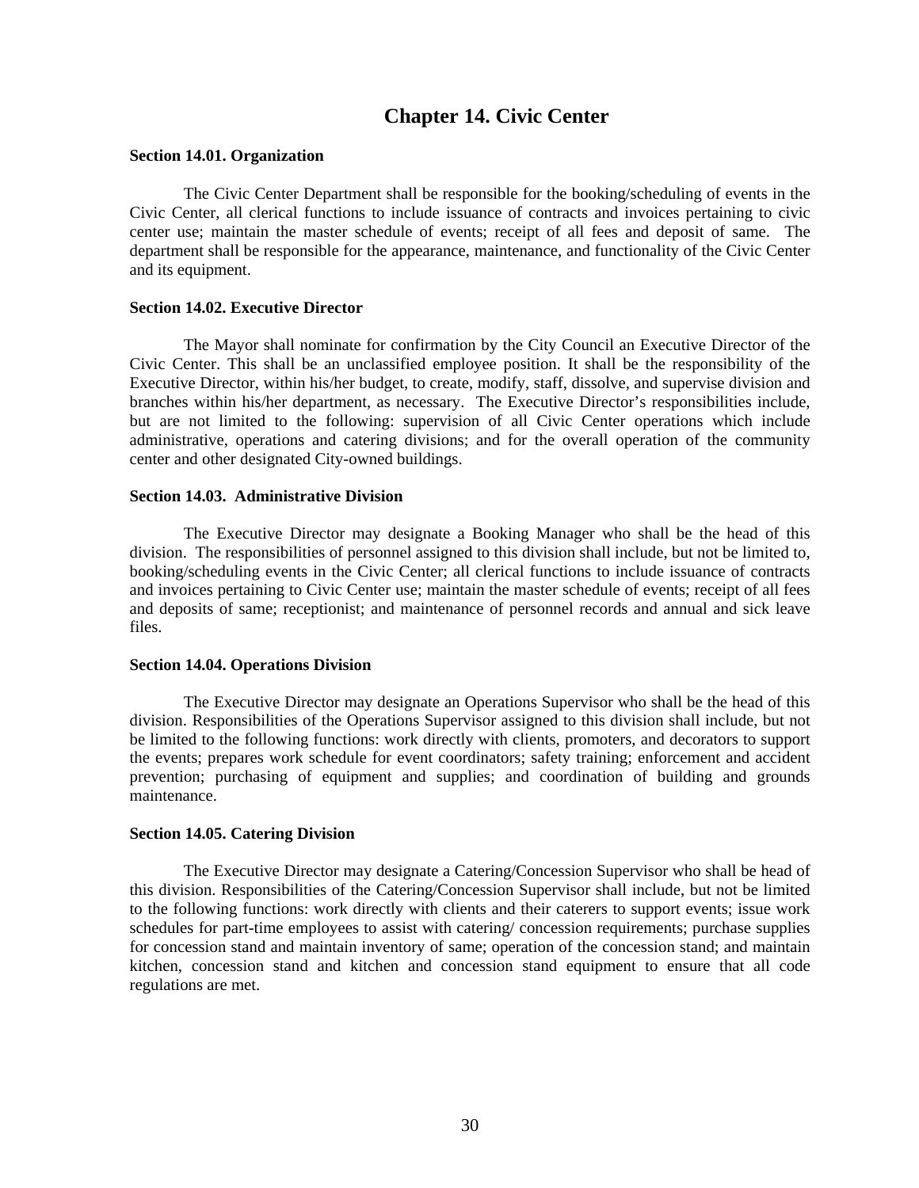# Chapter 14. Civic Center

**Section 14.01. Organization**

The Civic Center Department shall be responsible for the booking/scheduling of events in the Civic Center, all clerical functions to include issuance of contracts and invoices pertaining to civic center use; maintain the master schedule of events; receipt of all fees and deposit of same. The department shall be responsible for the appearance, maintenance, and functionality of the Civic Center and its equipment.

**Section 14.02. Executive Director**

The Mayor shall nominate for confirmation by the City Council an Executive Director of the Civic Center. This shall be an unclassified employee position. It shall be the responsibility of the Executive Director, within his/her budget, to create, modify, staff, dissolve, and supervise division and branches within his/her department, as necessary. The Executive Director's responsibilities include, but are not limited to the following: supervision of all Civic Center operations which include administrative, operations and catering divisions; and for the overall operation of the community center and other designated City-owned buildings.

**Section 14.03. Administrative Division**

The Executive Director may designate a Booking Manager who shall be the head of this division. The responsibilities of personnel assigned to this division shall include, but not be limited to, booking/scheduling events in the Civic Center; all clerical functions to include issuance of contracts and invoices pertaining to Civic Center use; maintain the master schedule of events; receipt of all fees and deposits of same; receptionist; and maintenance of personnel records and annual and sick leave files.

**Section 14.04. Operations Division**

The Executive Director may designate an Operations Supervisor who shall be the head of this division. Responsibilities of the Operations Supervisor assigned to this division shall include, but not be limited to the following functions: work directly with clients, promoters, and decorators to support the events; prepares work schedule for event coordinators; safety training; enforcement and accident prevention; purchasing of equipment and supplies; and coordination of building and grounds maintenance.

**Section 14.05. Catering Division**

The Executive Director may designate a Catering/Concession Supervisor who shall be head of this division. Responsibilities of the Catering/Concession Supervisor shall include, but not be limited to the following functions: work directly with clients and their caterers to support events; issue work schedules for part-time employees to assist with catering/ concession requirements; purchase supplies for concession stand and maintain inventory of same; operation of the concession stand; and maintain kitchen, concession stand and kitchen and concession stand equipment to ensure that all code regulations are met.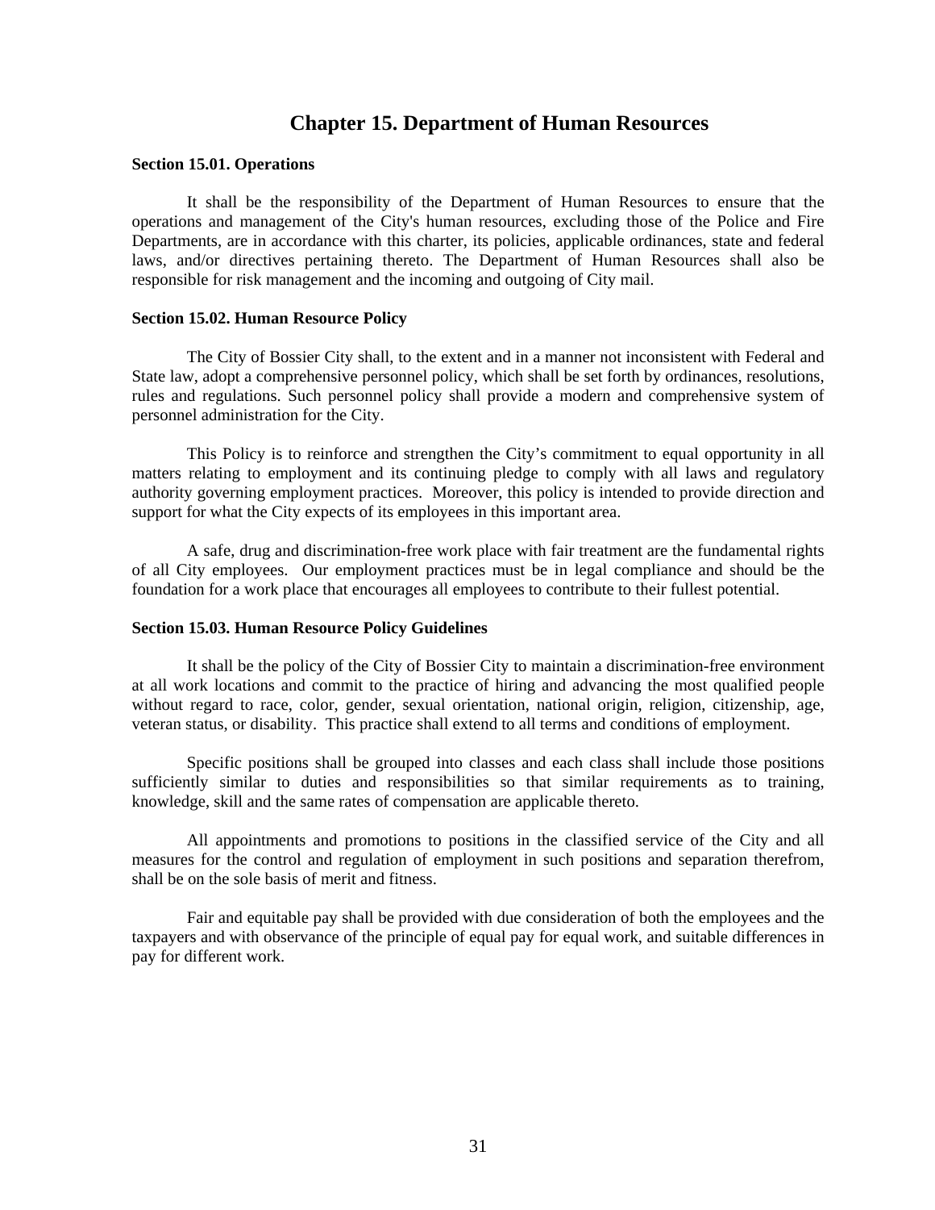# Chapter 15. Department of Human Resources

**Section 15.01. Operations**

It shall be the responsibility of the Department of Human Resources to ensure that the operations and management of the City's human resources, excluding those of the Police and Fire Departments, are in accordance with this charter, its policies, applicable ordinances, state and federal laws, and/or directives pertaining thereto. The Department of Human Resources shall also be responsible for risk management and the incoming and outgoing of City mail.

**Section 15.02. Human Resource Policy**

The City of Bossier City shall, to the extent and in a manner not inconsistent with Federal and State law, adopt a comprehensive personnel policy, which shall be set forth by ordinances, resolutions, rules and regulations. Such personnel policy shall provide a modern and comprehensive system of personnel administration for the City.

This Policy is to reinforce and strengthen the City's commitment to equal opportunity in all matters relating to employment and its continuing pledge to comply with all laws and regulatory authority governing employment practices. Moreover, this policy is intended to provide direction and support for what the City expects of its employees in this important area.

A safe, drug and discrimination-free work place with fair treatment are the fundamental rights of all City employees. Our employment practices must be in legal compliance and should be the foundation for a work place that encourages all employees to contribute to their fullest potential.

**Section 15.03. Human Resource Policy Guidelines**

It shall be the policy of the City of Bossier City to maintain a discrimination-free environment at all work locations and commit to the practice of hiring and advancing the most qualified people without regard to race, color, gender, sexual orientation, national origin, religion, citizenship, age, veteran status, or disability. This practice shall extend to all terms and conditions of employment.

Specific positions shall be grouped into classes and each class shall include those positions sufficiently similar to duties and responsibilities so that similar requirements as to training, knowledge, skill and the same rates of compensation are applicable thereto.

All appointments and promotions to positions in the classified service of the City and all measures for the control and regulation of employment in such positions and separation therefrom, shall be on the sole basis of merit and fitness.

Fair and equitable pay shall be provided with due consideration of both the employees and the taxpayers and with observance of the principle of equal pay for equal work, and suitable differences in pay for different work.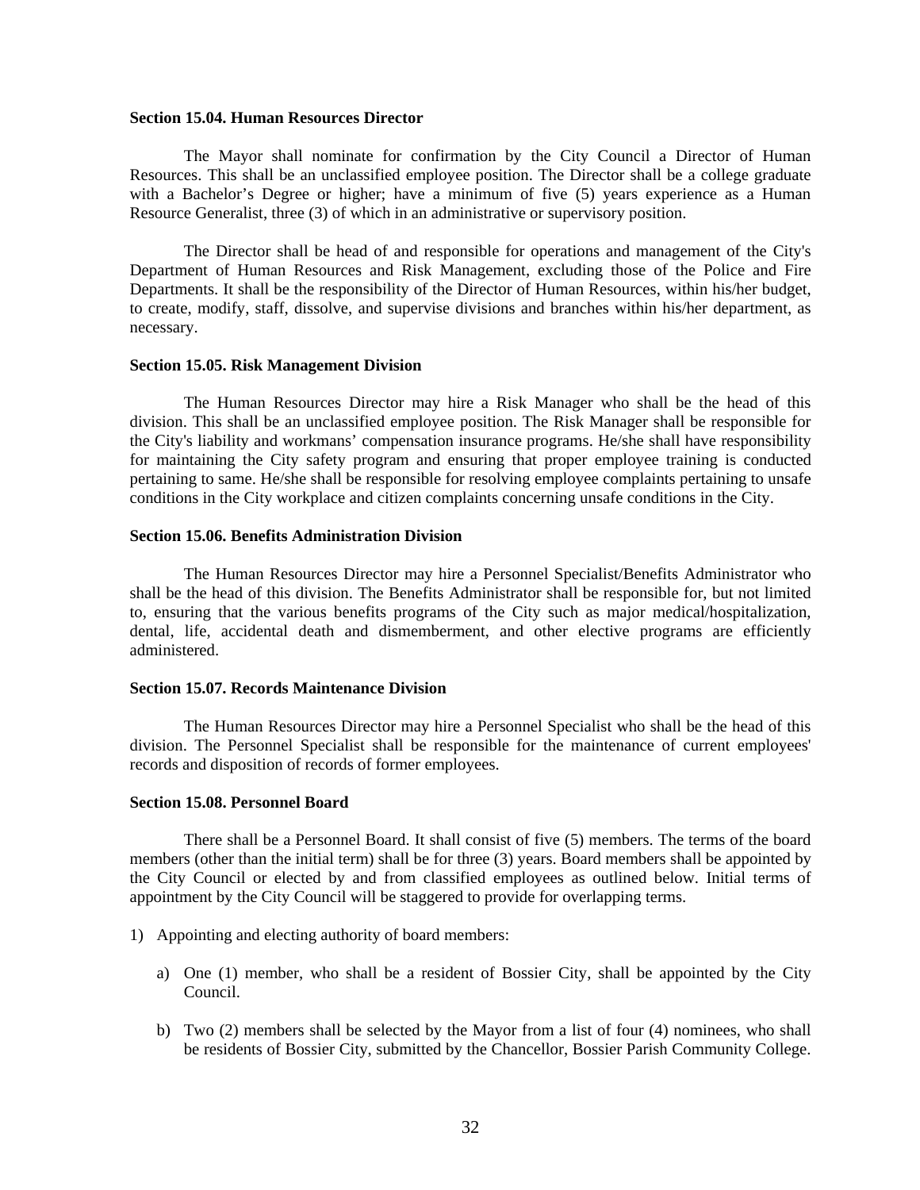**Section 15.04. Human Resources Director**

The Mayor shall nominate for confirmation by the City Council a Director of Human Resources. This shall be an unclassified employee position. The Director shall be a college graduate with a Bachelor's Degree or higher; have a minimum of five (5) years experience as a Human Resource Generalist, three (3) of which in an administrative or supervisory position.

The Director shall be head of and responsible for operations and management of the City's Department of Human Resources and Risk Management, excluding those of the Police and Fire Departments. It shall be the responsibility of the Director of Human Resources, within his/her budget, to create, modify, staff, dissolve, and supervise divisions and branches within his/her department, as necessary.

**Section 15.05. Risk Management Division**

The Human Resources Director may hire a Risk Manager who shall be the head of this division. This shall be an unclassified employee position. The Risk Manager shall be responsible for the City's liability and workmans' compensation insurance programs. He/she shall have responsibility for maintaining the City safety program and ensuring that proper employee training is conducted pertaining to same. He/she shall be responsible for resolving employee complaints pertaining to unsafe conditions in the City workplace and citizen complaints concerning unsafe conditions in the City.

**Section 15.06. Benefits Administration Division**

The Human Resources Director may hire a Personnel Specialist/Benefits Administrator who shall be the head of this division. The Benefits Administrator shall be responsible for, but not limited to, ensuring that the various benefits programs of the City such as major medical/hospitalization, dental, life, accidental death and dismemberment, and other elective programs are efficiently administered.

**Section 15.07. Records Maintenance Division**

The Human Resources Director may hire a Personnel Specialist who shall be the head of this division. The Personnel Specialist shall be responsible for the maintenance of current employees' records and disposition of records of former employees.

**Section 15.08. Personnel Board**

There shall be a Personnel Board. It shall consist of five (5) members. The terms of the board members (other than the initial term) shall be for three (3) years. Board members shall be appointed by the City Council or elected by and from classified employees as outlined below. Initial terms of appointment by the City Council will be staggered to provide for overlapping terms.

1) Appointing and electing authority of board members:

   a) One (1) member, who shall be a resident of Bossier City, shall be appointed by the City Council.

   b) Two (2) members shall be selected by the Mayor from a list of four (4) nominees, who shall be residents of Bossier City, submitted by the Chancellor, Bossier Parish Community College.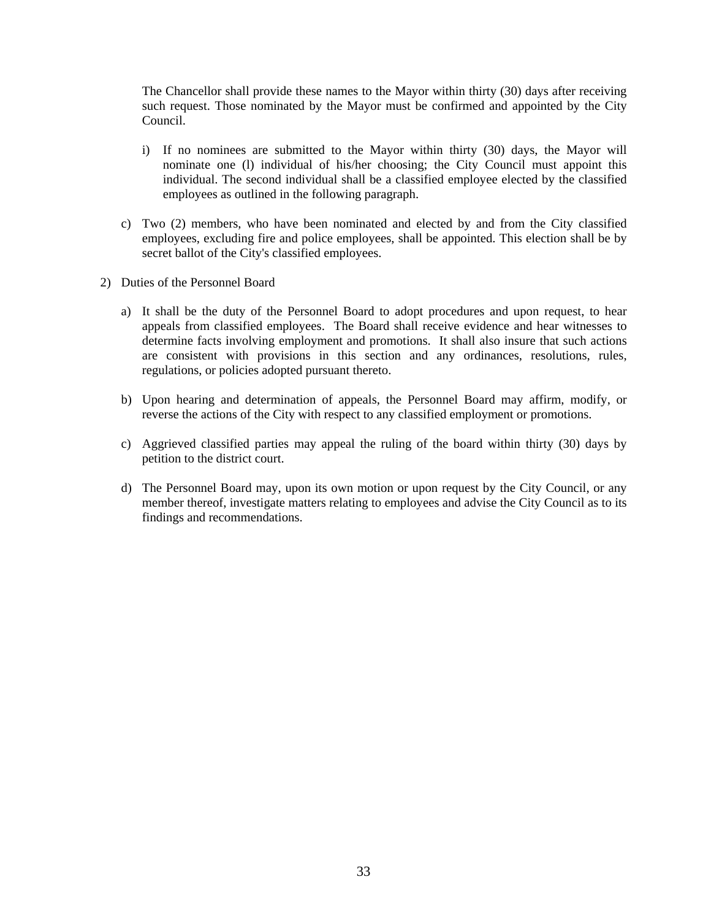The Chancellor shall provide these names to the Mayor within thirty (30) days after receiving such request. Those nominated by the Mayor must be confirmed and appointed by the City Council.

   i) If no nominees are submitted to the Mayor within thirty (30) days, the Mayor will nominate one (l) individual of his/her choosing; the City Council must appoint this individual. The second individual shall be a classified employee elected by the classified employees as outlined in the following paragraph.

c) Two (2) members, who have been nominated and elected by and from the City classified employees, excluding fire and police employees, shall be appointed. This election shall be by secret ballot of the City's classified employees.

2) Duties of the Personnel Board

   a) It shall be the duty of the Personnel Board to adopt procedures and upon request, to hear appeals from classified employees. The Board shall receive evidence and hear witnesses to determine facts involving employment and promotions. It shall also insure that such actions are consistent with provisions in this section and any ordinances, resolutions, rules, regulations, or policies adopted pursuant thereto.

   b) Upon hearing and determination of appeals, the Personnel Board may affirm, modify, or reverse the actions of the City with respect to any classified employment or promotions.

   c) Aggrieved classified parties may appeal the ruling of the board within thirty (30) days by petition to the district court.

   d) The Personnel Board may, upon its own motion or upon request by the City Council, or any member thereof, investigate matters relating to employees and advise the City Council as to its findings and recommendations.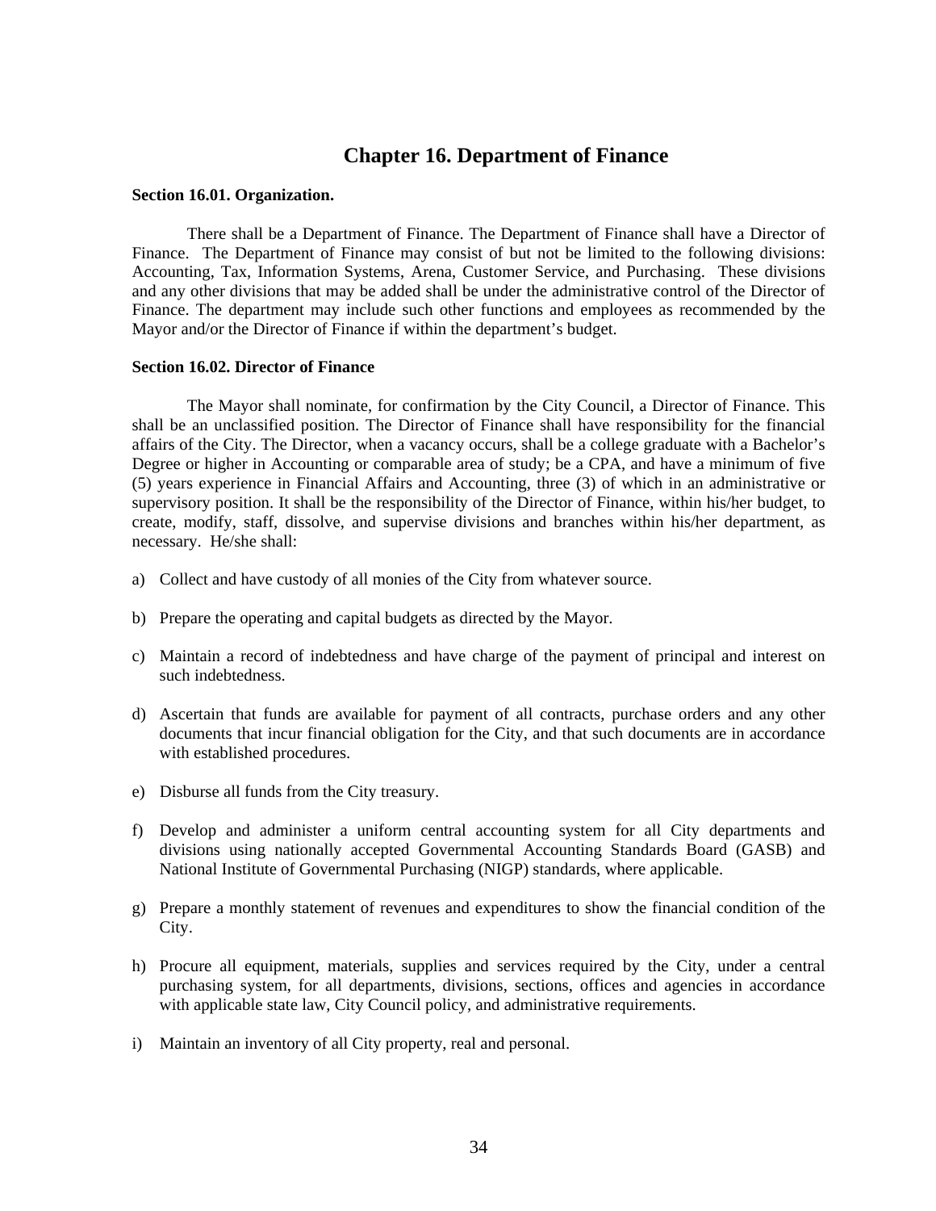# Chapter 16. Department of Finance

**Section 16.01. Organization.**

There shall be a Department of Finance. The Department of Finance shall have a Director of Finance. The Department of Finance may consist of but not be limited to the following divisions: Accounting, Tax, Information Systems, Arena, Customer Service, and Purchasing. These divisions and any other divisions that may be added shall be under the administrative control of the Director of Finance. The department may include such other functions and employees as recommended by the Mayor and/or the Director of Finance if within the department's budget.

**Section 16.02. Director of Finance**

The Mayor shall nominate, for confirmation by the City Council, a Director of Finance. This shall be an unclassified position. The Director of Finance shall have responsibility for the financial affairs of the City. The Director, when a vacancy occurs, shall be a college graduate with a Bachelor's Degree or higher in Accounting or comparable area of study; be a CPA, and have a minimum of five (5) years experience in Financial Affairs and Accounting, three (3) of which in an administrative or supervisory position. It shall be the responsibility of the Director of Finance, within his/her budget, to create, modify, staff, dissolve, and supervise divisions and branches within his/her department, as necessary. He/she shall:

a) Collect and have custody of all monies of the City from whatever source.

b) Prepare the operating and capital budgets as directed by the Mayor.

c) Maintain a record of indebtedness and have charge of the payment of principal and interest on such indebtedness.

d) Ascertain that funds are available for payment of all contracts, purchase orders and any other documents that incur financial obligation for the City, and that such documents are in accordance with established procedures.

e) Disburse all funds from the City treasury.

f) Develop and administer a uniform central accounting system for all City departments and divisions using nationally accepted Governmental Accounting Standards Board (GASB) and National Institute of Governmental Purchasing (NIGP) standards, where applicable.

g) Prepare a monthly statement of revenues and expenditures to show the financial condition of the City.

h) Procure all equipment, materials, supplies and services required by the City, under a central purchasing system, for all departments, divisions, sections, offices and agencies in accordance with applicable state law, City Council policy, and administrative requirements.

i) Maintain an inventory of all City property, real and personal.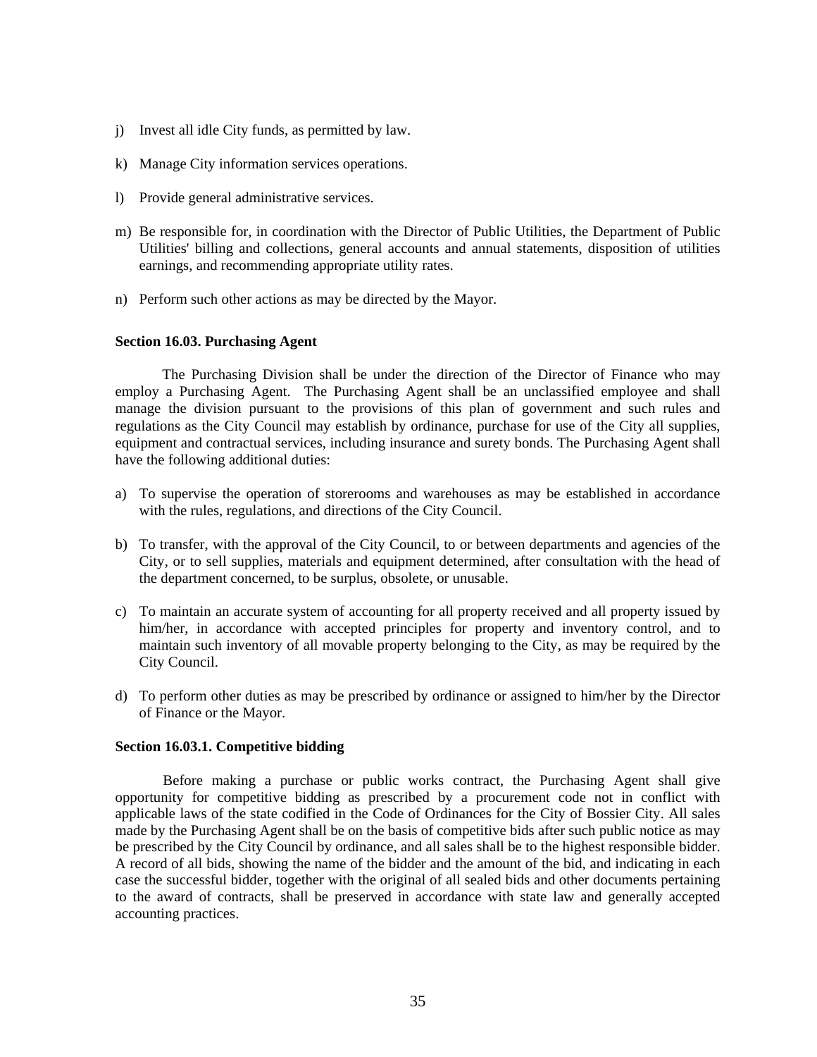j) Invest all idle City funds, as permitted by law.

k) Manage City information services operations.

l) Provide general administrative services.

m) Be responsible for, in coordination with the Director of Public Utilities, the Department of Public Utilities' billing and collections, general accounts and annual statements, disposition of utilities earnings, and recommending appropriate utility rates.

n) Perform such other actions as may be directed by the Mayor.

**Section 16.03. Purchasing Agent**

The Purchasing Division shall be under the direction of the Director of Finance who may employ a Purchasing Agent. The Purchasing Agent shall be an unclassified employee and shall manage the division pursuant to the provisions of this plan of government and such rules and regulations as the City Council may establish by ordinance, purchase for use of the City all supplies, equipment and contractual services, including insurance and surety bonds. The Purchasing Agent shall have the following additional duties:

a) To supervise the operation of storerooms and warehouses as may be established in accordance with the rules, regulations, and directions of the City Council.

b) To transfer, with the approval of the City Council, to or between departments and agencies of the City, or to sell supplies, materials and equipment determined, after consultation with the head of the department concerned, to be surplus, obsolete, or unusable.

c) To maintain an accurate system of accounting for all property received and all property issued by him/her, in accordance with accepted principles for property and inventory control, and to maintain such inventory of all movable property belonging to the City, as may be required by the City Council.

d) To perform other duties as may be prescribed by ordinance or assigned to him/her by the Director of Finance or the Mayor.

**Section 16.03.1. Competitive bidding**

Before making a purchase or public works contract, the Purchasing Agent shall give opportunity for competitive bidding as prescribed by a procurement code not in conflict with applicable laws of the state codified in the Code of Ordinances for the City of Bossier City. All sales made by the Purchasing Agent shall be on the basis of competitive bids after such public notice as may be prescribed by the City Council by ordinance, and all sales shall be to the highest responsible bidder. A record of all bids, showing the name of the bidder and the amount of the bid, and indicating in each case the successful bidder, together with the original of all sealed bids and other documents pertaining to the award of contracts, shall be preserved in accordance with state law and generally accepted accounting practices.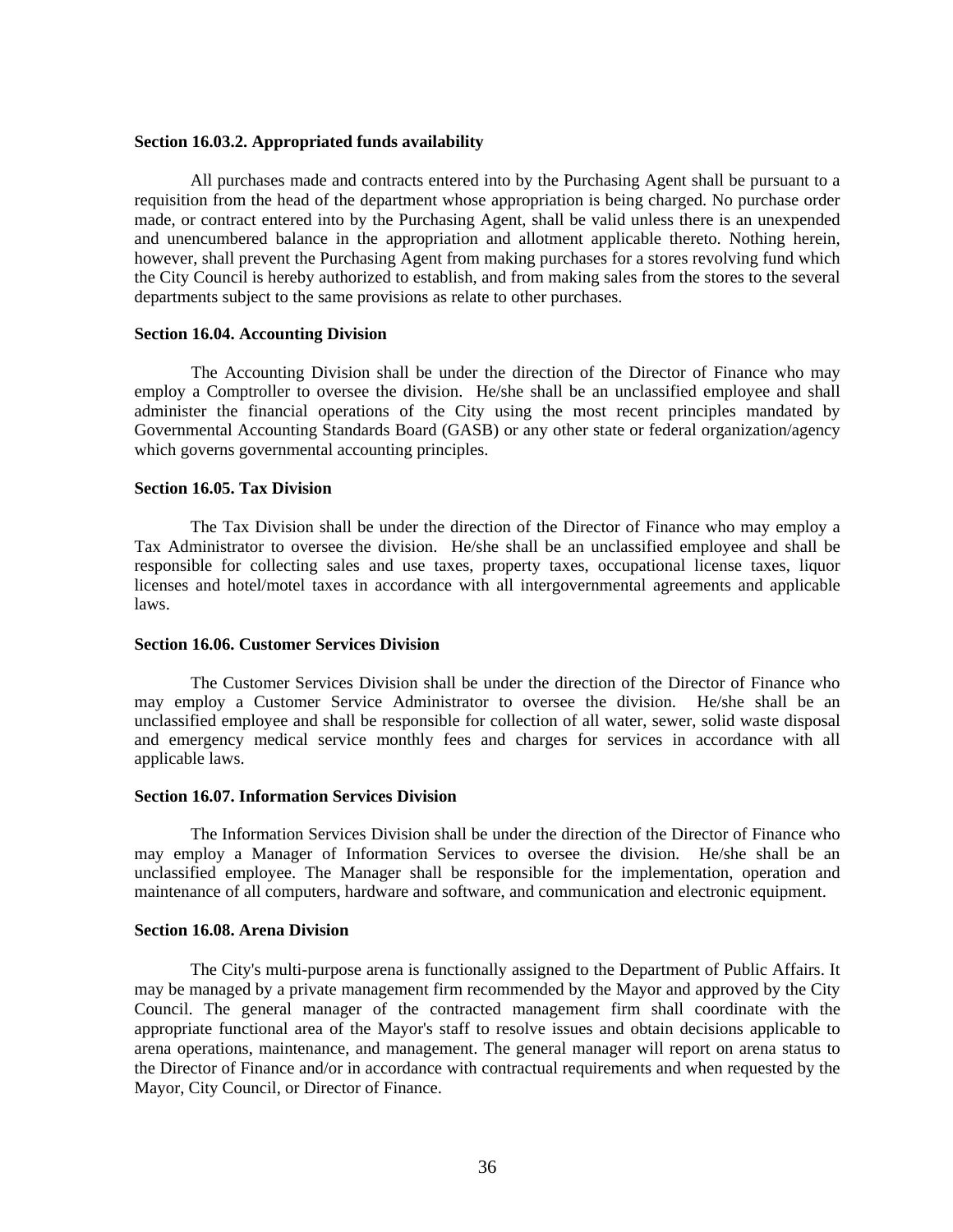**Section 16.03.2. Appropriated funds availability**

All purchases made and contracts entered into by the Purchasing Agent shall be pursuant to a requisition from the head of the department whose appropriation is being charged. No purchase order made, or contract entered into by the Purchasing Agent, shall be valid unless there is an unexpended and unencumbered balance in the appropriation and allotment applicable thereto. Nothing herein, however, shall prevent the Purchasing Agent from making purchases for a stores revolving fund which the City Council is hereby authorized to establish, and from making sales from the stores to the several departments subject to the same provisions as relate to other purchases.

**Section 16.04. Accounting Division**

The Accounting Division shall be under the direction of the Director of Finance who may employ a Comptroller to oversee the division. He/she shall be an unclassified employee and shall administer the financial operations of the City using the most recent principles mandated by Governmental Accounting Standards Board (GASB) or any other state or federal organization/agency which governs governmental accounting principles.

**Section 16.05. Tax Division**

The Tax Division shall be under the direction of the Director of Finance who may employ a Tax Administrator to oversee the division. He/she shall be an unclassified employee and shall be responsible for collecting sales and use taxes, property taxes, occupational license taxes, liquor licenses and hotel/motel taxes in accordance with all intergovernmental agreements and applicable laws.

**Section 16.06. Customer Services Division**

The Customer Services Division shall be under the direction of the Director of Finance who may employ a Customer Service Administrator to oversee the division. He/she shall be an unclassified employee and shall be responsible for collection of all water, sewer, solid waste disposal and emergency medical service monthly fees and charges for services in accordance with all applicable laws.

**Section 16.07. Information Services Division**

The Information Services Division shall be under the direction of the Director of Finance who may employ a Manager of Information Services to oversee the division. He/she shall be an unclassified employee. The Manager shall be responsible for the implementation, operation and maintenance of all computers, hardware and software, and communication and electronic equipment.

**Section 16.08. Arena Division**

The City's multi-purpose arena is functionally assigned to the Department of Public Affairs. It may be managed by a private management firm recommended by the Mayor and approved by the City Council. The general manager of the contracted management firm shall coordinate with the appropriate functional area of the Mayor's staff to resolve issues and obtain decisions applicable to arena operations, maintenance, and management. The general manager will report on arena status to the Director of Finance and/or in accordance with contractual requirements and when requested by the Mayor, City Council, or Director of Finance.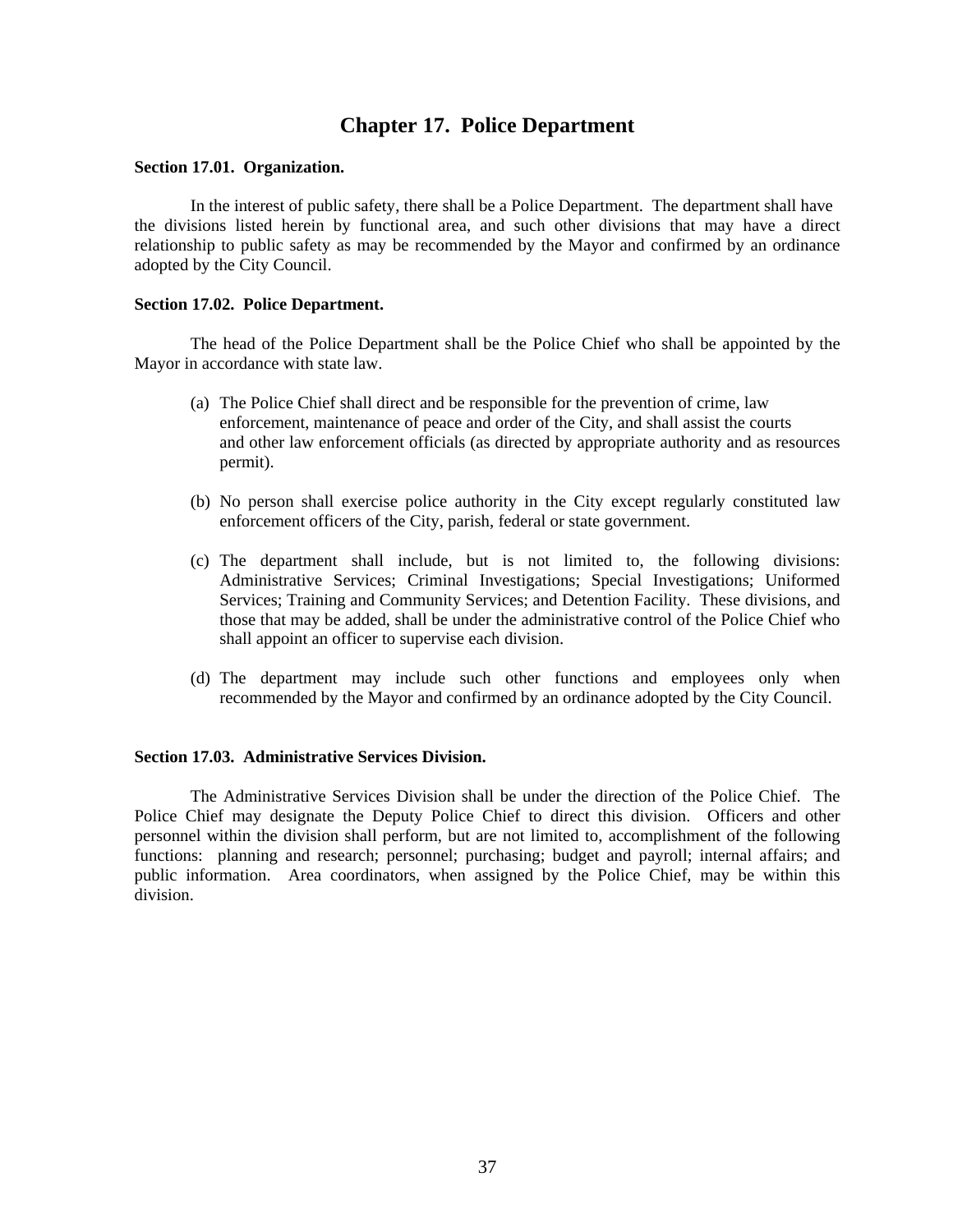# Chapter 17. Police Department

**Section 17.01. Organization.**

In the interest of public safety, there shall be a Police Department. The department shall have the divisions listed herein by functional area, and such other divisions that may have a direct relationship to public safety as may be recommended by the Mayor and confirmed by an ordinance adopted by the City Council.

**Section 17.02. Police Department.**

The head of the Police Department shall be the Police Chief who shall be appointed by the Mayor in accordance with state law.

(a) The Police Chief shall direct and be responsible for the prevention of crime, law enforcement, maintenance of peace and order of the City, and shall assist the courts and other law enforcement officials (as directed by appropriate authority and as resources permit).

(b) No person shall exercise police authority in the City except regularly constituted law enforcement officers of the City, parish, federal or state government.

(c) The department shall include, but is not limited to, the following divisions: Administrative Services; Criminal Investigations; Special Investigations; Uniformed Services; Training and Community Services; and Detention Facility. These divisions, and those that may be added, shall be under the administrative control of the Police Chief who shall appoint an officer to supervise each division.

(d) The department may include such other functions and employees only when recommended by the Mayor and confirmed by an ordinance adopted by the City Council.

**Section 17.03. Administrative Services Division.**

The Administrative Services Division shall be under the direction of the Police Chief. The Police Chief may designate the Deputy Police Chief to direct this division. Officers and other personnel within the division shall perform, but are not limited to, accomplishment of the following functions: planning and research; personnel; purchasing; budget and payroll; internal affairs; and public information. Area coordinators, when assigned by the Police Chief, may be within this division.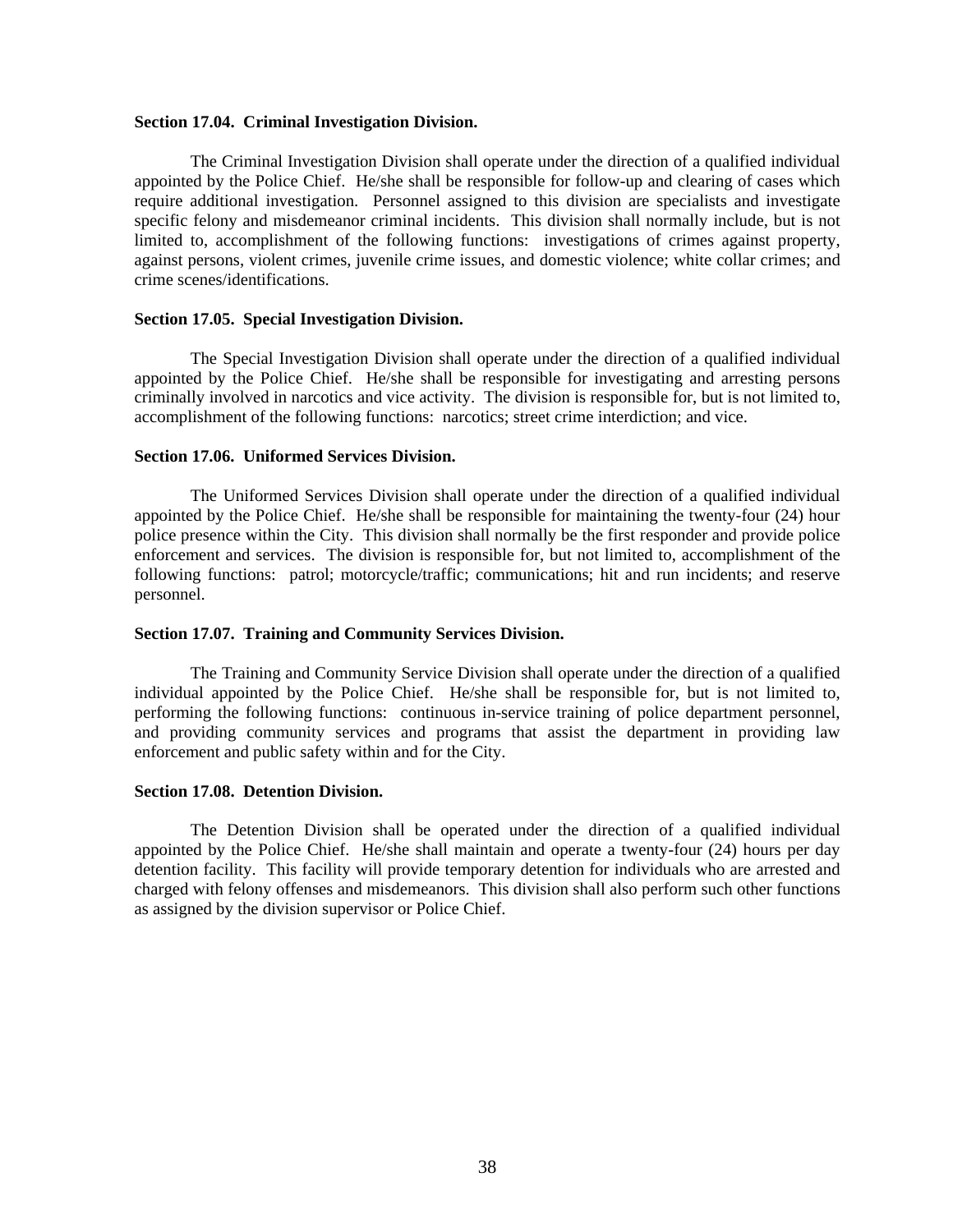**Section 17.04. Criminal Investigation Division.**

The Criminal Investigation Division shall operate under the direction of a qualified individual appointed by the Police Chief. He/she shall be responsible for follow-up and clearing of cases which require additional investigation. Personnel assigned to this division are specialists and investigate specific felony and misdemeanor criminal incidents. This division shall normally include, but is not limited to, accomplishment of the following functions: investigations of crimes against property, against persons, violent crimes, juvenile crime issues, and domestic violence; white collar crimes; and crime scenes/identifications.

**Section 17.05. Special Investigation Division.**

The Special Investigation Division shall operate under the direction of a qualified individual appointed by the Police Chief. He/she shall be responsible for investigating and arresting persons criminally involved in narcotics and vice activity. The division is responsible for, but is not limited to, accomplishment of the following functions: narcotics; street crime interdiction; and vice.

**Section 17.06. Uniformed Services Division.**

The Uniformed Services Division shall operate under the direction of a qualified individual appointed by the Police Chief. He/she shall be responsible for maintaining the twenty-four (24) hour police presence within the City. This division shall normally be the first responder and provide police enforcement and services. The division is responsible for, but not limited to, accomplishment of the following functions: patrol; motorcycle/traffic; communications; hit and run incidents; and reserve personnel.

**Section 17.07. Training and Community Services Division.**

The Training and Community Service Division shall operate under the direction of a qualified individual appointed by the Police Chief. He/she shall be responsible for, but is not limited to, performing the following functions: continuous in-service training of police department personnel, and providing community services and programs that assist the department in providing law enforcement and public safety within and for the City.

**Section 17.08. Detention Division.**

The Detention Division shall be operated under the direction of a qualified individual appointed by the Police Chief. He/she shall maintain and operate a twenty-four (24) hours per day detention facility. This facility will provide temporary detention for individuals who are arrested and charged with felony offenses and misdemeanors. This division shall also perform such other functions as assigned by the division supervisor or Police Chief.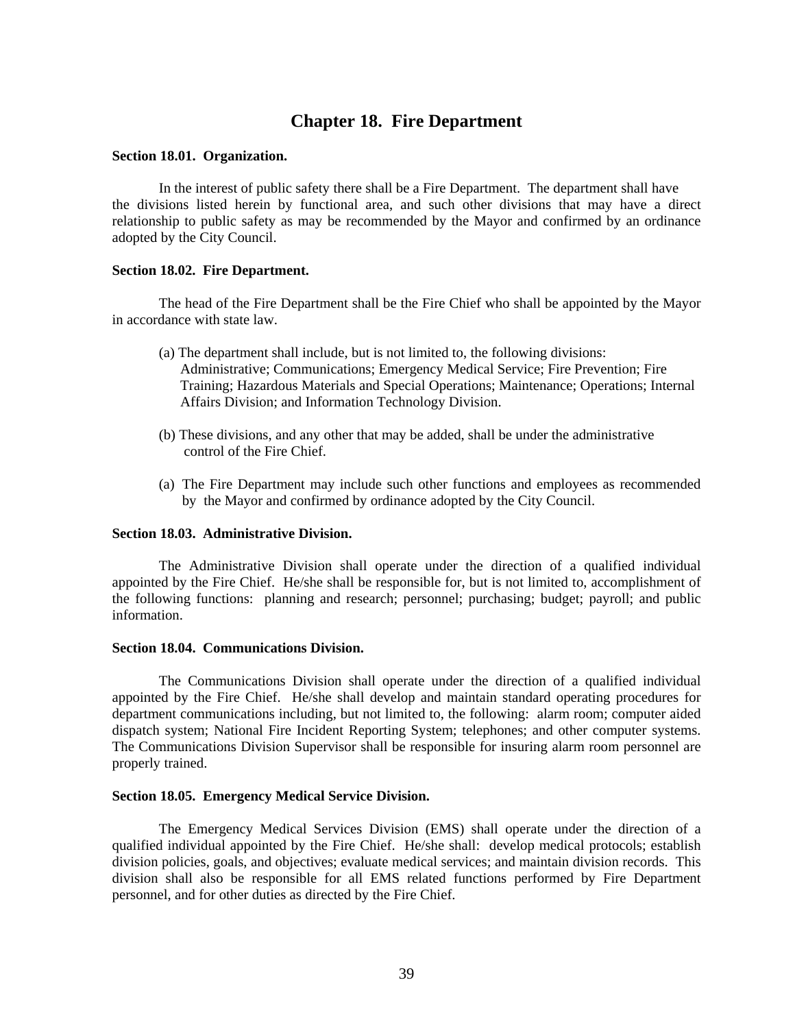# Chapter 18. Fire Department

**Section 18.01. Organization.**

In the interest of public safety there shall be a Fire Department. The department shall have the divisions listed herein by functional area, and such other divisions that may have a direct relationship to public safety as may be recommended by the Mayor and confirmed by an ordinance adopted by the City Council.

**Section 18.02. Fire Department.**

The head of the Fire Department shall be the Fire Chief who shall be appointed by the Mayor in accordance with state law.

(a) The department shall include, but is not limited to, the following divisions: Administrative; Communications; Emergency Medical Service; Fire Prevention; Fire Training; Hazardous Materials and Special Operations; Maintenance; Operations; Internal Affairs Division; and Information Technology Division.

(b) These divisions, and any other that may be added, shall be under the administrative control of the Fire Chief.

(a) The Fire Department may include such other functions and employees as recommended by the Mayor and confirmed by ordinance adopted by the City Council.

**Section 18.03. Administrative Division.**

The Administrative Division shall operate under the direction of a qualified individual appointed by the Fire Chief. He/she shall be responsible for, but is not limited to, accomplishment of the following functions: planning and research; personnel; purchasing; budget; payroll; and public information.

**Section 18.04. Communications Division.**

The Communications Division shall operate under the direction of a qualified individual appointed by the Fire Chief. He/she shall develop and maintain standard operating procedures for department communications including, but not limited to, the following: alarm room; computer aided dispatch system; National Fire Incident Reporting System; telephones; and other computer systems. The Communications Division Supervisor shall be responsible for insuring alarm room personnel are properly trained.

**Section 18.05. Emergency Medical Service Division.**

The Emergency Medical Services Division (EMS) shall operate under the direction of a qualified individual appointed by the Fire Chief. He/she shall: develop medical protocols; establish division policies, goals, and objectives; evaluate medical services; and maintain division records. This division shall also be responsible for all EMS related functions performed by Fire Department personnel, and for other duties as directed by the Fire Chief.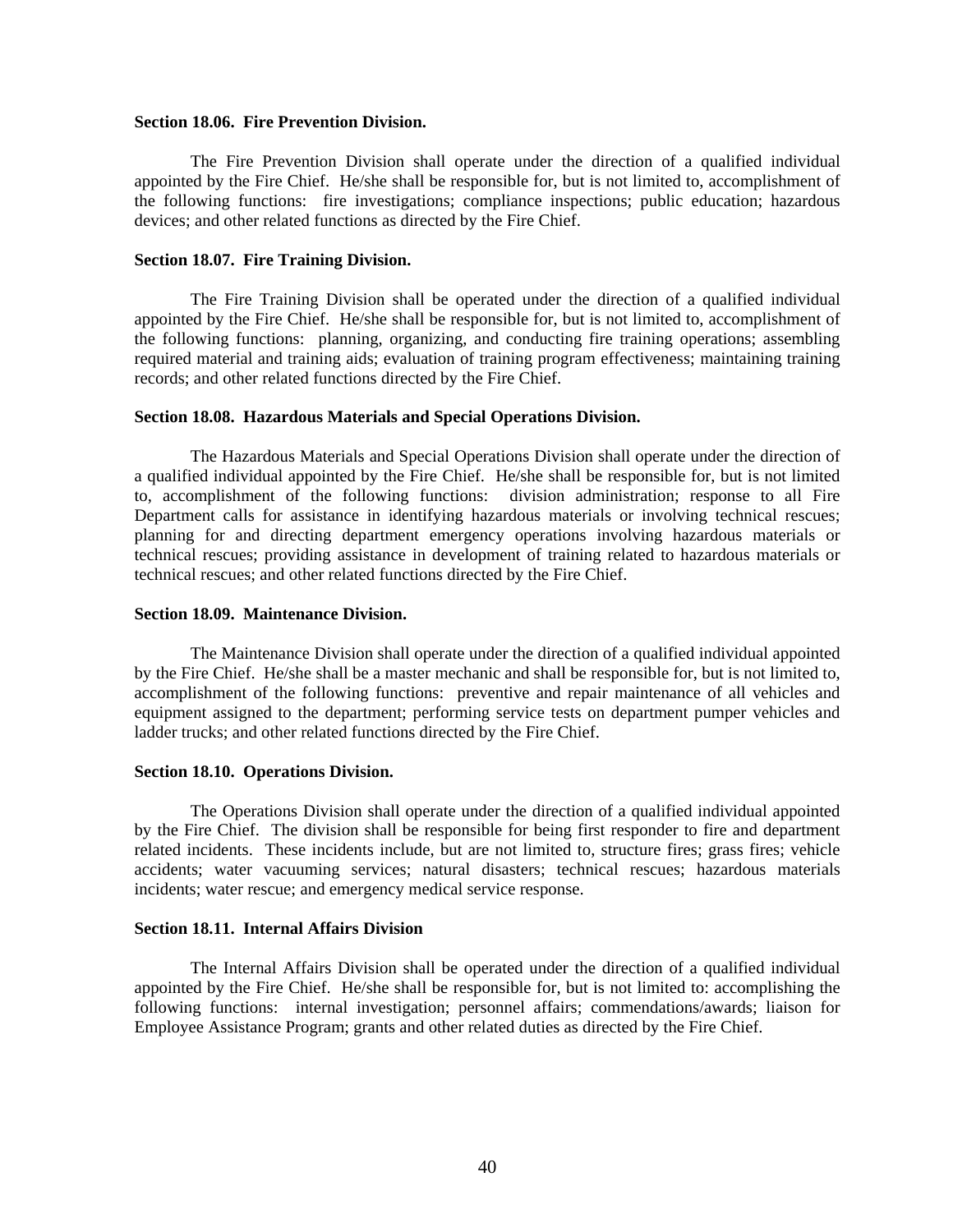**Section 18.06. Fire Prevention Division.**

The Fire Prevention Division shall operate under the direction of a qualified individual appointed by the Fire Chief. He/she shall be responsible for, but is not limited to, accomplishment of the following functions: fire investigations; compliance inspections; public education; hazardous devices; and other related functions as directed by the Fire Chief.

**Section 18.07. Fire Training Division.**

The Fire Training Division shall be operated under the direction of a qualified individual appointed by the Fire Chief. He/she shall be responsible for, but is not limited to, accomplishment of the following functions: planning, organizing, and conducting fire training operations; assembling required material and training aids; evaluation of training program effectiveness; maintaining training records; and other related functions directed by the Fire Chief.

**Section 18.08. Hazardous Materials and Special Operations Division.**

The Hazardous Materials and Special Operations Division shall operate under the direction of a qualified individual appointed by the Fire Chief. He/she shall be responsible for, but is not limited to, accomplishment of the following functions: division administration; response to all Fire Department calls for assistance in identifying hazardous materials or involving technical rescues; planning for and directing department emergency operations involving hazardous materials or technical rescues; providing assistance in development of training related to hazardous materials or technical rescues; and other related functions directed by the Fire Chief.

**Section 18.09. Maintenance Division.**

The Maintenance Division shall operate under the direction of a qualified individual appointed by the Fire Chief. He/she shall be a master mechanic and shall be responsible for, but is not limited to, accomplishment of the following functions: preventive and repair maintenance of all vehicles and equipment assigned to the department; performing service tests on department pumper vehicles and ladder trucks; and other related functions directed by the Fire Chief.

**Section 18.10. Operations Division.**

The Operations Division shall operate under the direction of a qualified individual appointed by the Fire Chief. The division shall be responsible for being first responder to fire and department related incidents. These incidents include, but are not limited to, structure fires; grass fires; vehicle accidents; water vacuuming services; natural disasters; technical rescues; hazardous materials incidents; water rescue; and emergency medical service response.

**Section 18.11. Internal Affairs Division**

The Internal Affairs Division shall be operated under the direction of a qualified individual appointed by the Fire Chief. He/she shall be responsible for, but is not limited to: accomplishing the following functions: internal investigation; personnel affairs; commendations/awards; liaison for Employee Assistance Program; grants and other related duties as directed by the Fire Chief.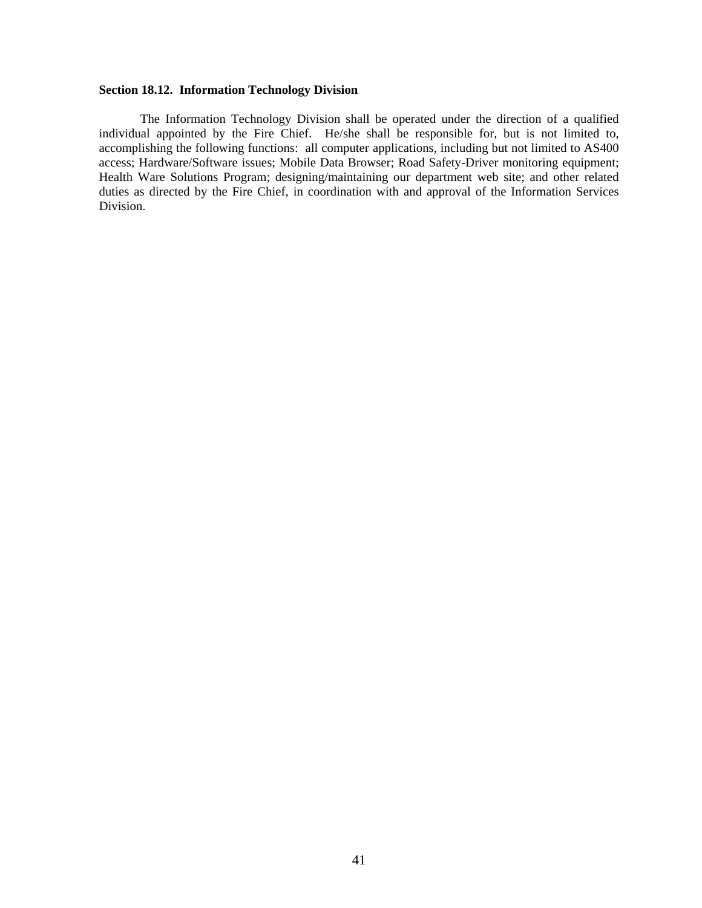**Section 18.12. Information Technology Division**

The Information Technology Division shall be operated under the direction of a qualified individual appointed by the Fire Chief. He/she shall be responsible for, but is not limited to, accomplishing the following functions: all computer applications, including but not limited to AS400 access; Hardware/Software issues; Mobile Data Browser; Road Safety-Driver monitoring equipment; Health Ware Solutions Program; designing/maintaining our department web site; and other related duties as directed by the Fire Chief, in coordination with and approval of the Information Services Division.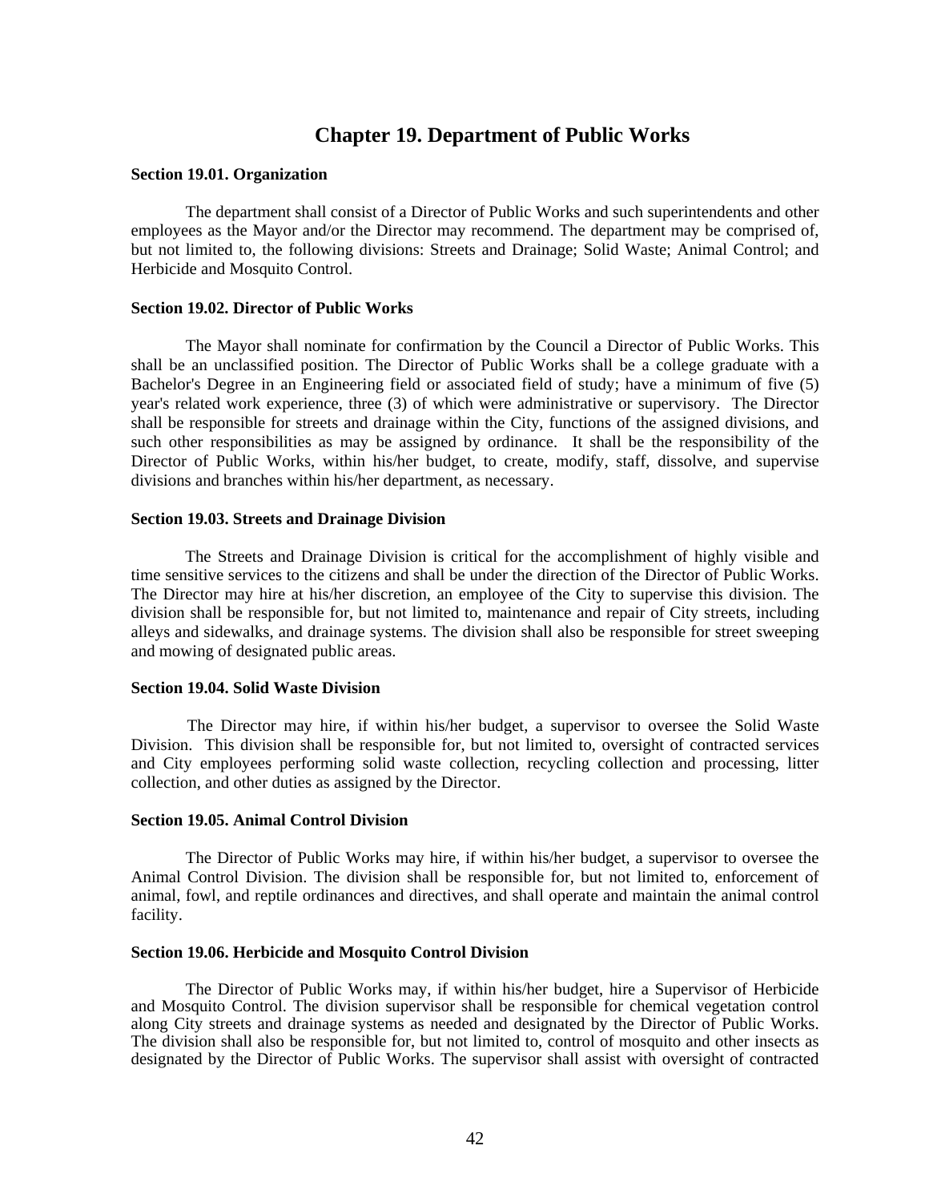# Chapter 19. Department of Public Works

**Section 19.01. Organization**

The department shall consist of a Director of Public Works and such superintendents and other employees as the Mayor and/or the Director may recommend. The department may be comprised of, but not limited to, the following divisions: Streets and Drainage; Solid Waste; Animal Control; and Herbicide and Mosquito Control.

**Section 19.02. Director of Public Works**

The Mayor shall nominate for confirmation by the Council a Director of Public Works. This shall be an unclassified position. The Director of Public Works shall be a college graduate with a Bachelor's Degree in an Engineering field or associated field of study; have a minimum of five (5) year's related work experience, three (3) of which were administrative or supervisory. The Director shall be responsible for streets and drainage within the City, functions of the assigned divisions, and such other responsibilities as may be assigned by ordinance. It shall be the responsibility of the Director of Public Works, within his/her budget, to create, modify, staff, dissolve, and supervise divisions and branches within his/her department, as necessary.

**Section 19.03. Streets and Drainage Division**

The Streets and Drainage Division is critical for the accomplishment of highly visible and time sensitive services to the citizens and shall be under the direction of the Director of Public Works. The Director may hire at his/her discretion, an employee of the City to supervise this division. The division shall be responsible for, but not limited to, maintenance and repair of City streets, including alleys and sidewalks, and drainage systems. The division shall also be responsible for street sweeping and mowing of designated public areas.

**Section 19.04. Solid Waste Division**

The Director may hire, if within his/her budget, a supervisor to oversee the Solid Waste Division. This division shall be responsible for, but not limited to, oversight of contracted services and City employees performing solid waste collection, recycling collection and processing, litter collection, and other duties as assigned by the Director.

**Section 19.05. Animal Control Division**

The Director of Public Works may hire, if within his/her budget, a supervisor to oversee the Animal Control Division. The division shall be responsible for, but not limited to, enforcement of animal, fowl, and reptile ordinances and directives, and shall operate and maintain the animal control facility.

**Section 19.06. Herbicide and Mosquito Control Division**

The Director of Public Works may, if within his/her budget, hire a Supervisor of Herbicide and Mosquito Control. The division supervisor shall be responsible for chemical vegetation control along City streets and drainage systems as needed and designated by the Director of Public Works. The division shall also be responsible for, but not limited to, control of mosquito and other insects as designated by the Director of Public Works. The supervisor shall assist with oversight of contracted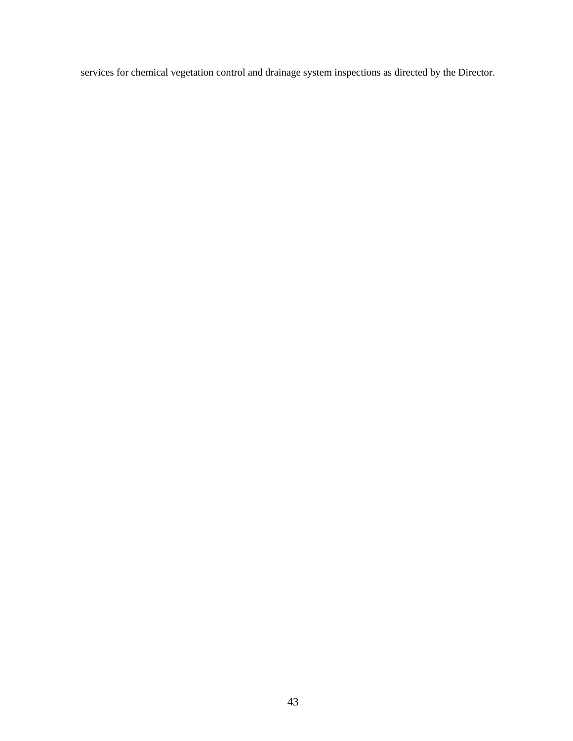services for chemical vegetation control and drainage system inspections as directed by the Director.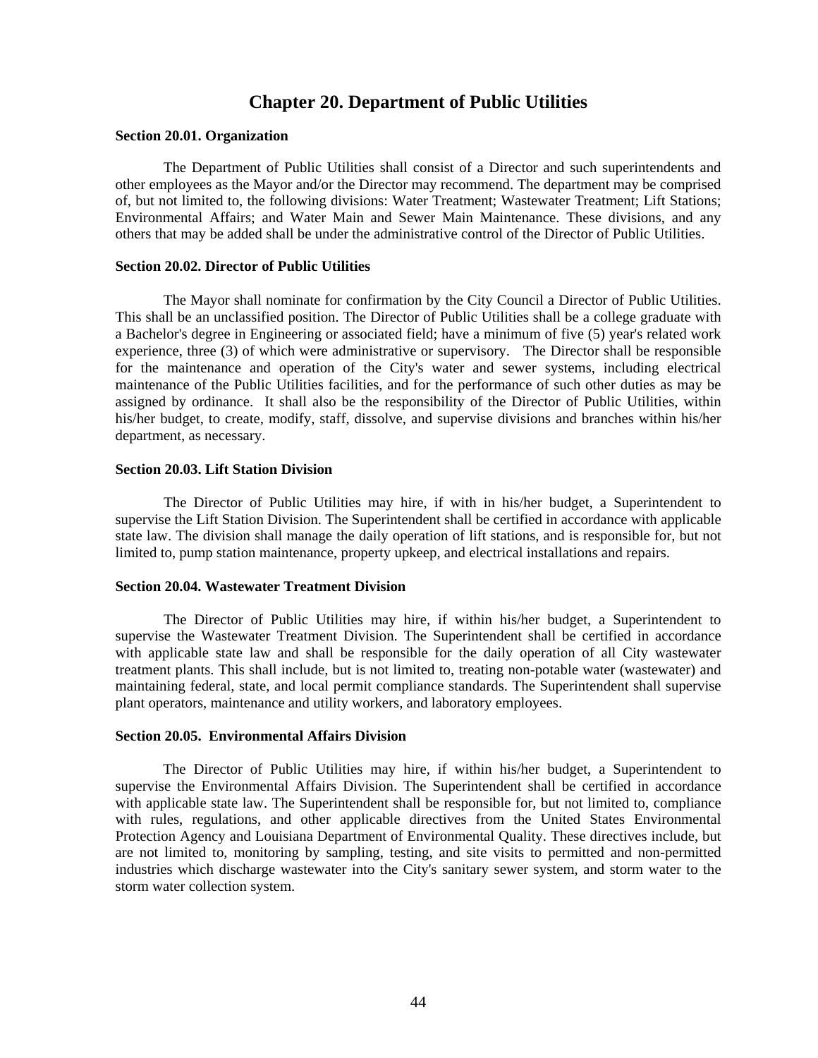# Chapter 20. Department of Public Utilities

**Section 20.01. Organization**

The Department of Public Utilities shall consist of a Director and such superintendents and other employees as the Mayor and/or the Director may recommend. The department may be comprised of, but not limited to, the following divisions: Water Treatment; Wastewater Treatment; Lift Stations; Environmental Affairs; and Water Main and Sewer Main Maintenance. These divisions, and any others that may be added shall be under the administrative control of the Director of Public Utilities.

**Section 20.02. Director of Public Utilities**

The Mayor shall nominate for confirmation by the City Council a Director of Public Utilities. This shall be an unclassified position. The Director of Public Utilities shall be a college graduate with a Bachelor's degree in Engineering or associated field; have a minimum of five (5) year's related work experience, three (3) of which were administrative or supervisory. The Director shall be responsible for the maintenance and operation of the City's water and sewer systems, including electrical maintenance of the Public Utilities facilities, and for the performance of such other duties as may be assigned by ordinance. It shall also be the responsibility of the Director of Public Utilities, within his/her budget, to create, modify, staff, dissolve, and supervise divisions and branches within his/her department, as necessary.

**Section 20.03. Lift Station Division**

The Director of Public Utilities may hire, if with in his/her budget, a Superintendent to supervise the Lift Station Division. The Superintendent shall be certified in accordance with applicable state law. The division shall manage the daily operation of lift stations, and is responsible for, but not limited to, pump station maintenance, property upkeep, and electrical installations and repairs.

**Section 20.04. Wastewater Treatment Division**

The Director of Public Utilities may hire, if within his/her budget, a Superintendent to supervise the Wastewater Treatment Division. The Superintendent shall be certified in accordance with applicable state law and shall be responsible for the daily operation of all City wastewater treatment plants. This shall include, but is not limited to, treating non-potable water (wastewater) and maintaining federal, state, and local permit compliance standards. The Superintendent shall supervise plant operators, maintenance and utility workers, and laboratory employees.

**Section 20.05. Environmental Affairs Division**

The Director of Public Utilities may hire, if within his/her budget, a Superintendent to supervise the Environmental Affairs Division. The Superintendent shall be certified in accordance with applicable state law. The Superintendent shall be responsible for, but not limited to, compliance with rules, regulations, and other applicable directives from the United States Environmental Protection Agency and Louisiana Department of Environmental Quality. These directives include, but are not limited to, monitoring by sampling, testing, and site visits to permitted and non-permitted industries which discharge wastewater into the City's sanitary sewer system, and storm water to the storm water collection system.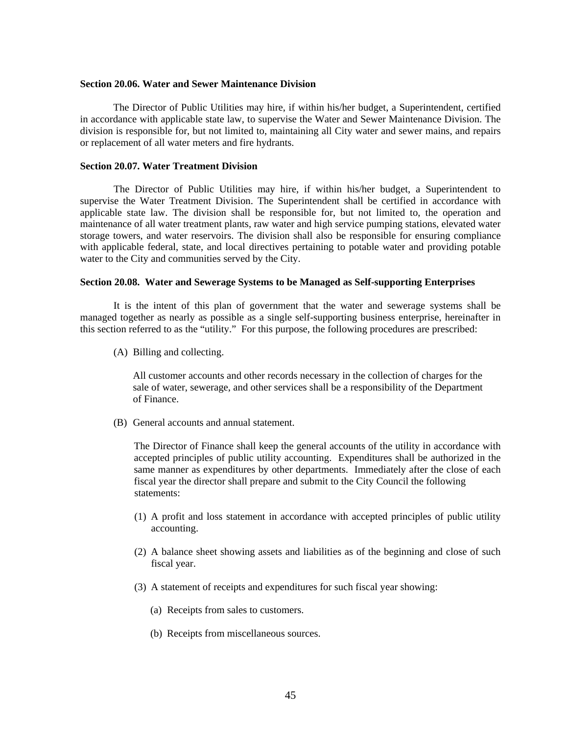**Section 20.06. Water and Sewer Maintenance Division**

The Director of Public Utilities may hire, if within his/her budget, a Superintendent, certified in accordance with applicable state law, to supervise the Water and Sewer Maintenance Division. The division is responsible for, but not limited to, maintaining all City water and sewer mains, and repairs or replacement of all water meters and fire hydrants.

**Section 20.07. Water Treatment Division**

The Director of Public Utilities may hire, if within his/her budget, a Superintendent to supervise the Water Treatment Division. The Superintendent shall be certified in accordance with applicable state law. The division shall be responsible for, but not limited to, the operation and maintenance of all water treatment plants, raw water and high service pumping stations, elevated water storage towers, and water reservoirs. The division shall also be responsible for ensuring compliance with applicable federal, state, and local directives pertaining to potable water and providing potable water to the City and communities served by the City.

**Section 20.08. Water and Sewerage Systems to be Managed as Self-supporting Enterprises**

It is the intent of this plan of government that the water and sewerage systems shall be managed together as nearly as possible as a single self-supporting business enterprise, hereinafter in this section referred to as the "utility." For this purpose, the following procedures are prescribed:

(A) Billing and collecting.

All customer accounts and other records necessary in the collection of charges for the sale of water, sewerage, and other services shall be a responsibility of the Department of Finance.

(B) General accounts and annual statement.

The Director of Finance shall keep the general accounts of the utility in accordance with accepted principles of public utility accounting. Expenditures shall be authorized in the same manner as expenditures by other departments. Immediately after the close of each fiscal year the director shall prepare and submit to the City Council the following statements:

(1) A profit and loss statement in accordance with accepted principles of public utility accounting.

(2) A balance sheet showing assets and liabilities as of the beginning and close of such fiscal year.

(3) A statement of receipts and expenditures for such fiscal year showing:

(a) Receipts from sales to customers.

(b) Receipts from miscellaneous sources.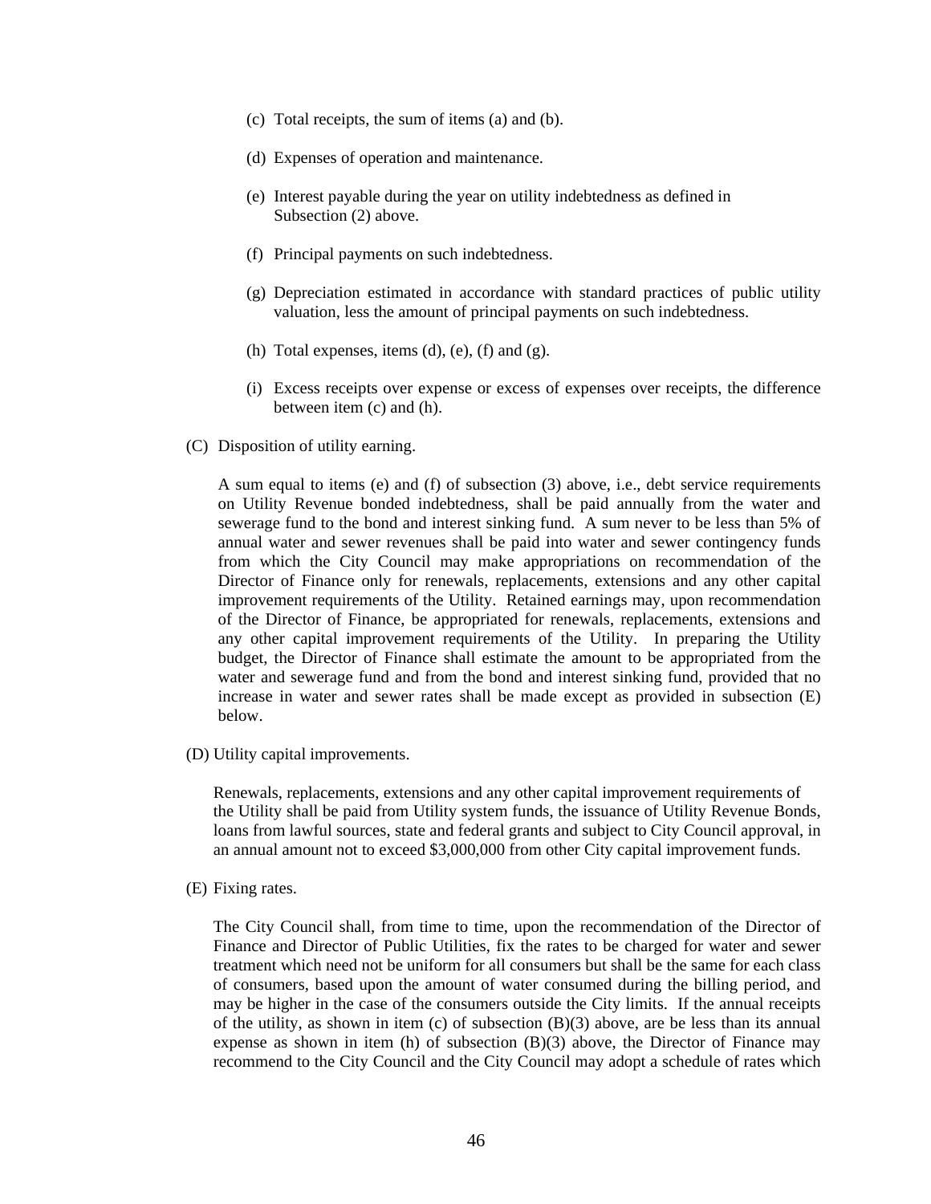(c) Total receipts, the sum of items (a) and (b).

(d) Expenses of operation and maintenance.

(e) Interest payable during the year on utility indebtedness as defined in Subsection (2) above.

(f) Principal payments on such indebtedness.

(g) Depreciation estimated in accordance with standard practices of public utility valuation, less the amount of principal payments on such indebtedness.

(h) Total expenses, items (d), (e), (f) and (g).

(i) Excess receipts over expense or excess of expenses over receipts, the difference between item (c) and (h).

(C) Disposition of utility earning.

A sum equal to items (e) and (f) of subsection (3) above, i.e., debt service requirements on Utility Revenue bonded indebtedness, shall be paid annually from the water and sewerage fund to the bond and interest sinking fund. A sum never to be less than 5% of annual water and sewer revenues shall be paid into water and sewer contingency funds from which the City Council may make appropriations on recommendation of the Director of Finance only for renewals, replacements, extensions and any other capital improvement requirements of the Utility. Retained earnings may, upon recommendation of the Director of Finance, be appropriated for renewals, replacements, extensions and any other capital improvement requirements of the Utility. In preparing the Utility budget, the Director of Finance shall estimate the amount to be appropriated from the water and sewerage fund and from the bond and interest sinking fund, provided that no increase in water and sewer rates shall be made except as provided in subsection (E) below.

(D) Utility capital improvements.

Renewals, replacements, extensions and any other capital improvement requirements of the Utility shall be paid from Utility system funds, the issuance of Utility Revenue Bonds, loans from lawful sources, state and federal grants and subject to City Council approval, in an annual amount not to exceed $3,000,000 from other City capital improvement funds.

(E) Fixing rates.

The City Council shall, from time to time, upon the recommendation of the Director of Finance and Director of Public Utilities, fix the rates to be charged for water and sewer treatment which need not be uniform for all consumers but shall be the same for each class of consumers, based upon the amount of water consumed during the billing period, and may be higher in the case of the consumers outside the City limits. If the annual receipts of the utility, as shown in item (c) of subsection (B)(3) above, are be less than its annual expense as shown in item (h) of subsection (B)(3) above, the Director of Finance may recommend to the City Council and the City Council may adopt a schedule of rates which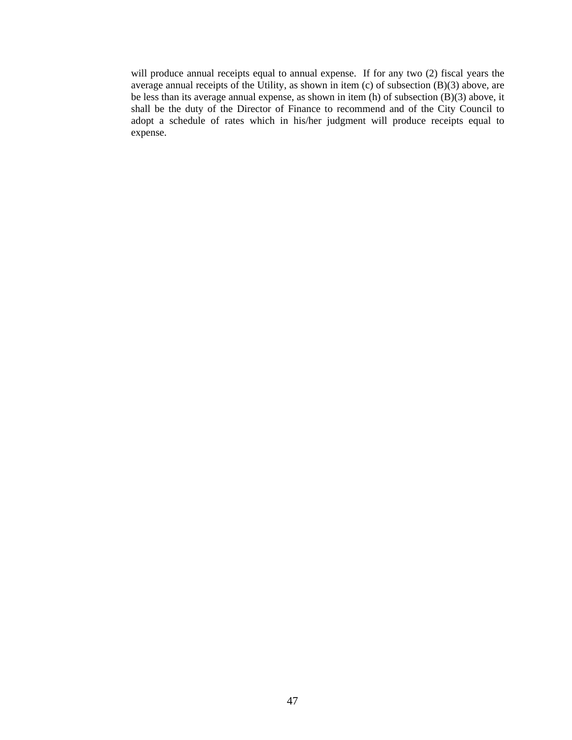will produce annual receipts equal to annual expense. If for any two (2) fiscal years the average annual receipts of the Utility, as shown in item (c) of subsection (B)(3) above, are be less than its average annual expense, as shown in item (h) of subsection (B)(3) above, it shall be the duty of the Director of Finance to recommend and of the City Council to adopt a schedule of rates which in his/her judgment will produce receipts equal to expense.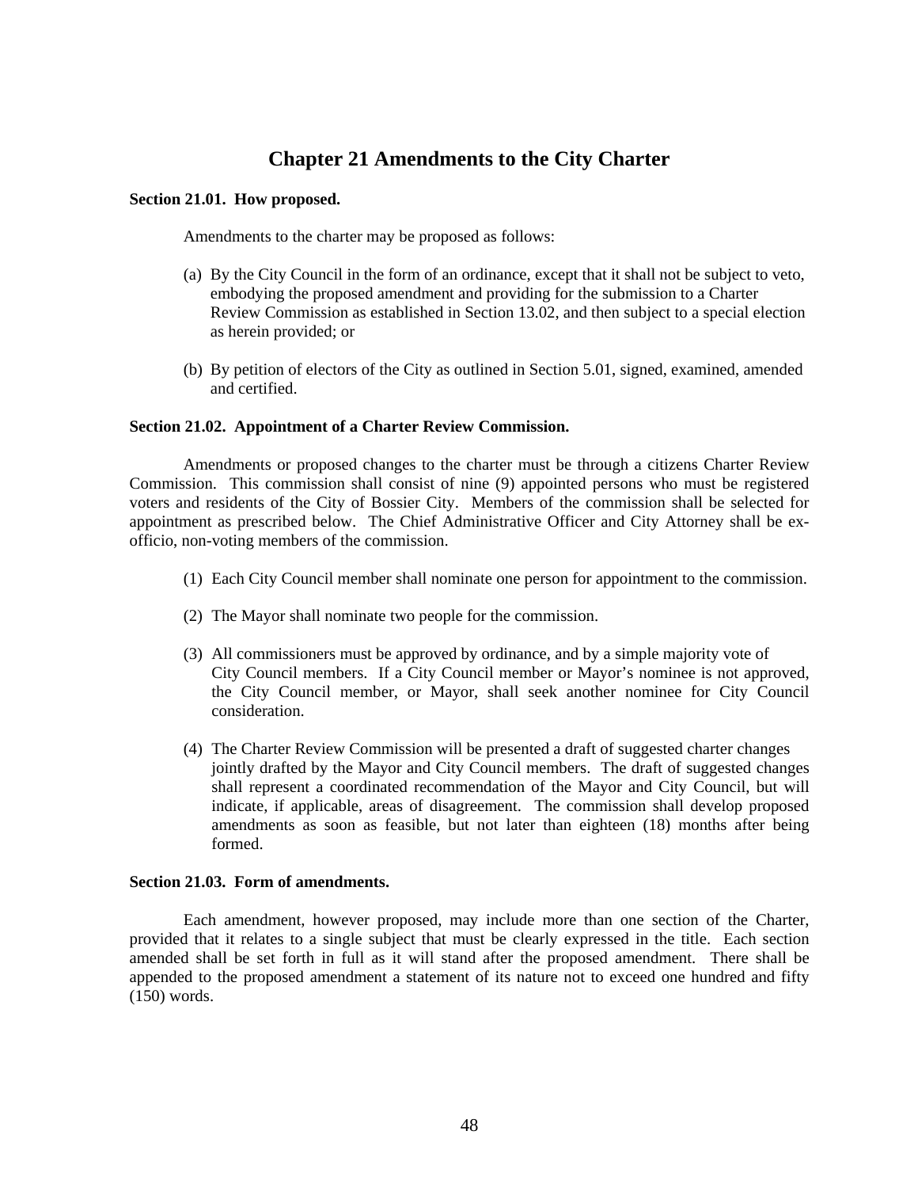# Chapter 21 Amendments to the City Charter

**Section 21.01. How proposed.**

Amendments to the charter may be proposed as follows:

(a) By the City Council in the form of an ordinance, except that it shall not be subject to veto, embodying the proposed amendment and providing for the submission to a Charter Review Commission as established in Section 13.02, and then subject to a special election as herein provided; or

(b) By petition of electors of the City as outlined in Section 5.01, signed, examined, amended and certified.

**Section 21.02. Appointment of a Charter Review Commission.**

Amendments or proposed changes to the charter must be through a citizens Charter Review Commission. This commission shall consist of nine (9) appointed persons who must be registered voters and residents of the City of Bossier City. Members of the commission shall be selected for appointment as prescribed below. The Chief Administrative Officer and City Attorney shall be ex-officio, non-voting members of the commission.

(1) Each City Council member shall nominate one person for appointment to the commission.

(2) The Mayor shall nominate two people for the commission.

(3) All commissioners must be approved by ordinance, and by a simple majority vote of City Council members. If a City Council member or Mayor's nominee is not approved, the City Council member, or Mayor, shall seek another nominee for City Council consideration.

(4) The Charter Review Commission will be presented a draft of suggested charter changes jointly drafted by the Mayor and City Council members. The draft of suggested changes shall represent a coordinated recommendation of the Mayor and City Council, but will indicate, if applicable, areas of disagreement. The commission shall develop proposed amendments as soon as feasible, but not later than eighteen (18) months after being formed.

**Section 21.03. Form of amendments.**

Each amendment, however proposed, may include more than one section of the Charter, provided that it relates to a single subject that must be clearly expressed in the title. Each section amended shall be set forth in full as it will stand after the proposed amendment. There shall be appended to the proposed amendment a statement of its nature not to exceed one hundred and fifty (150) words.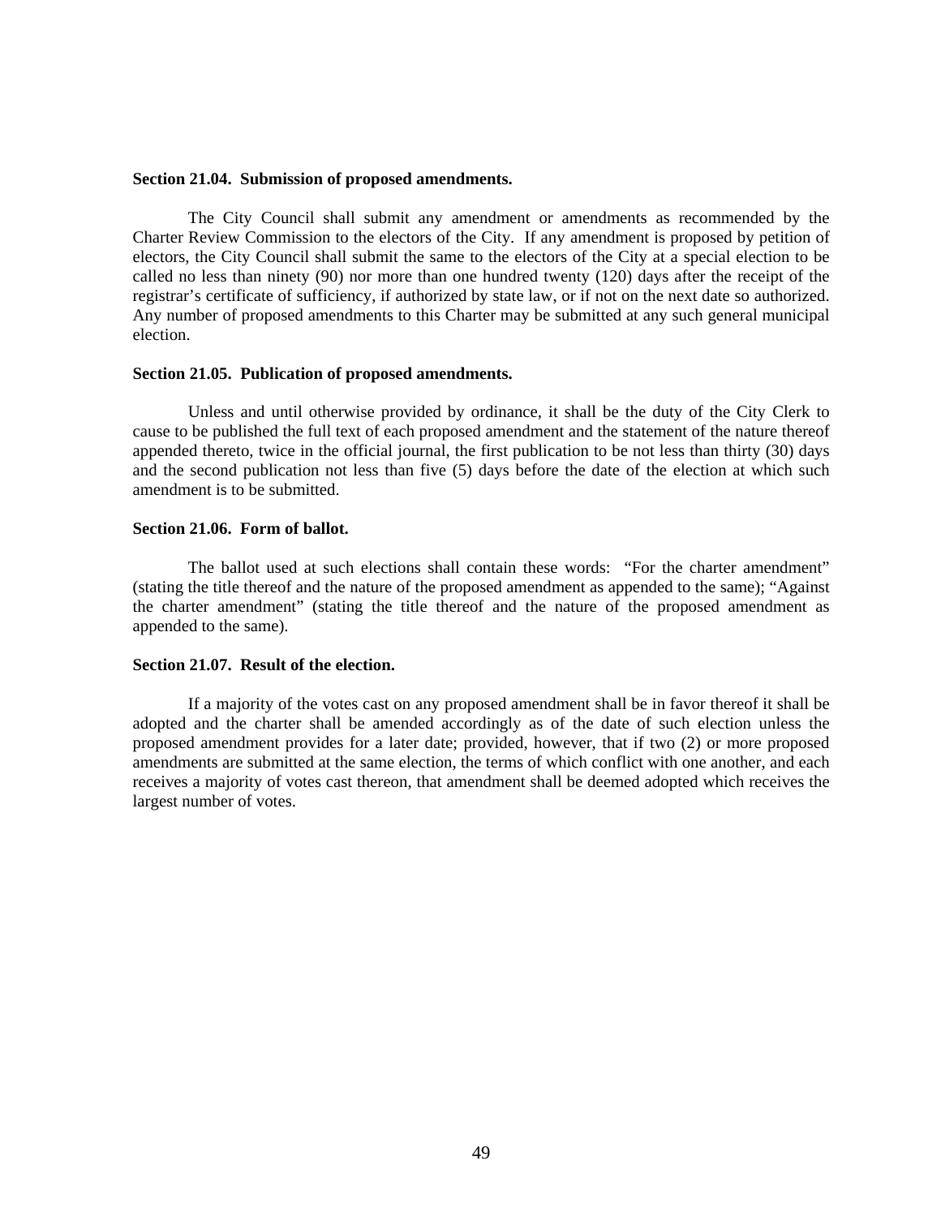**Section 21.04. Submission of proposed amendments.**

The City Council shall submit any amendment or amendments as recommended by the Charter Review Commission to the electors of the City. If any amendment is proposed by petition of electors, the City Council shall submit the same to the electors of the City at a special election to be called no less than ninety (90) nor more than one hundred twenty (120) days after the receipt of the registrar's certificate of sufficiency, if authorized by state law, or if not on the next date so authorized. Any number of proposed amendments to this Charter may be submitted at any such general municipal election.

**Section 21.05. Publication of proposed amendments.**

Unless and until otherwise provided by ordinance, it shall be the duty of the City Clerk to cause to be published the full text of each proposed amendment and the statement of the nature thereof appended thereto, twice in the official journal, the first publication to be not less than thirty (30) days and the second publication not less than five (5) days before the date of the election at which such amendment is to be submitted.

**Section 21.06. Form of ballot.**

The ballot used at such elections shall contain these words: "For the charter amendment" (stating the title thereof and the nature of the proposed amendment as appended to the same); "Against the charter amendment" (stating the title thereof and the nature of the proposed amendment as appended to the same).

**Section 21.07. Result of the election.**

If a majority of the votes cast on any proposed amendment shall be in favor thereof it shall be adopted and the charter shall be amended accordingly as of the date of such election unless the proposed amendment provides for a later date; provided, however, that if two (2) or more proposed amendments are submitted at the same election, the terms of which conflict with one another, and each receives a majority of votes cast thereon, that amendment shall be deemed adopted which receives the largest number of votes.